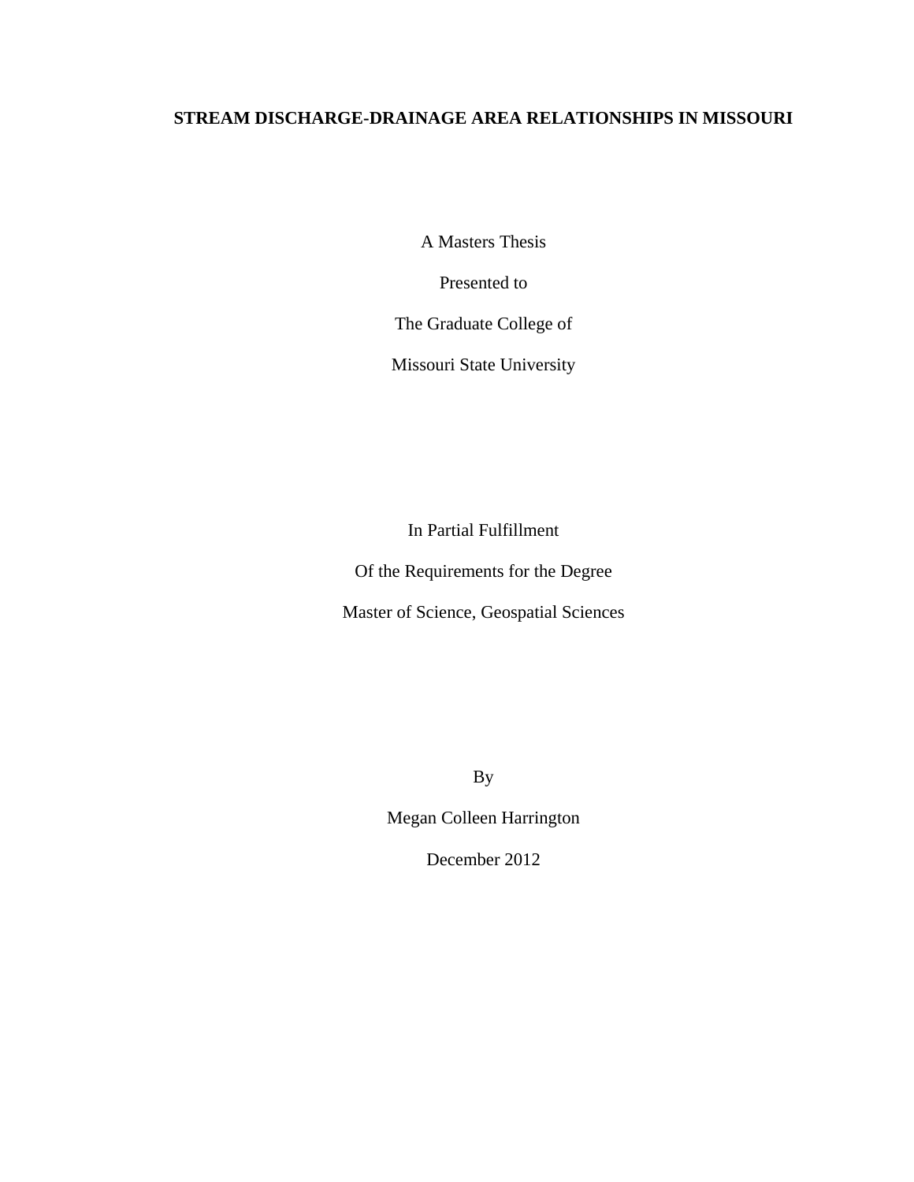# STREAM DISCHARGE-DRAINAGE AREA RELATIONSHIPS IN MISSOURI

A Masters Thesis

Presented to

The Graduate College of

Missouri State University

In Partial Fulfillment

Of the Requirements for the Degree

Master of Science, Geospatial Sciences

By

Megan Colleen Harrington

December 2012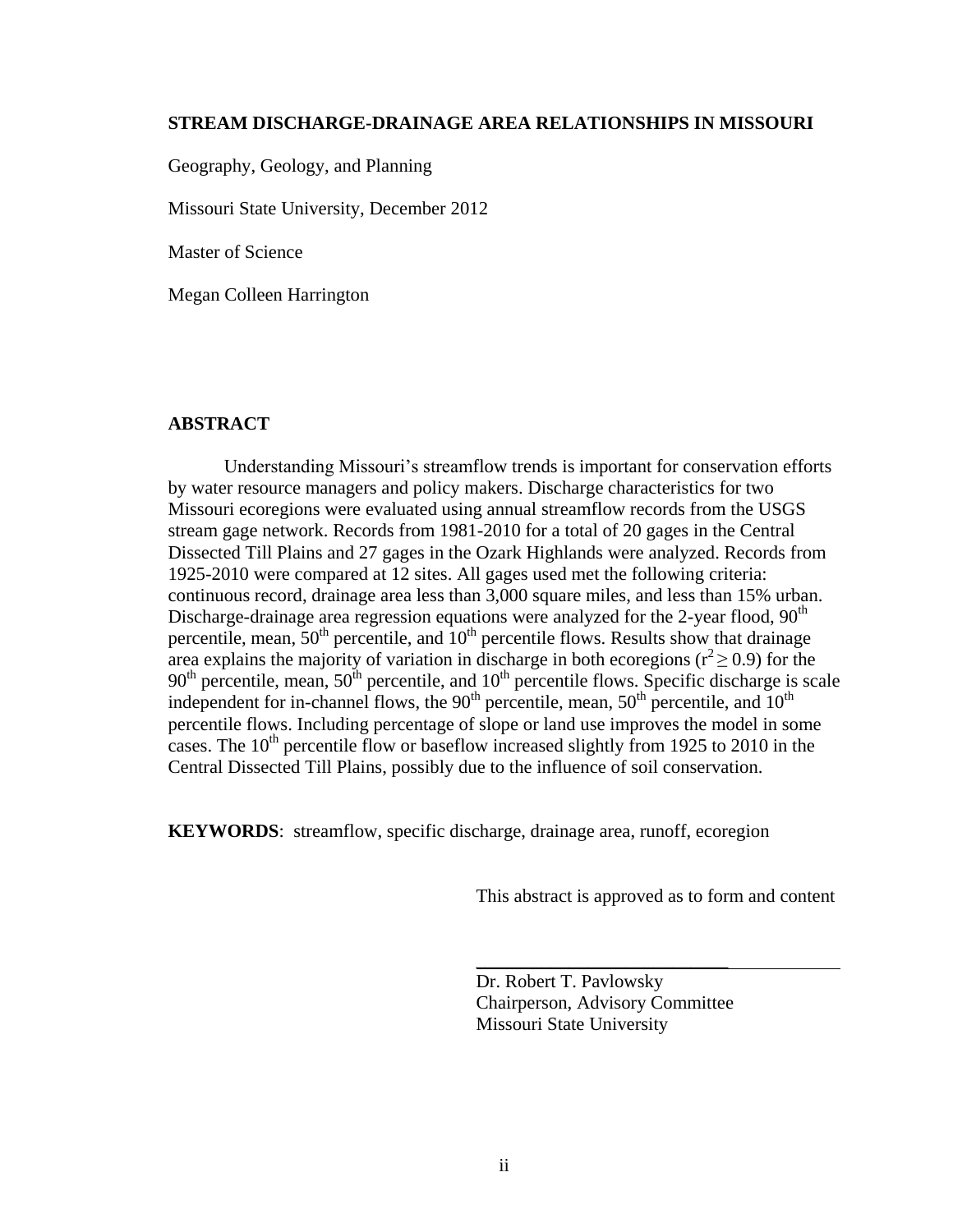**STREAM DISCHARGE-DRAINAGE AREA RELATIONSHIPS IN MISSOURI**

Geography, Geology, and Planning

Missouri State University, December 2012

Master of Science

Megan Colleen Harrington

## ABSTRACT

Understanding Missouri's streamflow trends is important for conservation efforts by water resource managers and policy makers. Discharge characteristics for two Missouri ecoregions were evaluated using annual streamflow records from the USGS stream gage network. Records from 1981-2010 for a total of 20 gages in the Central Dissected Till Plains and 27 gages in the Ozark Highlands were analyzed. Records from 1925-2010 were compared at 12 sites. All gages used met the following criteria: continuous record, drainage area less than 3,000 square miles, and less than 15% urban. Discharge-drainage area regression equations were analyzed for the 2-year flood, $90^{th}$ percentile, mean, $50^{th}$ percentile, and $10^{th}$ percentile flows. Results show that drainage area explains the majority of variation in discharge in both ecoregions ($r^2 \geq 0.9$) for the $90^{th}$ percentile, mean, $50^{th}$ percentile, and $10^{th}$ percentile flows. Specific discharge is scale independent for in-channel flows, the $90^{th}$ percentile, mean, $50^{th}$ percentile, and $10^{th}$ percentile flows. Including percentage of slope or land use improves the model in some cases. The $10^{th}$ percentile flow or baseflow increased slightly from 1925 to 2010 in the Central Dissected Till Plains, possibly due to the influence of soil conservation.

**KEYWORDS**: streamflow, specific discharge, drainage area, runoff, ecoregion

This abstract is approved as to form and content

Dr. Robert T. Pavlowsky
Chairperson, Advisory Committee
Missouri State University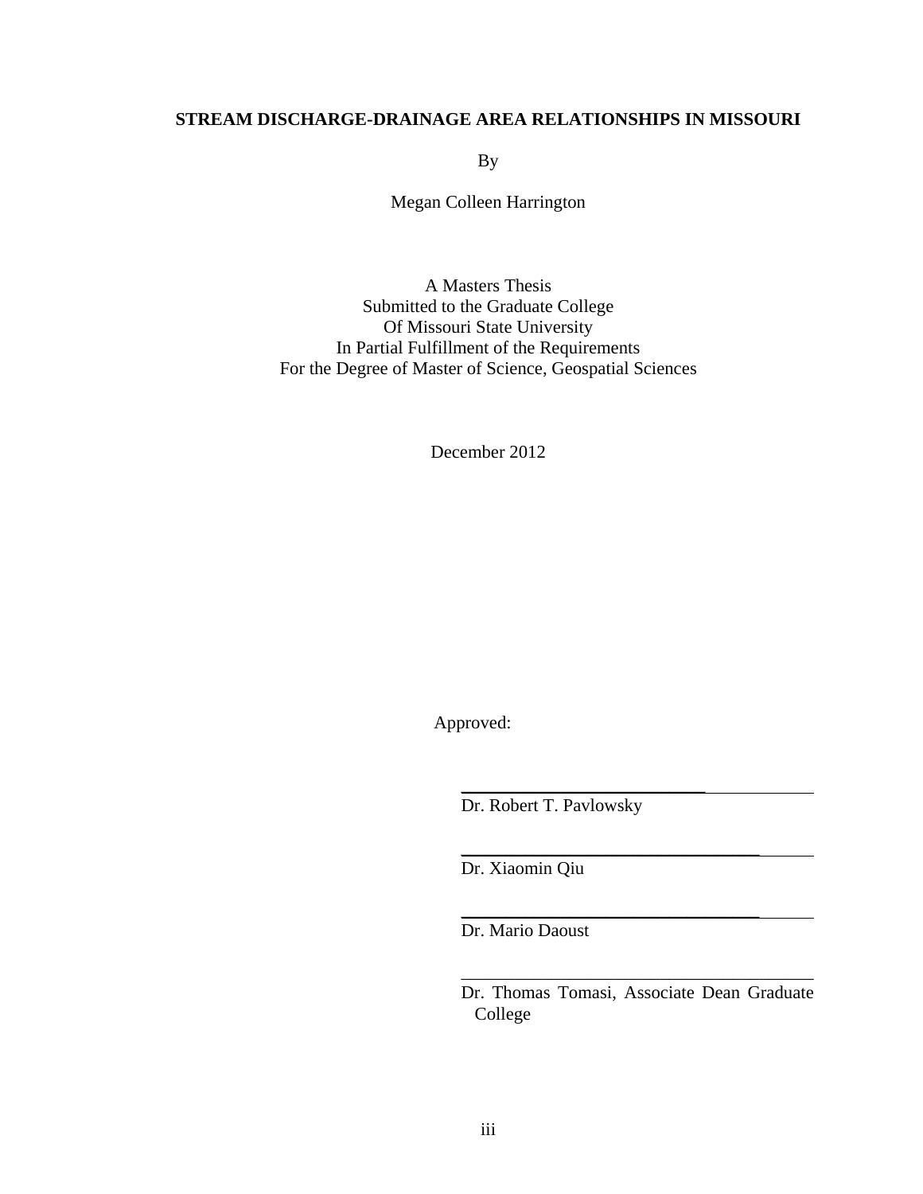**STREAM DISCHARGE-DRAINAGE AREA RELATIONSHIPS IN MISSOURI**

By

Megan Colleen Harrington

A Masters Thesis
Submitted to the Graduate College
Of Missouri State University
In Partial Fulfillment of the Requirements
For the Degree of Master of Science, Geospatial Sciences

December 2012

Approved:

Dr. Robert T. Pavlowsky

Dr. Xiaomin Qiu

Dr. Mario Daoust

Dr. Thomas Tomasi, Associate Dean Graduate College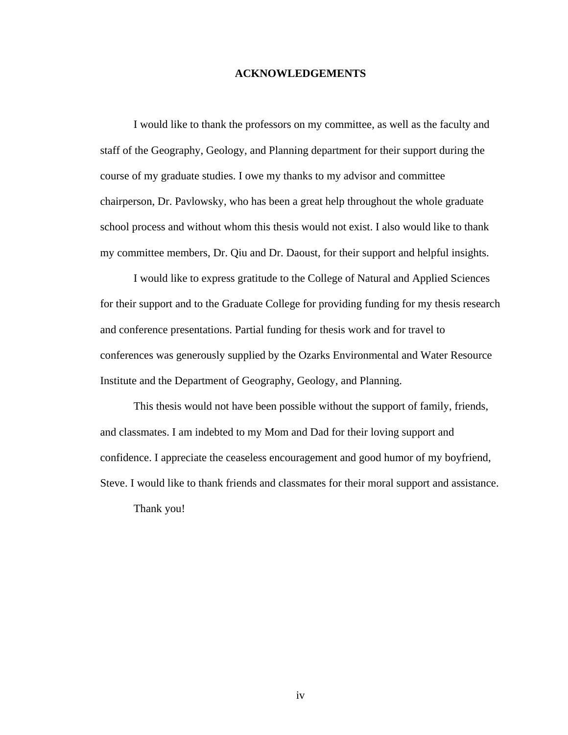# ACKNOWLEDGEMENTS

I would like to thank the professors on my committee, as well as the faculty and staff of the Geography, Geology, and Planning department for their support during the course of my graduate studies. I owe my thanks to my advisor and committee chairperson, Dr. Pavlowsky, who has been a great help throughout the whole graduate school process and without whom this thesis would not exist. I also would like to thank my committee members, Dr. Qiu and Dr. Daoust, for their support and helpful insights.

I would like to express gratitude to the College of Natural and Applied Sciences for their support and to the Graduate College for providing funding for my thesis research and conference presentations. Partial funding for thesis work and for travel to conferences was generously supplied by the Ozarks Environmental and Water Resource Institute and the Department of Geography, Geology, and Planning.

This thesis would not have been possible without the support of family, friends, and classmates. I am indebted to my Mom and Dad for their loving support and confidence. I appreciate the ceaseless encouragement and good humor of my boyfriend, Steve. I would like to thank friends and classmates for their moral support and assistance.

Thank you!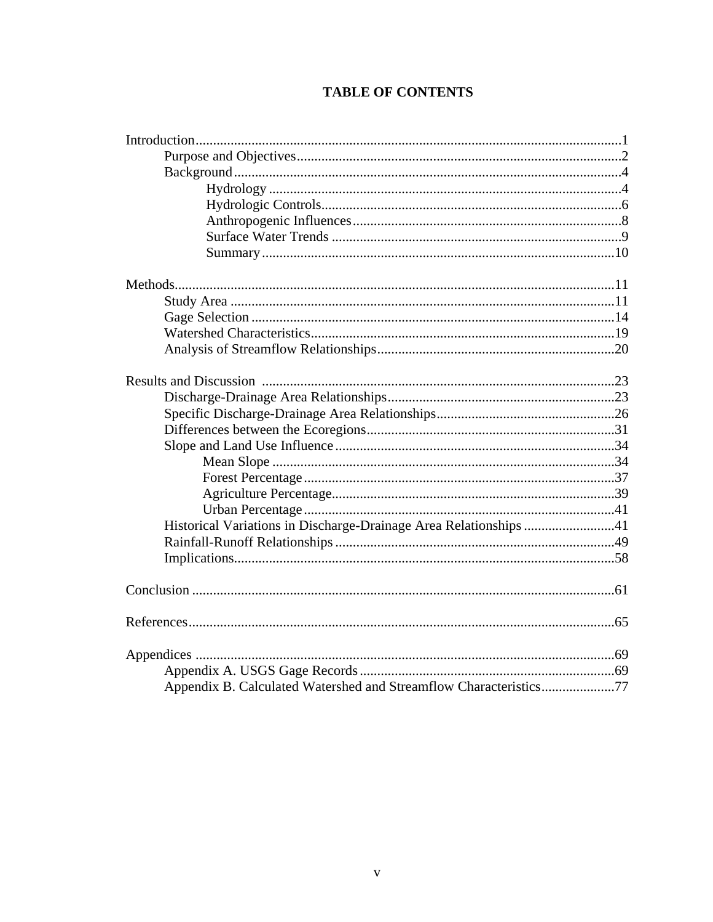# TABLE OF CONTENTS

Introduction....................................................................................................................1
- Purpose and Objectives..........................................................................................2
- Background...........................................................................................................4
  - Hydrology ......................................................................................................4
  - Hydrologic Controls.......................................................................................6
  - Anthropogenic Influences...............................................................................8
  - Surface Water Trends ....................................................................................9
  - Summary......................................................................................................10

Methods.......................................................................................................................11
- Study Area ..........................................................................................................11
- Gage Selection ....................................................................................................14
- Watershed Characteristics...................................................................................19
- Analysis of Streamflow Relationships.................................................................20

Results and Discussion .................................................................................................23
- Discharge-Drainage Area Relationships..............................................................23
- Specific Discharge-Drainage Area Relationships................................................26
- Differences between the Ecoregions...................................................................31
- Slope and Land Use Influence ............................................................................34
  - Mean Slope ..................................................................................................34
  - Forest Percentage .........................................................................................37
  - Agriculture Percentage..................................................................................39
  - Urban Percentage .........................................................................................41
- Historical Variations in Discharge-Drainage Area Relationships .........................41
- Rainfall-Runoff Relationships .............................................................................49
- Implications.........................................................................................................58

Conclusion ...................................................................................................................61

References....................................................................................................................65

Appendices ..................................................................................................................69
- Appendix A. USGS Gage Records ......................................................................69
- Appendix B. Calculated Watershed and Streamflow Characteristics....................77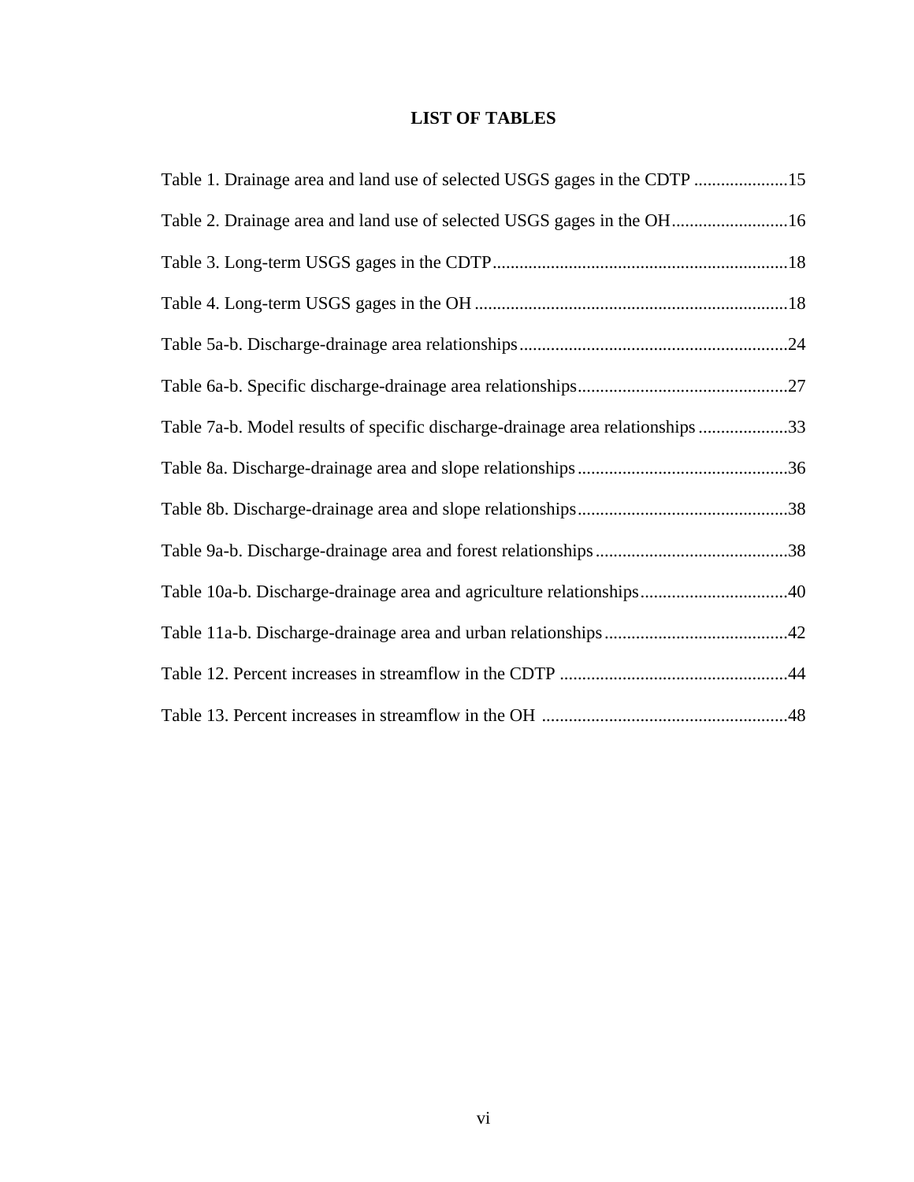# LIST OF TABLES

Table 1. Drainage area and land use of selected USGS gages in the CDTP .....................15

Table 2. Drainage area and land use of selected USGS gages in the OH..........................16

Table 3. Long-term USGS gages in the CDTP..................................................................18

Table 4. Long-term USGS gages in the OH......................................................................18

Table 5a-b. Discharge-drainage area relationships............................................................24

Table 6a-b. Specific discharge-drainage area relationships...............................................27

Table 7a-b. Model results of specific discharge-drainage area relationships....................33

Table 8a. Discharge-drainage area and slope relationships...............................................36

Table 8b. Discharge-drainage area and slope relationships...............................................38

Table 9a-b. Discharge-drainage area and forest relationships...........................................38

Table 10a-b. Discharge-drainage area and agriculture relationships.................................40

Table 11a-b. Discharge-drainage area and urban relationships.........................................42

Table 12. Percent increases in streamflow in the CDTP ...................................................44

Table 13. Percent increases in streamflow in the OH .......................................................48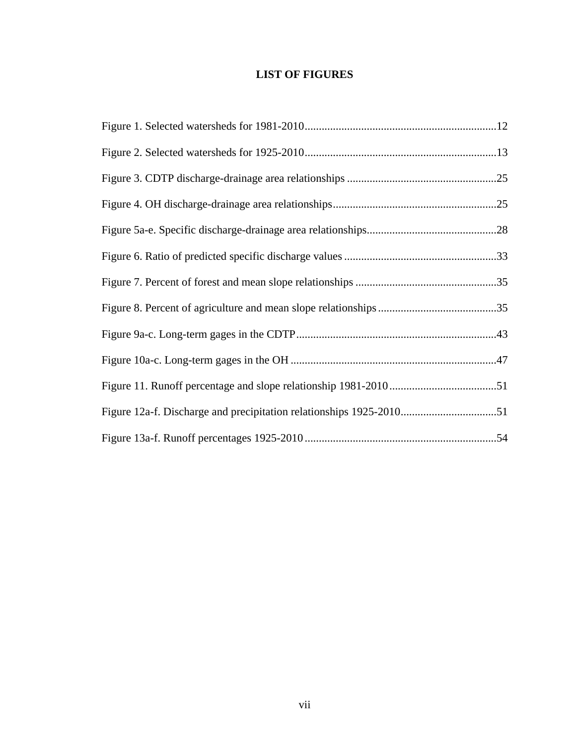# LIST OF FIGURES

Figure 1. Selected watersheds for 1981-2010....................................................................12

Figure 2. Selected watersheds for 1925-2010....................................................................13

Figure 3. CDTP discharge-drainage area relationships .....................................................25

Figure 4. OH discharge-drainage area relationships..........................................................25

Figure 5a-e. Specific discharge-drainage area relationships..............................................28

Figure 6. Ratio of predicted specific discharge values ......................................................33

Figure 7. Percent of forest and mean slope relationships ..................................................35

Figure 8. Percent of agriculture and mean slope relationships ..........................................35

Figure 9a-c. Long-term gages in the CDTP......................................................................43

Figure 10a-c. Long-term gages in the OH ........................................................................47

Figure 11. Runoff percentage and slope relationship 1981-2010......................................51

Figure 12a-f. Discharge and precipitation relationships 1925-2010..................................51

Figure 13a-f. Runoff percentages 1925-2010 ....................................................................54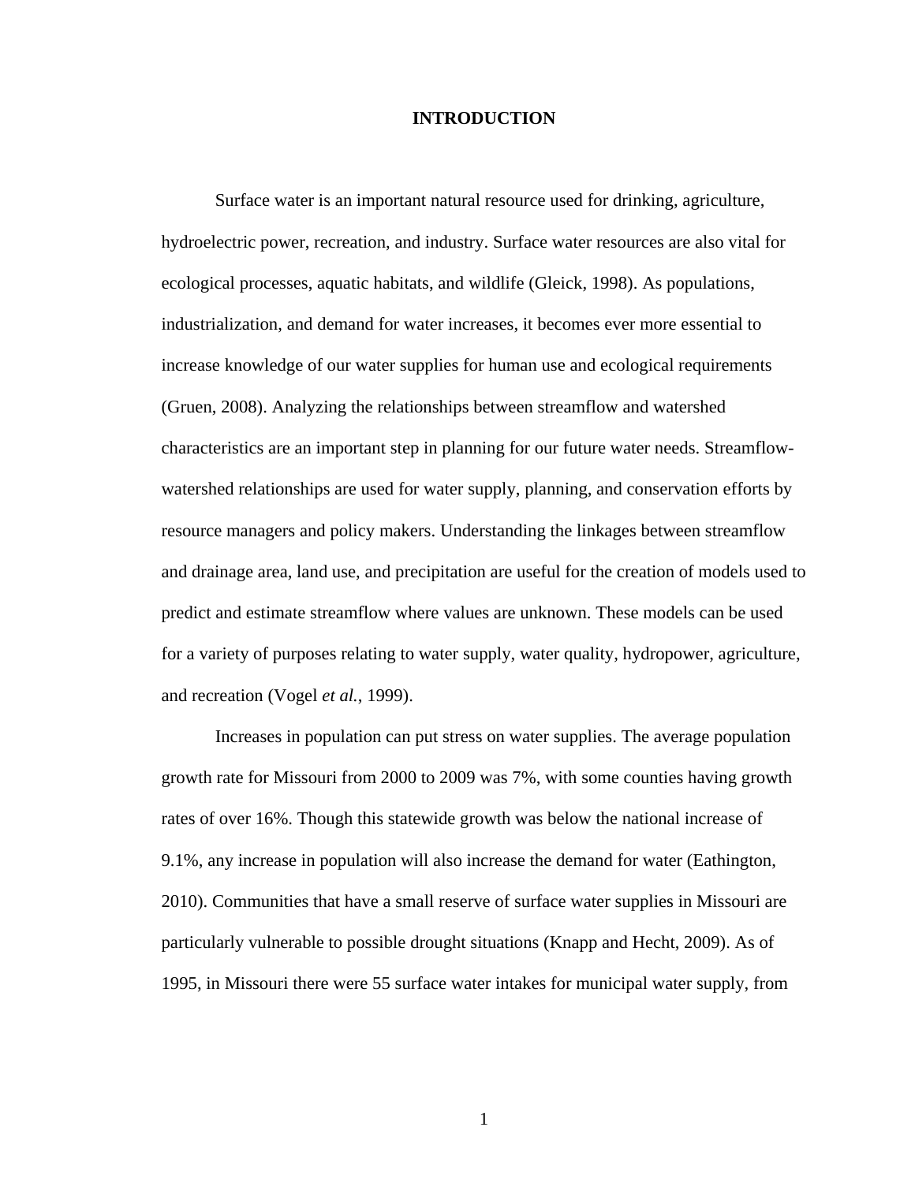# INTRODUCTION

Surface water is an important natural resource used for drinking, agriculture, hydroelectric power, recreation, and industry. Surface water resources are also vital for ecological processes, aquatic habitats, and wildlife (Gleick, 1998). As populations, industrialization, and demand for water increases, it becomes ever more essential to increase knowledge of our water supplies for human use and ecological requirements (Gruen, 2008). Analyzing the relationships between streamflow and watershed characteristics are an important step in planning for our future water needs. Streamflow-watershed relationships are used for water supply, planning, and conservation efforts by resource managers and policy makers. Understanding the linkages between streamflow and drainage area, land use, and precipitation are useful for the creation of models used to predict and estimate streamflow where values are unknown. These models can be used for a variety of purposes relating to water supply, water quality, hydropower, agriculture, and recreation (Vogel *et al.*, 1999).

Increases in population can put stress on water supplies. The average population growth rate for Missouri from 2000 to 2009 was 7%, with some counties having growth rates of over 16%. Though this statewide growth was below the national increase of 9.1%, any increase in population will also increase the demand for water (Eathington, 2010). Communities that have a small reserve of surface water supplies in Missouri are particularly vulnerable to possible drought situations (Knapp and Hecht, 2009). As of 1995, in Missouri there were 55 surface water intakes for municipal water supply, from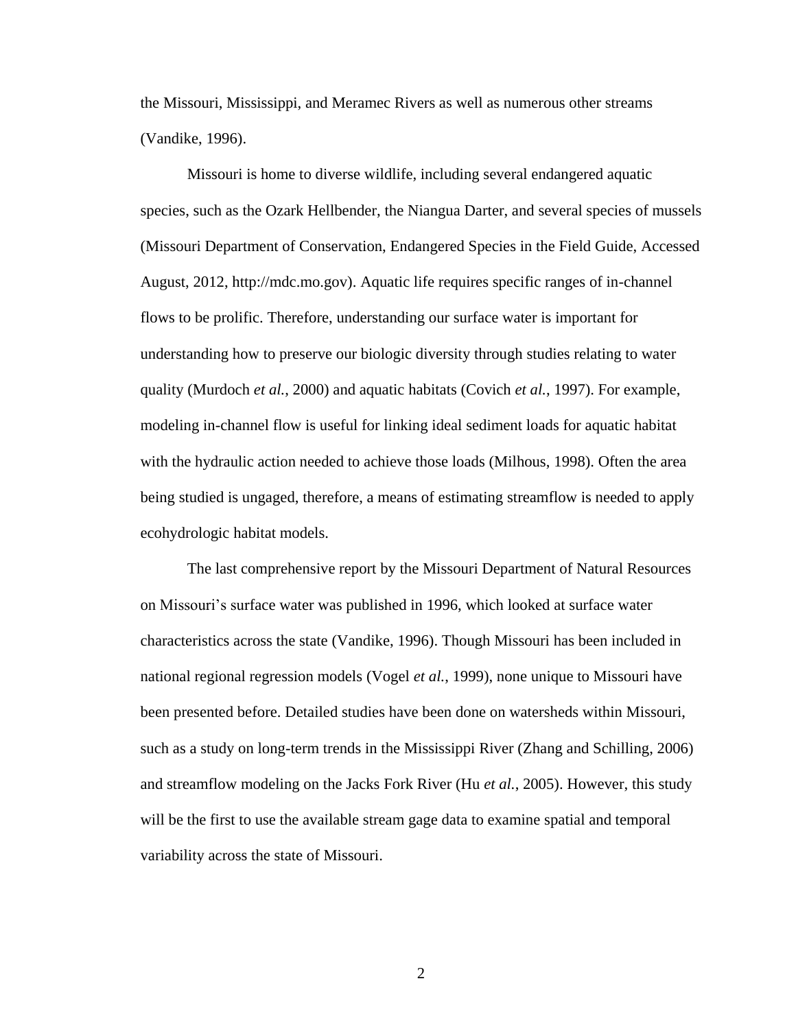the Missouri, Mississippi, and Meramec Rivers as well as numerous other streams (Vandike, 1996).

Missouri is home to diverse wildlife, including several endangered aquatic species, such as the Ozark Hellbender, the Niangua Darter, and several species of mussels (Missouri Department of Conservation, Endangered Species in the Field Guide, Accessed August, 2012, http://mdc.mo.gov). Aquatic life requires specific ranges of in-channel flows to be prolific. Therefore, understanding our surface water is important for understanding how to preserve our biologic diversity through studies relating to water quality (Murdoch *et al.*, 2000) and aquatic habitats (Covich *et al.*, 1997). For example, modeling in-channel flow is useful for linking ideal sediment loads for aquatic habitat with the hydraulic action needed to achieve those loads (Milhous, 1998). Often the area being studied is ungaged, therefore, a means of estimating streamflow is needed to apply ecohydrologic habitat models.

The last comprehensive report by the Missouri Department of Natural Resources on Missouri's surface water was published in 1996, which looked at surface water characteristics across the state (Vandike, 1996). Though Missouri has been included in national regional regression models (Vogel *et al.*, 1999), none unique to Missouri have been presented before. Detailed studies have been done on watersheds within Missouri, such as a study on long-term trends in the Mississippi River (Zhang and Schilling, 2006) and streamflow modeling on the Jacks Fork River (Hu *et al.*, 2005). However, this study will be the first to use the available stream gage data to examine spatial and temporal variability across the state of Missouri.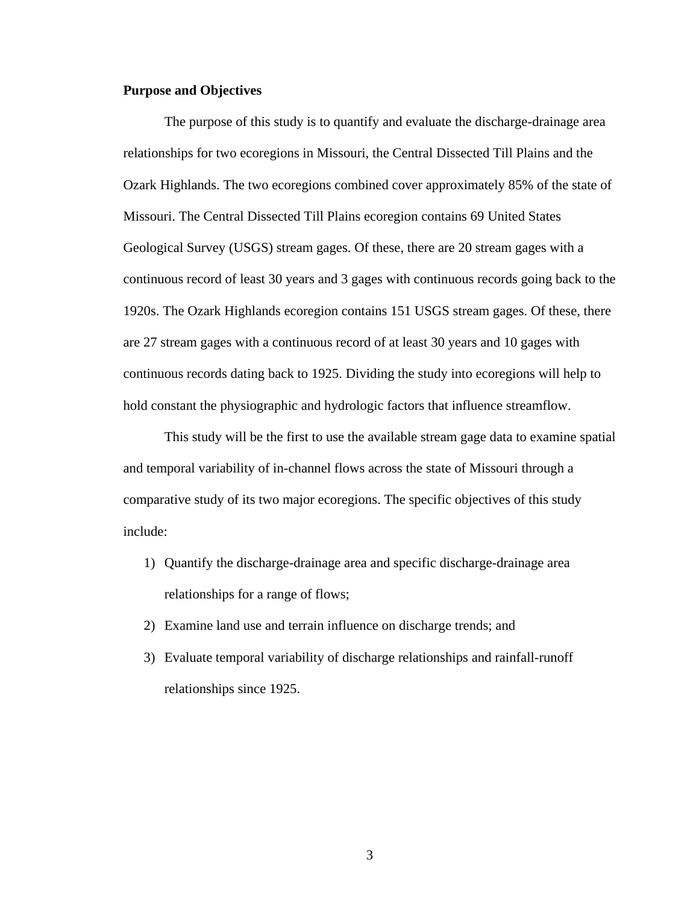**Purpose and Objectives**

The purpose of this study is to quantify and evaluate the discharge-drainage area relationships for two ecoregions in Missouri, the Central Dissected Till Plains and the Ozark Highlands. The two ecoregions combined cover approximately 85% of the state of Missouri. The Central Dissected Till Plains ecoregion contains 69 United States Geological Survey (USGS) stream gages. Of these, there are 20 stream gages with a continuous record of least 30 years and 3 gages with continuous records going back to the 1920s. The Ozark Highlands ecoregion contains 151 USGS stream gages. Of these, there are 27 stream gages with a continuous record of at least 30 years and 10 gages with continuous records dating back to 1925. Dividing the study into ecoregions will help to hold constant the physiographic and hydrologic factors that influence streamflow.

This study will be the first to use the available stream gage data to examine spatial and temporal variability of in-channel flows across the state of Missouri through a comparative study of its two major ecoregions. The specific objectives of this study include:

1) Quantify the discharge-drainage area and specific discharge-drainage area relationships for a range of flows;
2) Examine land use and terrain influence on discharge trends; and
3) Evaluate temporal variability of discharge relationships and rainfall-runoff relationships since 1925.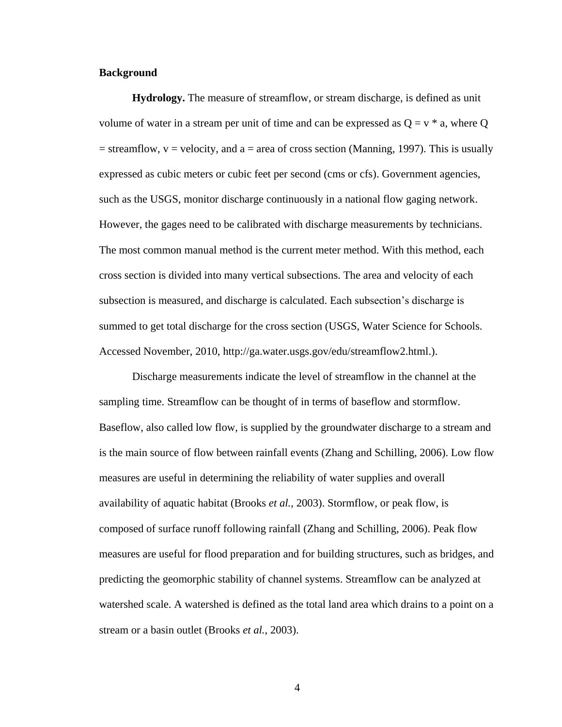## Background

**Hydrology.** The measure of streamflow, or stream discharge, is defined as unit volume of water in a stream per unit of time and can be expressed as $Q = v * a$, where $Q$ = streamflow, $v$ = velocity, and $a$ = area of cross section (Manning, 1997). This is usually expressed as cubic meters or cubic feet per second (cms or cfs). Government agencies, such as the USGS, monitor discharge continuously in a national flow gaging network. However, the gages need to be calibrated with discharge measurements by technicians. The most common manual method is the current meter method. With this method, each cross section is divided into many vertical subsections. The area and velocity of each subsection is measured, and discharge is calculated. Each subsection's discharge is summed to get total discharge for the cross section (USGS, Water Science for Schools. Accessed November, 2010, http://ga.water.usgs.gov/edu/streamflow2.html.).

Discharge measurements indicate the level of streamflow in the channel at the sampling time. Streamflow can be thought of in terms of baseflow and stormflow. Baseflow, also called low flow, is supplied by the groundwater discharge to a stream and is the main source of flow between rainfall events (Zhang and Schilling, 2006). Low flow measures are useful in determining the reliability of water supplies and overall availability of aquatic habitat (Brooks *et al.*, 2003). Stormflow, or peak flow, is composed of surface runoff following rainfall (Zhang and Schilling, 2006). Peak flow measures are useful for flood preparation and for building structures, such as bridges, and predicting the geomorphic stability of channel systems. Streamflow can be analyzed at watershed scale. A watershed is defined as the total land area which drains to a point on a stream or a basin outlet (Brooks *et al.*, 2003).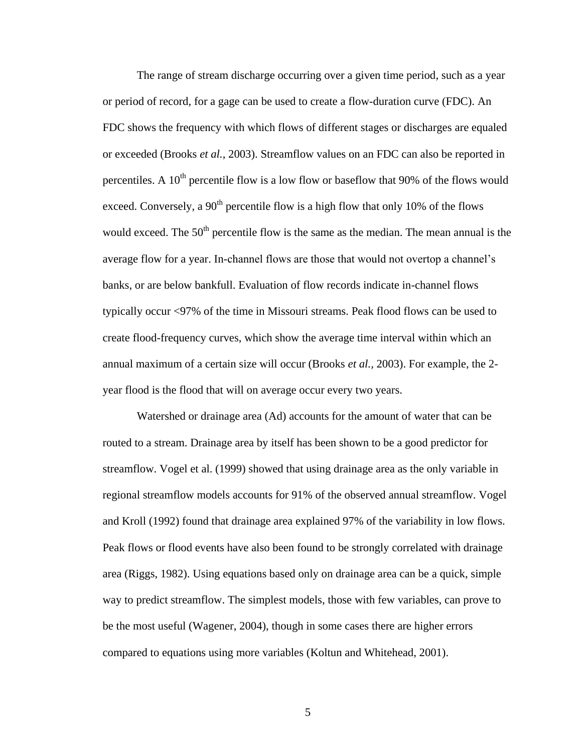The range of stream discharge occurring over a given time period, such as a year or period of record, for a gage can be used to create a flow-duration curve (FDC). An FDC shows the frequency with which flows of different stages or discharges are equaled or exceeded (Brooks *et al.*, 2003). Streamflow values on an FDC can also be reported in percentiles. A $10^{th}$ percentile flow is a low flow or baseflow that 90% of the flows would exceed. Conversely, a $90^{th}$ percentile flow is a high flow that only 10% of the flows would exceed. The $50^{th}$ percentile flow is the same as the median. The mean annual is the average flow for a year. In-channel flows are those that would not overtop a channel's banks, or are below bankfull. Evaluation of flow records indicate in-channel flows typically occur <97% of the time in Missouri streams. Peak flood flows can be used to create flood-frequency curves, which show the average time interval within which an annual maximum of a certain size will occur (Brooks *et al.*, 2003). For example, the 2-year flood is the flood that will on average occur every two years.

Watershed or drainage area (Ad) accounts for the amount of water that can be routed to a stream. Drainage area by itself has been shown to be a good predictor for streamflow. Vogel et al. (1999) showed that using drainage area as the only variable in regional streamflow models accounts for 91% of the observed annual streamflow. Vogel and Kroll (1992) found that drainage area explained 97% of the variability in low flows. Peak flows or flood events have also been found to be strongly correlated with drainage area (Riggs, 1982). Using equations based only on drainage area can be a quick, simple way to predict streamflow. The simplest models, those with few variables, can prove to be the most useful (Wagener, 2004), though in some cases there are higher errors compared to equations using more variables (Koltun and Whitehead, 2001).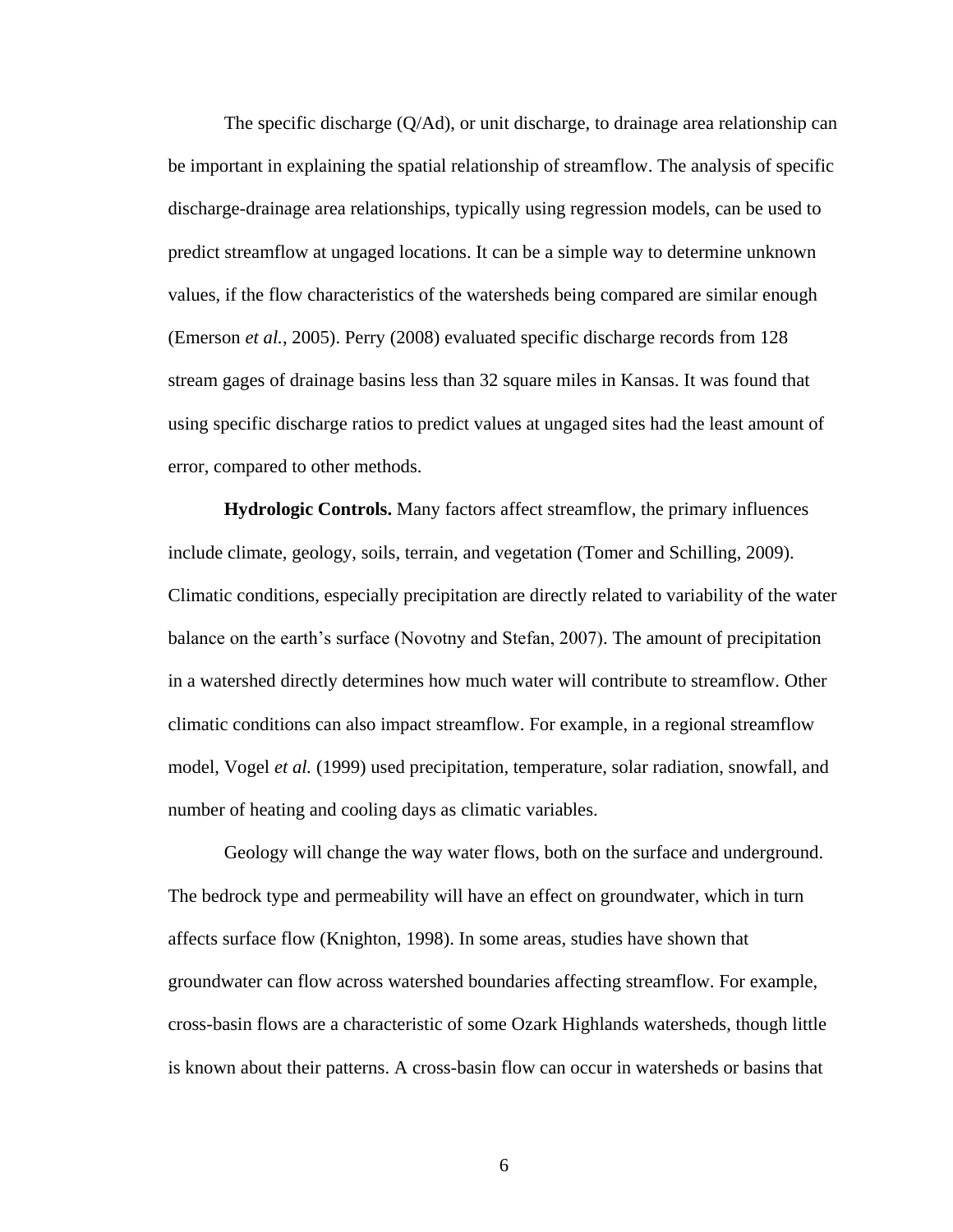The specific discharge (Q/Ad), or unit discharge, to drainage area relationship can be important in explaining the spatial relationship of streamflow. The analysis of specific discharge-drainage area relationships, typically using regression models, can be used to predict streamflow at ungaged locations. It can be a simple way to determine unknown values, if the flow characteristics of the watersheds being compared are similar enough (Emerson *et al.*, 2005). Perry (2008) evaluated specific discharge records from 128 stream gages of drainage basins less than 32 square miles in Kansas. It was found that using specific discharge ratios to predict values at ungaged sites had the least amount of error, compared to other methods.

**Hydrologic Controls.** Many factors affect streamflow, the primary influences include climate, geology, soils, terrain, and vegetation (Tomer and Schilling, 2009). Climatic conditions, especially precipitation are directly related to variability of the water balance on the earth's surface (Novotny and Stefan, 2007). The amount of precipitation in a watershed directly determines how much water will contribute to streamflow. Other climatic conditions can also impact streamflow. For example, in a regional streamflow model, Vogel *et al.* (1999) used precipitation, temperature, solar radiation, snowfall, and number of heating and cooling days as climatic variables.

Geology will change the way water flows, both on the surface and underground. The bedrock type and permeability will have an effect on groundwater, which in turn affects surface flow (Knighton, 1998). In some areas, studies have shown that groundwater can flow across watershed boundaries affecting streamflow. For example, cross-basin flows are a characteristic of some Ozark Highlands watersheds, though little is known about their patterns. A cross-basin flow can occur in watersheds or basins that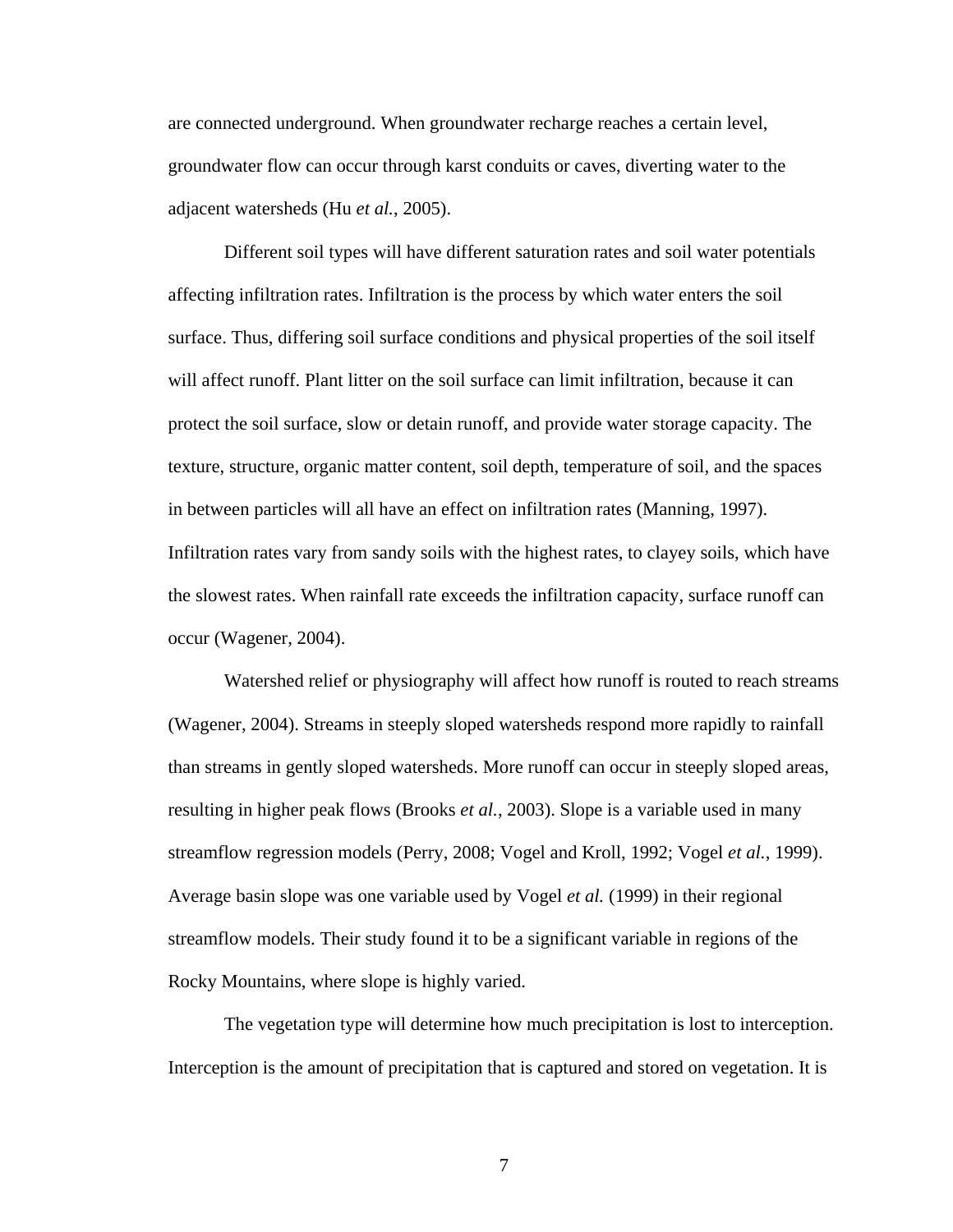are connected underground. When groundwater recharge reaches a certain level, groundwater flow can occur through karst conduits or caves, diverting water to the adjacent watersheds (Hu *et al.*, 2005).

Different soil types will have different saturation rates and soil water potentials affecting infiltration rates. Infiltration is the process by which water enters the soil surface. Thus, differing soil surface conditions and physical properties of the soil itself will affect runoff. Plant litter on the soil surface can limit infiltration, because it can protect the soil surface, slow or detain runoff, and provide water storage capacity. The texture, structure, organic matter content, soil depth, temperature of soil, and the spaces in between particles will all have an effect on infiltration rates (Manning, 1997). Infiltration rates vary from sandy soils with the highest rates, to clayey soils, which have the slowest rates. When rainfall rate exceeds the infiltration capacity, surface runoff can occur (Wagener, 2004).

Watershed relief or physiography will affect how runoff is routed to reach streams (Wagener, 2004). Streams in steeply sloped watersheds respond more rapidly to rainfall than streams in gently sloped watersheds. More runoff can occur in steeply sloped areas, resulting in higher peak flows (Brooks *et al.*, 2003). Slope is a variable used in many streamflow regression models (Perry, 2008; Vogel and Kroll, 1992; Vogel *et al.*, 1999). Average basin slope was one variable used by Vogel *et al.* (1999) in their regional streamflow models. Their study found it to be a significant variable in regions of the Rocky Mountains, where slope is highly varied.

The vegetation type will determine how much precipitation is lost to interception. Interception is the amount of precipitation that is captured and stored on vegetation. It is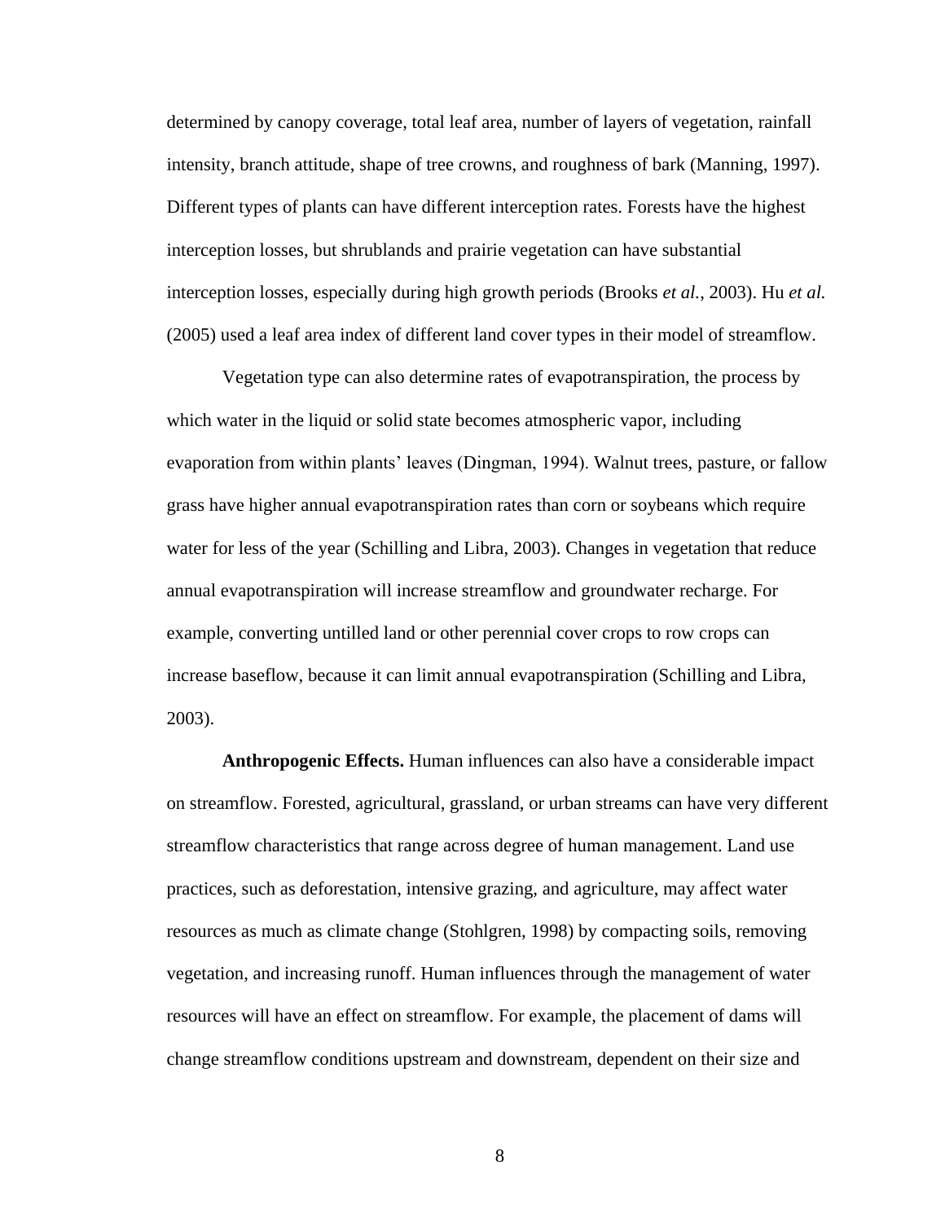determined by canopy coverage, total leaf area, number of layers of vegetation, rainfall intensity, branch attitude, shape of tree crowns, and roughness of bark (Manning, 1997). Different types of plants can have different interception rates. Forests have the highest interception losses, but shrublands and prairie vegetation can have substantial interception losses, especially during high growth periods (Brooks *et al.*, 2003). Hu *et al.* (2005) used a leaf area index of different land cover types in their model of streamflow.

Vegetation type can also determine rates of evapotranspiration, the process by which water in the liquid or solid state becomes atmospheric vapor, including evaporation from within plants' leaves (Dingman, 1994). Walnut trees, pasture, or fallow grass have higher annual evapotranspiration rates than corn or soybeans which require water for less of the year (Schilling and Libra, 2003). Changes in vegetation that reduce annual evapotranspiration will increase streamflow and groundwater recharge. For example, converting untilled land or other perennial cover crops to row crops can increase baseflow, because it can limit annual evapotranspiration (Schilling and Libra, 2003).

**Anthropogenic Effects.** Human influences can also have a considerable impact on streamflow. Forested, agricultural, grassland, or urban streams can have very different streamflow characteristics that range across degree of human management. Land use practices, such as deforestation, intensive grazing, and agriculture, may affect water resources as much as climate change (Stohlgren, 1998) by compacting soils, removing vegetation, and increasing runoff. Human influences through the management of water resources will have an effect on streamflow. For example, the placement of dams will change streamflow conditions upstream and downstream, dependent on their size and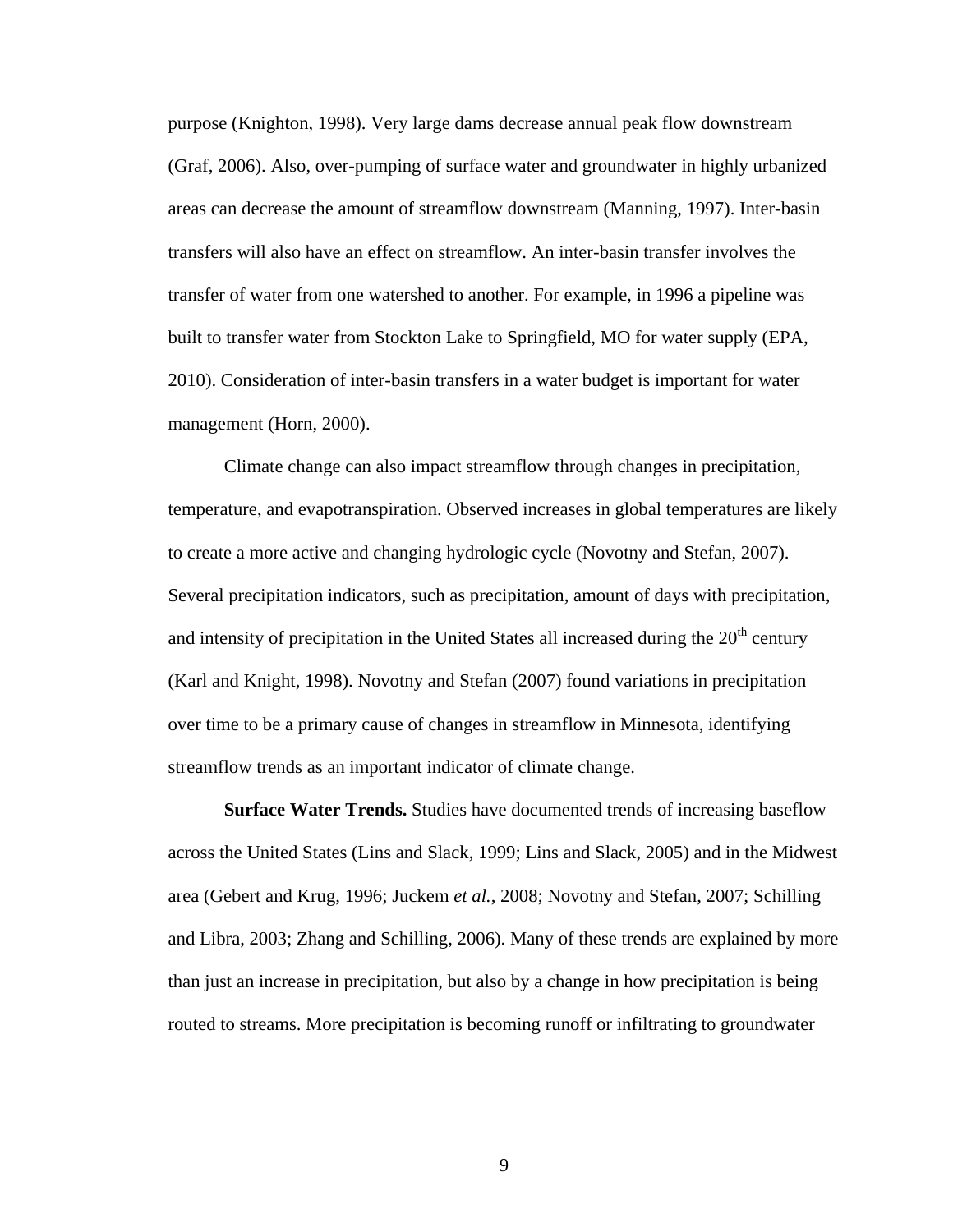purpose (Knighton, 1998). Very large dams decrease annual peak flow downstream (Graf, 2006). Also, over-pumping of surface water and groundwater in highly urbanized areas can decrease the amount of streamflow downstream (Manning, 1997). Inter-basin transfers will also have an effect on streamflow. An inter-basin transfer involves the transfer of water from one watershed to another. For example, in 1996 a pipeline was built to transfer water from Stockton Lake to Springfield, MO for water supply (EPA, 2010). Consideration of inter-basin transfers in a water budget is important for water management (Horn, 2000).

Climate change can also impact streamflow through changes in precipitation, temperature, and evapotranspiration. Observed increases in global temperatures are likely to create a more active and changing hydrologic cycle (Novotny and Stefan, 2007). Several precipitation indicators, such as precipitation, amount of days with precipitation, and intensity of precipitation in the United States all increased during the 20th century (Karl and Knight, 1998). Novotny and Stefan (2007) found variations in precipitation over time to be a primary cause of changes in streamflow in Minnesota, identifying streamflow trends as an important indicator of climate change.

**Surface Water Trends.** Studies have documented trends of increasing baseflow across the United States (Lins and Slack, 1999; Lins and Slack, 2005) and in the Midwest area (Gebert and Krug, 1996; Juckem *et al.*, 2008; Novotny and Stefan, 2007; Schilling and Libra, 2003; Zhang and Schilling, 2006). Many of these trends are explained by more than just an increase in precipitation, but also by a change in how precipitation is being routed to streams. More precipitation is becoming runoff or infiltrating to groundwater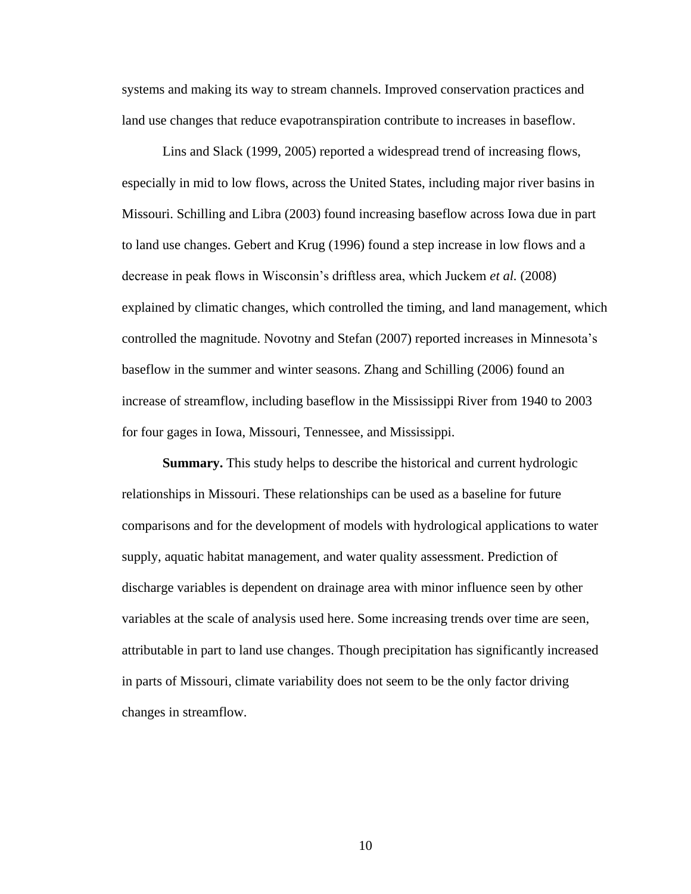systems and making its way to stream channels. Improved conservation practices and land use changes that reduce evapotranspiration contribute to increases in baseflow.

Lins and Slack (1999, 2005) reported a widespread trend of increasing flows, especially in mid to low flows, across the United States, including major river basins in Missouri. Schilling and Libra (2003) found increasing baseflow across Iowa due in part to land use changes. Gebert and Krug (1996) found a step increase in low flows and a decrease in peak flows in Wisconsin's driftless area, which Juckem *et al.* (2008) explained by climatic changes, which controlled the timing, and land management, which controlled the magnitude. Novotny and Stefan (2007) reported increases in Minnesota's baseflow in the summer and winter seasons. Zhang and Schilling (2006) found an increase of streamflow, including baseflow in the Mississippi River from 1940 to 2003 for four gages in Iowa, Missouri, Tennessee, and Mississippi.

**Summary.** This study helps to describe the historical and current hydrologic relationships in Missouri. These relationships can be used as a baseline for future comparisons and for the development of models with hydrological applications to water supply, aquatic habitat management, and water quality assessment. Prediction of discharge variables is dependent on drainage area with minor influence seen by other variables at the scale of analysis used here. Some increasing trends over time are seen, attributable in part to land use changes. Though precipitation has significantly increased in parts of Missouri, climate variability does not seem to be the only factor driving changes in streamflow.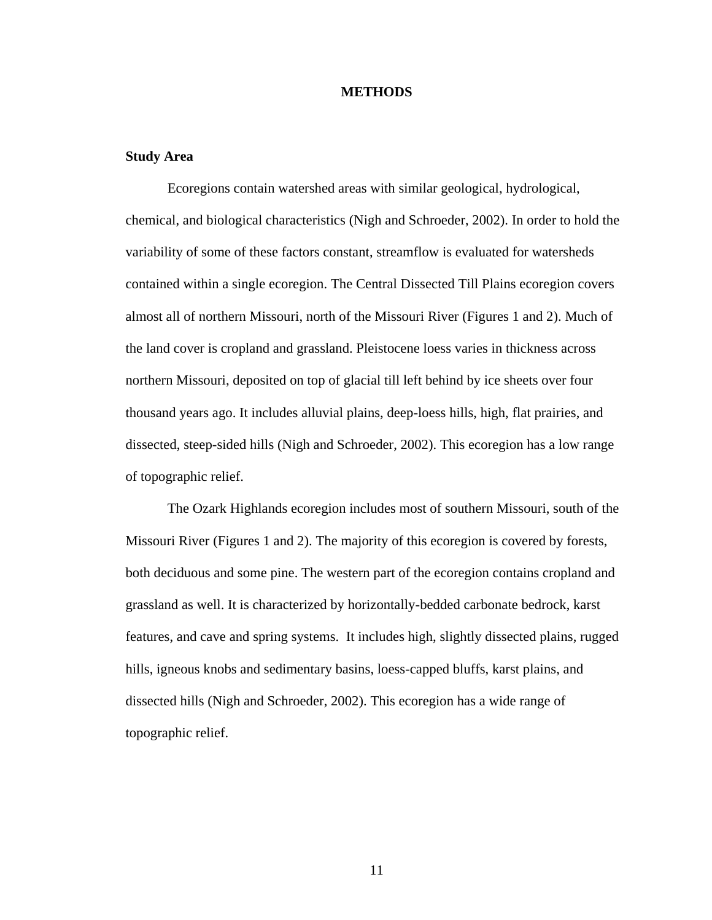# METHODS

## Study Area

Ecoregions contain watershed areas with similar geological, hydrological, chemical, and biological characteristics (Nigh and Schroeder, 2002). In order to hold the variability of some of these factors constant, streamflow is evaluated for watersheds contained within a single ecoregion. The Central Dissected Till Plains ecoregion covers almost all of northern Missouri, north of the Missouri River (Figures 1 and 2). Much of the land cover is cropland and grassland. Pleistocene loess varies in thickness across northern Missouri, deposited on top of glacial till left behind by ice sheets over four thousand years ago. It includes alluvial plains, deep-loess hills, high, flat prairies, and dissected, steep-sided hills (Nigh and Schroeder, 2002). This ecoregion has a low range of topographic relief.

The Ozark Highlands ecoregion includes most of southern Missouri, south of the Missouri River (Figures 1 and 2). The majority of this ecoregion is covered by forests, both deciduous and some pine. The western part of the ecoregion contains cropland and grassland as well. It is characterized by horizontally-bedded carbonate bedrock, karst features, and cave and spring systems. It includes high, slightly dissected plains, rugged hills, igneous knobs and sedimentary basins, loess-capped bluffs, karst plains, and dissected hills (Nigh and Schroeder, 2002). This ecoregion has a wide range of topographic relief.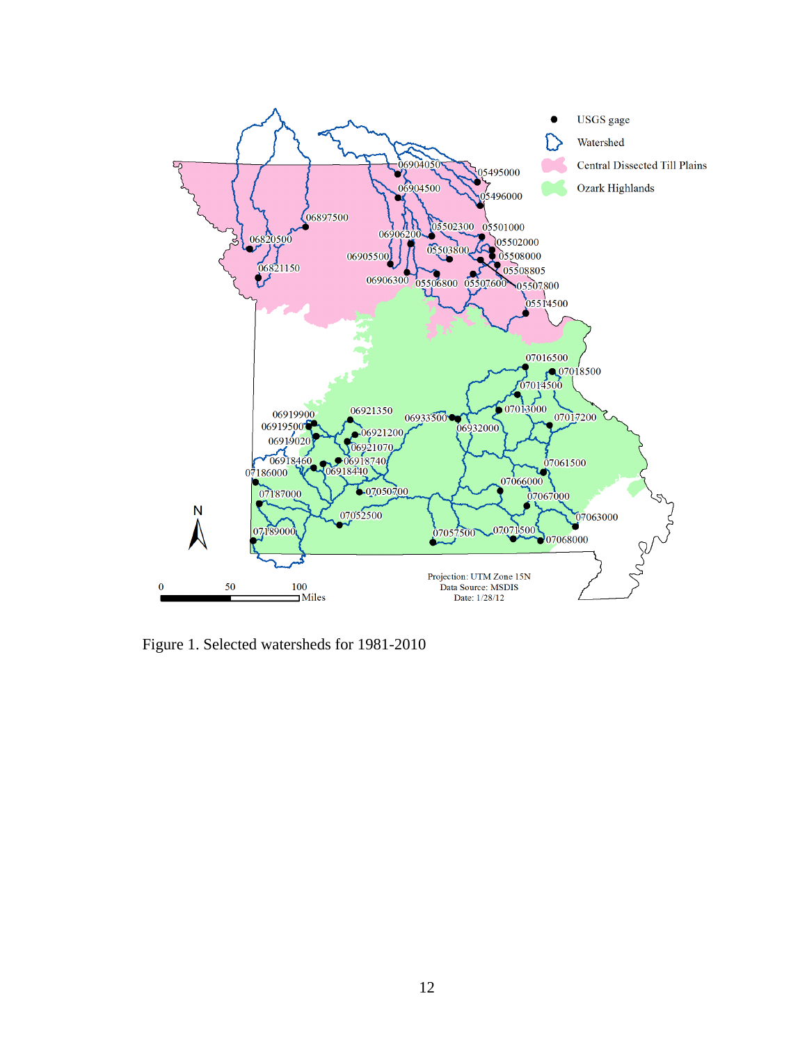Figure 1. Selected watersheds for 1981-2010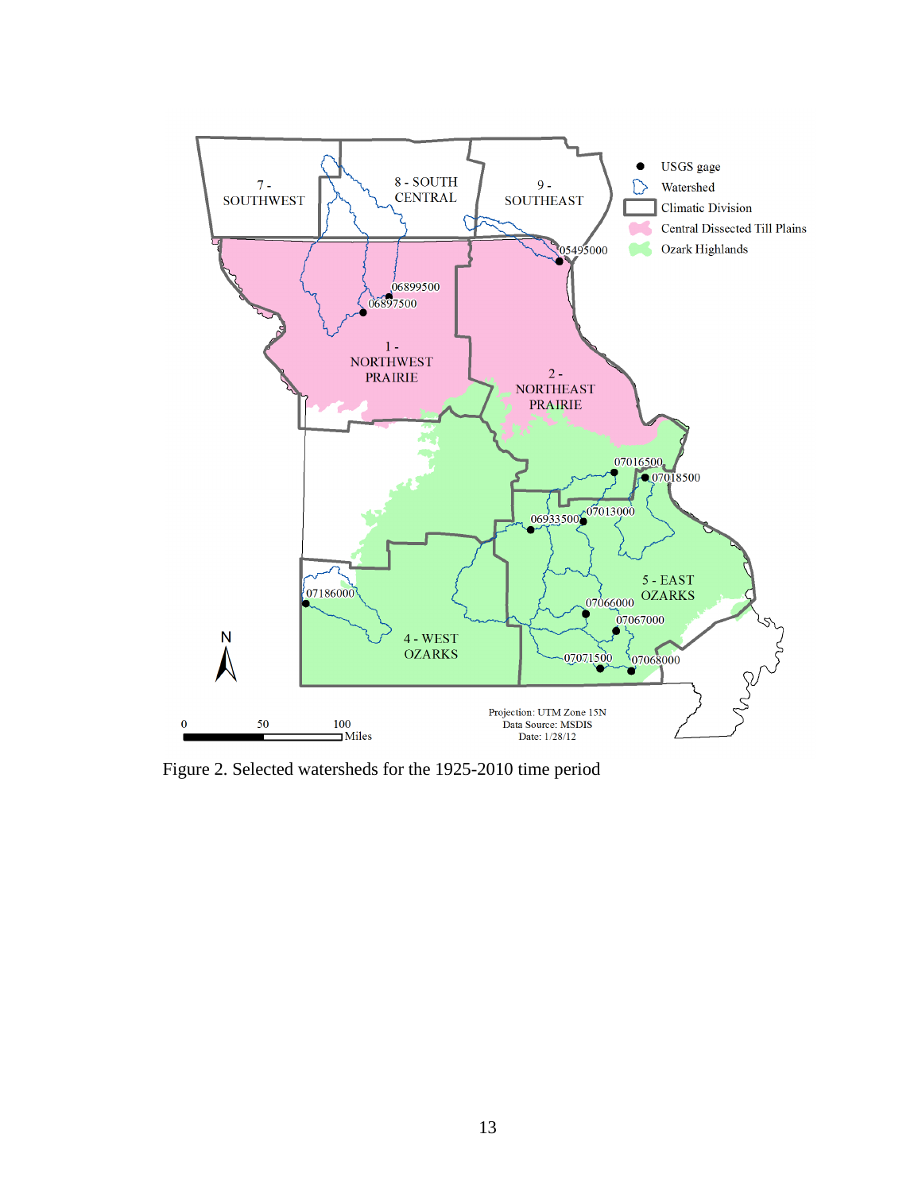Figure 2. Selected watersheds for the 1925-2010 time period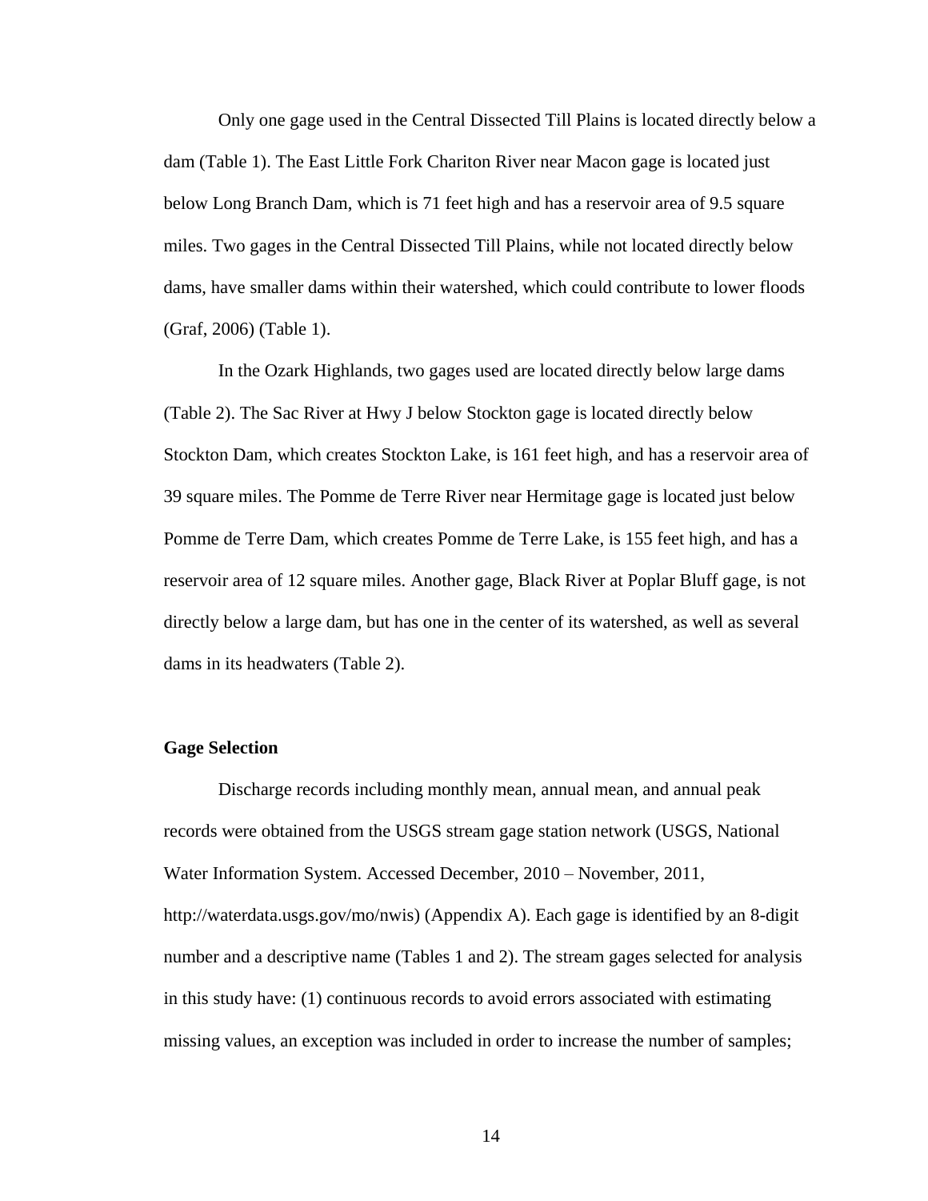Only one gage used in the Central Dissected Till Plains is located directly below a dam (Table 1). The East Little Fork Chariton River near Macon gage is located just below Long Branch Dam, which is 71 feet high and has a reservoir area of 9.5 square miles. Two gages in the Central Dissected Till Plains, while not located directly below dams, have smaller dams within their watershed, which could contribute to lower floods (Graf, 2006) (Table 1).

In the Ozark Highlands, two gages used are located directly below large dams (Table 2). The Sac River at Hwy J below Stockton gage is located directly below Stockton Dam, which creates Stockton Lake, is 161 feet high, and has a reservoir area of 39 square miles. The Pomme de Terre River near Hermitage gage is located just below Pomme de Terre Dam, which creates Pomme de Terre Lake, is 155 feet high, and has a reservoir area of 12 square miles. Another gage, Black River at Poplar Bluff gage, is not directly below a large dam, but has one in the center of its watershed, as well as several dams in its headwaters (Table 2).

**Gage Selection**

Discharge records including monthly mean, annual mean, and annual peak records were obtained from the USGS stream gage station network (USGS, National Water Information System. Accessed December, 2010 – November, 2011, http://waterdata.usgs.gov/mo/nwis) (Appendix A). Each gage is identified by an 8-digit number and a descriptive name (Tables 1 and 2). The stream gages selected for analysis in this study have: (1) continuous records to avoid errors associated with estimating missing values, an exception was included in order to increase the number of samples;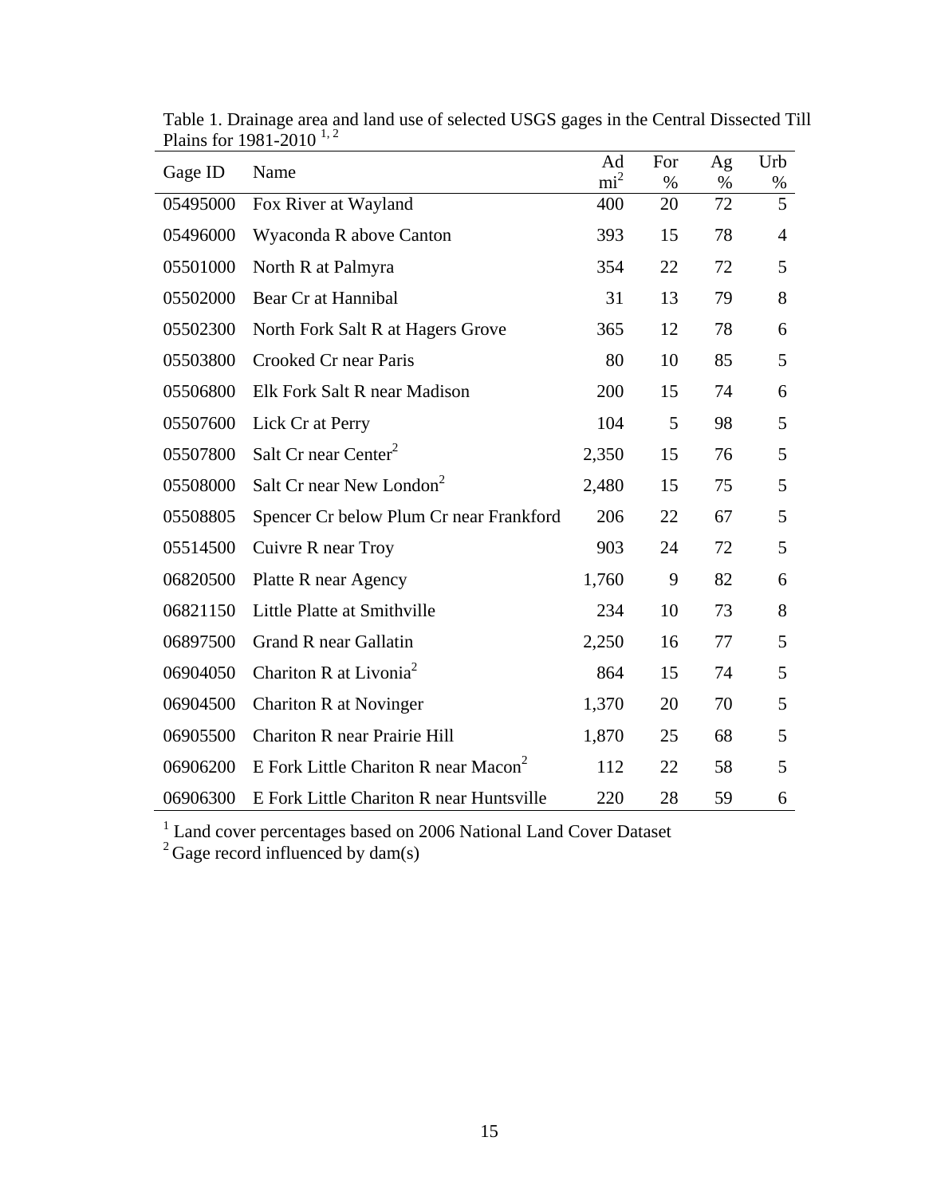Table 1. Drainage area and land use of selected USGS gages in the Central Dissected Till Plains for 1981-2010 [1, 2]

| Gage ID | Name | Ad $mi^2$ | For % | Ag % | Urb % |
|---|---|---|---|---|---|
| 05495000 | Fox River at Wayland | 400 | 20 | 72 | 5 |
| 05496000 | Wyaconda R above Canton | 393 | 15 | 78 | 4 |
| 05501000 | North R at Palmyra | 354 | 22 | 72 | 5 |
| 05502000 | Bear Cr at Hannibal | 31 | 13 | 79 | 8 |
| 05502300 | North Fork Salt R at Hagers Grove | 365 | 12 | 78 | 6 |
| 05503800 | Crooked Cr near Paris | 80 | 10 | 85 | 5 |
| 05506800 | Elk Fork Salt R near Madison | 200 | 15 | 74 | 6 |
| 05507600 | Lick Cr at Perry | 104 | 5 | 98 | 5 |
| 05507800 | Salt Cr near Center[2] | 2,350 | 15 | 76 | 5 |
| 05508000 | Salt Cr near New London[2] | 2,480 | 15 | 75 | 5 |
| 05508805 | Spencer Cr below Plum Cr near Frankford | 206 | 22 | 67 | 5 |
| 05514500 | Cuivre R near Troy | 903 | 24 | 72 | 5 |
| 06820500 | Platte R near Agency | 1,760 | 9 | 82 | 6 |
| 06821150 | Little Platte at Smithville | 234 | 10 | 73 | 8 |
| 06897500 | Grand R near Gallatin | 2,250 | 16 | 77 | 5 |
| 06904050 | Chariton R at Livonia[2] | 864 | 15 | 74 | 5 |
| 06904500 | Chariton R at Novinger | 1,370 | 20 | 70 | 5 |
| 06905500 | Chariton R near Prairie Hill | 1,870 | 25 | 68 | 5 |
| 06906200 | E Fork Little Chariton R near Macon[2] | 112 | 22 | 58 | 5 |
| 06906300 | E Fork Little Chariton R near Huntsville | 220 | 28 | 59 | 6 |

[1] Land cover percentages based on 2006 National Land Cover Dataset
[2] Gage record influenced by dam(s)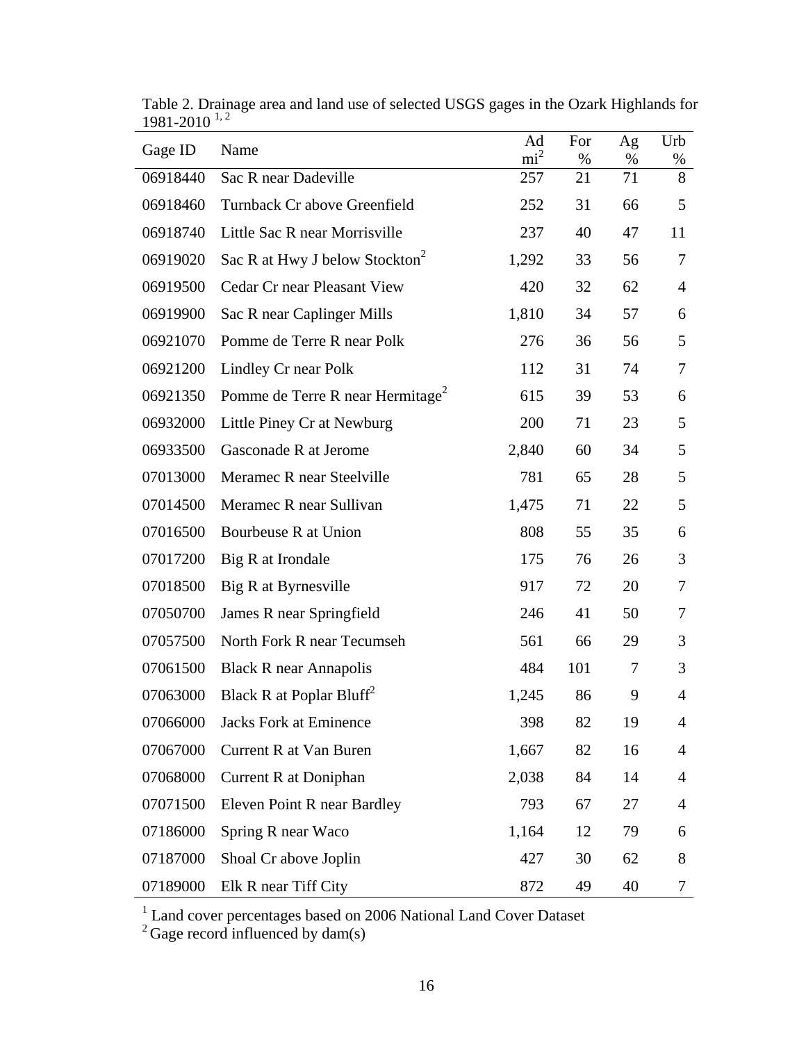Table 2. Drainage area and land use of selected USGS gages in the Ozark Highlands for 1981-2010 [1, 2]

| Gage ID | Name | Ad $mi^2$ | For % | Ag % | Urb % |
|---|---|---|---|---|---|
| 06918440 | Sac R near Dadeville | 257 | 21 | 71 | 8 |
| 06918460 | Turnback Cr above Greenfield | 252 | 31 | 66 | 5 |
| 06918740 | Little Sac R near Morrisville | 237 | 40 | 47 | 11 |
| 06919020 | Sac R at Hwy J below Stockton[2] | 1,292 | 33 | 56 | 7 |
| 06919500 | Cedar Cr near Pleasant View | 420 | 32 | 62 | 4 |
| 06919900 | Sac R near Caplinger Mills | 1,810 | 34 | 57 | 6 |
| 06921070 | Pomme de Terre R near Polk | 276 | 36 | 56 | 5 |
| 06921200 | Lindley Cr near Polk | 112 | 31 | 74 | 7 |
| 06921350 | Pomme de Terre R near Hermitage[2] | 615 | 39 | 53 | 6 |
| 06932000 | Little Piney Cr at Newburg | 200 | 71 | 23 | 5 |
| 06933500 | Gasconade R at Jerome | 2,840 | 60 | 34 | 5 |
| 07013000 | Meramec R near Steelville | 781 | 65 | 28 | 5 |
| 07014500 | Meramec R near Sullivan | 1,475 | 71 | 22 | 5 |
| 07016500 | Bourbeuse R at Union | 808 | 55 | 35 | 6 |
| 07017200 | Big R at Irondale | 175 | 76 | 26 | 3 |
| 07018500 | Big R at Byrnesville | 917 | 72 | 20 | 7 |
| 07050700 | James R near Springfield | 246 | 41 | 50 | 7 |
| 07057500 | North Fork R near Tecumseh | 561 | 66 | 29 | 3 |
| 07061500 | Black R near Annapolis | 484 | 101 | 7 | 3 |
| 07063000 | Black R at Poplar Bluff[2] | 1,245 | 86 | 9 | 4 |
| 07066000 | Jacks Fork at Eminence | 398 | 82 | 19 | 4 |
| 07067000 | Current R at Van Buren | 1,667 | 82 | 16 | 4 |
| 07068000 | Current R at Doniphan | 2,038 | 84 | 14 | 4 |
| 07071500 | Eleven Point R near Bardley | 793 | 67 | 27 | 4 |
| 07186000 | Spring R near Waco | 1,164 | 12 | 79 | 6 |
| 07187000 | Shoal Cr above Joplin | 427 | 30 | 62 | 8 |
| 07189000 | Elk R near Tiff City | 872 | 49 | 40 | 7 |

[1] Land cover percentages based on 2006 National Land Cover Dataset
[2] Gage record influenced by dam(s)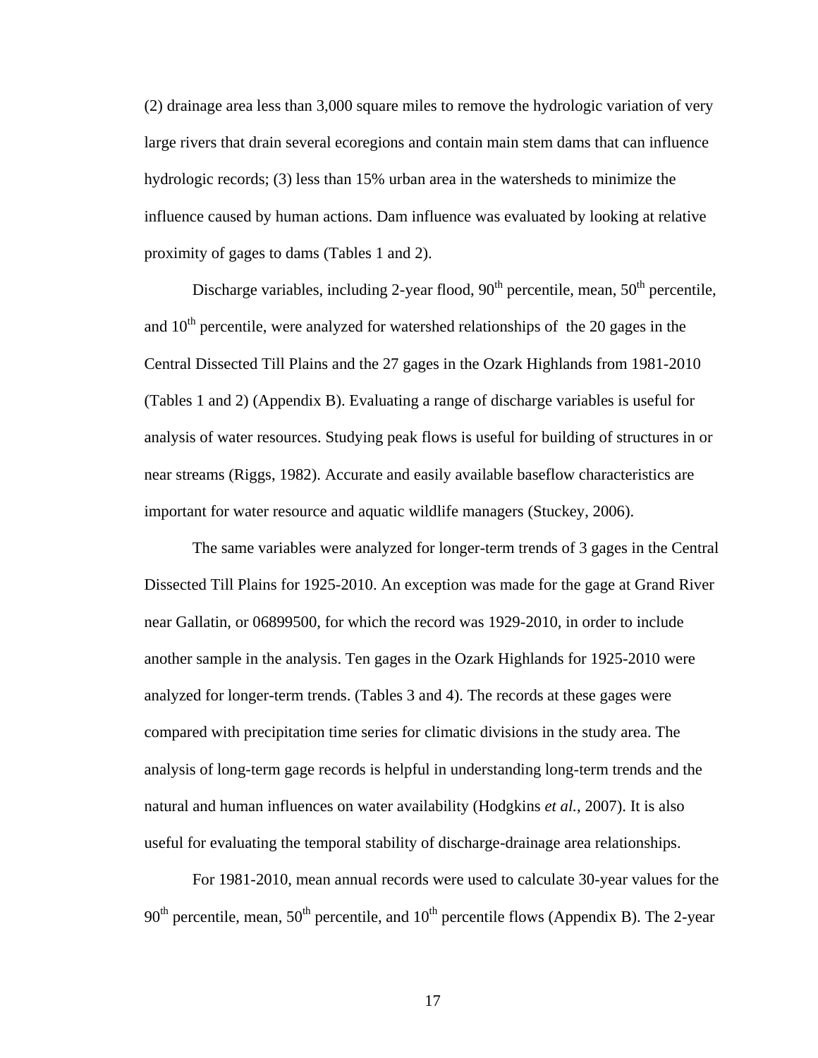(2) drainage area less than 3,000 square miles to remove the hydrologic variation of very large rivers that drain several ecoregions and contain main stem dams that can influence hydrologic records; (3) less than 15% urban area in the watersheds to minimize the influence caused by human actions. Dam influence was evaluated by looking at relative proximity of gages to dams (Tables 1 and 2).

Discharge variables, including 2-year flood, $90^{th}$ percentile, mean, $50^{th}$ percentile, and $10^{th}$ percentile, were analyzed for watershed relationships of the 20 gages in the Central Dissected Till Plains and the 27 gages in the Ozark Highlands from 1981-2010 (Tables 1 and 2) (Appendix B). Evaluating a range of discharge variables is useful for analysis of water resources. Studying peak flows is useful for building of structures in or near streams (Riggs, 1982). Accurate and easily available baseflow characteristics are important for water resource and aquatic wildlife managers (Stuckey, 2006).

The same variables were analyzed for longer-term trends of 3 gages in the Central Dissected Till Plains for 1925-2010. An exception was made for the gage at Grand River near Gallatin, or 06899500, for which the record was 1929-2010, in order to include another sample in the analysis. Ten gages in the Ozark Highlands for 1925-2010 were analyzed for longer-term trends. (Tables 3 and 4). The records at these gages were compared with precipitation time series for climatic divisions in the study area. The analysis of long-term gage records is helpful in understanding long-term trends and the natural and human influences on water availability (Hodgkins *et al.*, 2007). It is also useful for evaluating the temporal stability of discharge-drainage area relationships.

For 1981-2010, mean annual records were used to calculate 30-year values for the $90^{th}$ percentile, mean, $50^{th}$ percentile, and $10^{th}$ percentile flows (Appendix B). The 2-year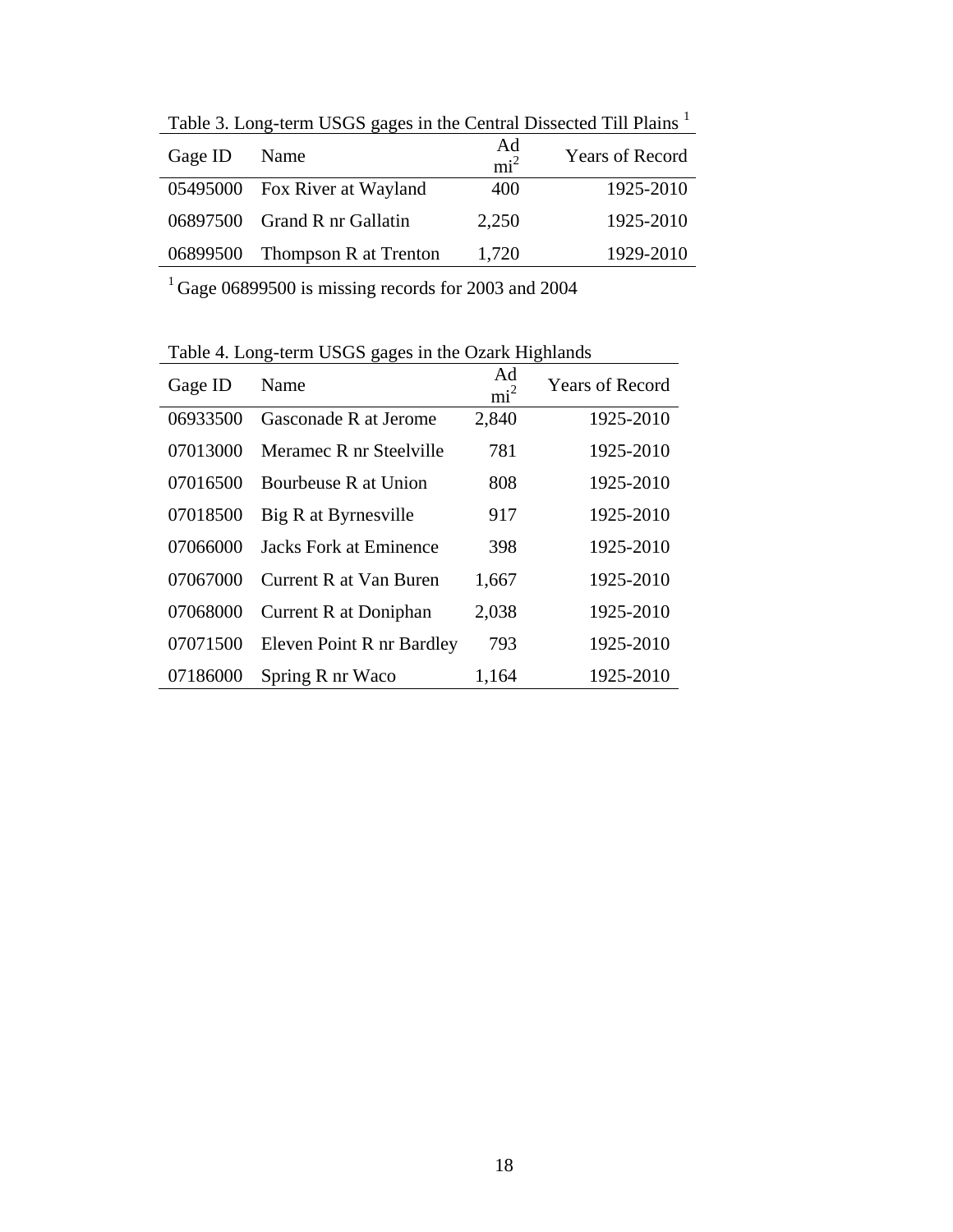Table 3. Long-term USGS gages in the Central Dissected Till Plains [1]

| Gage ID | Name | Ad $mi^2$ | Years of Record |
|---|---|---|---|
| 05495000 | Fox River at Wayland | 400 | 1925-2010 |
| 06897500 | Grand R nr Gallatin | 2,250 | 1925-2010 |
| 06899500 | Thompson R at Trenton | 1,720 | 1929-2010 |

[1] Gage 06899500 is missing records for 2003 and 2004

Table 4. Long-term USGS gages in the Ozark Highlands

| Gage ID | Name | Ad $mi^2$ | Years of Record |
|---|---|---|---|
| 06933500 | Gasconade R at Jerome | 2,840 | 1925-2010 |
| 07013000 | Meramec R nr Steelville | 781 | 1925-2010 |
| 07016500 | Bourbeuse R at Union | 808 | 1925-2010 |
| 07018500 | Big R at Byrnesville | 917 | 1925-2010 |
| 07066000 | Jacks Fork at Eminence | 398 | 1925-2010 |
| 07067000 | Current R at Van Buren | 1,667 | 1925-2010 |
| 07068000 | Current R at Doniphan | 2,038 | 1925-2010 |
| 07071500 | Eleven Point R nr Bardley | 793 | 1925-2010 |
| 07186000 | Spring R nr Waco | 1,164 | 1925-2010 |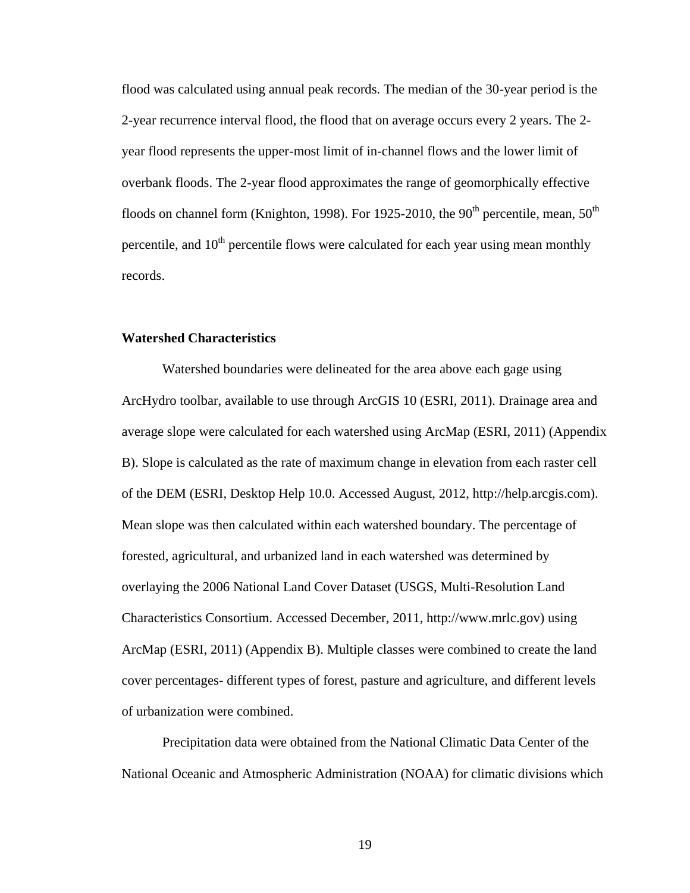flood was calculated using annual peak records. The median of the 30-year period is the 2-year recurrence interval flood, the flood that on average occurs every 2 years. The 2-year flood represents the upper-most limit of in-channel flows and the lower limit of overbank floods. The 2-year flood approximates the range of geomorphically effective floods on channel form (Knighton, 1998). For 1925-2010, the $90^{th}$ percentile, mean, $50^{th}$ percentile, and $10^{th}$ percentile flows were calculated for each year using mean monthly records.

**Watershed Characteristics**

Watershed boundaries were delineated for the area above each gage using ArcHydro toolbar, available to use through ArcGIS 10 (ESRI, 2011). Drainage area and average slope were calculated for each watershed using ArcMap (ESRI, 2011) (Appendix B). Slope is calculated as the rate of maximum change in elevation from each raster cell of the DEM (ESRI, Desktop Help 10.0. Accessed August, 2012, http://help.arcgis.com). Mean slope was then calculated within each watershed boundary. The percentage of forested, agricultural, and urbanized land in each watershed was determined by overlaying the 2006 National Land Cover Dataset (USGS, Multi-Resolution Land Characteristics Consortium. Accessed December, 2011, http://www.mrlc.gov) using ArcMap (ESRI, 2011) (Appendix B). Multiple classes were combined to create the land cover percentages- different types of forest, pasture and agriculture, and different levels of urbanization were combined.

Precipitation data were obtained from the National Climatic Data Center of the National Oceanic and Atmospheric Administration (NOAA) for climatic divisions which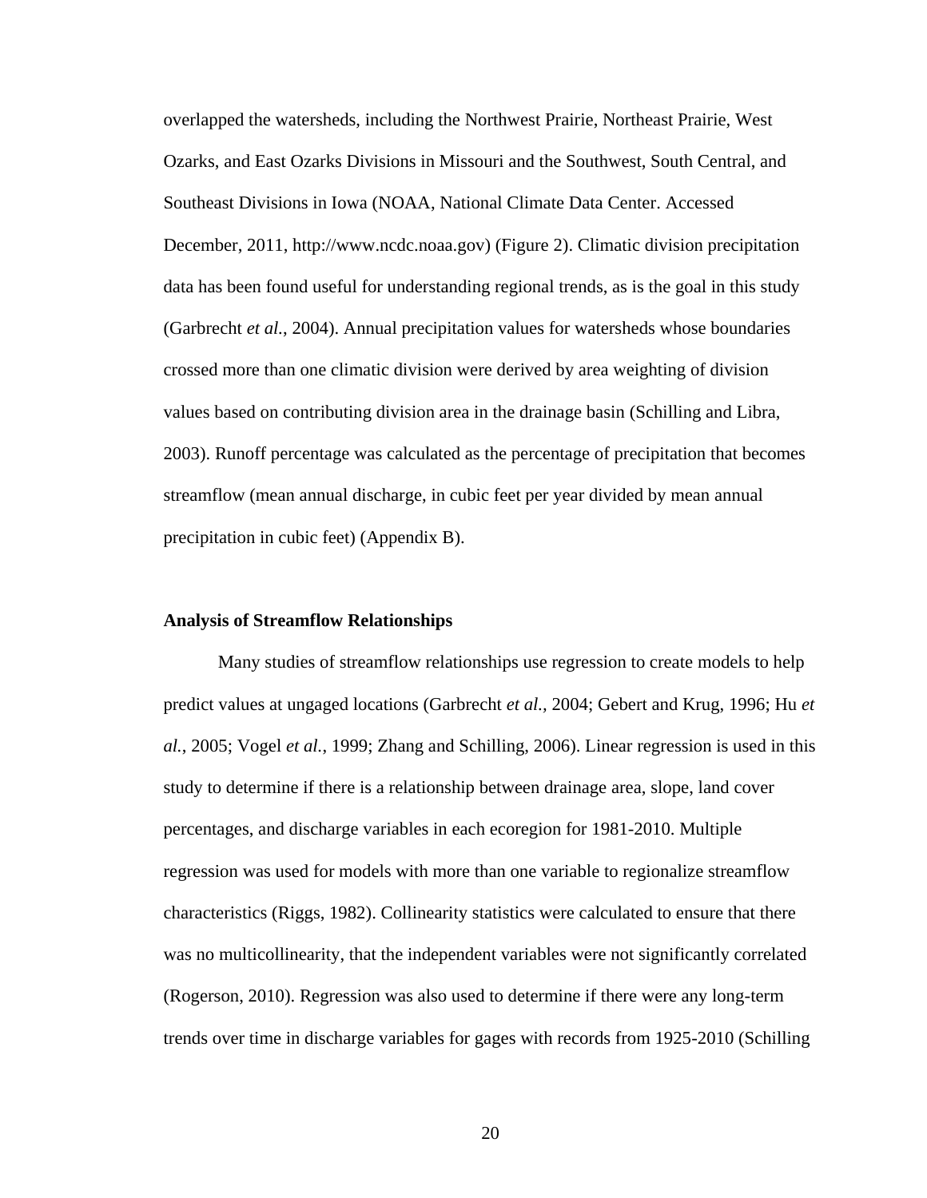overlapped the watersheds, including the Northwest Prairie, Northeast Prairie, West Ozarks, and East Ozarks Divisions in Missouri and the Southwest, South Central, and Southeast Divisions in Iowa (NOAA, National Climate Data Center. Accessed December, 2011, http://www.ncdc.noaa.gov) (Figure 2). Climatic division precipitation data has been found useful for understanding regional trends, as is the goal in this study (Garbrecht *et al.*, 2004). Annual precipitation values for watersheds whose boundaries crossed more than one climatic division were derived by area weighting of division values based on contributing division area in the drainage basin (Schilling and Libra, 2003). Runoff percentage was calculated as the percentage of precipitation that becomes streamflow (mean annual discharge, in cubic feet per year divided by mean annual precipitation in cubic feet) (Appendix B).

### Analysis of Streamflow Relationships

Many studies of streamflow relationships use regression to create models to help predict values at ungaged locations (Garbrecht *et al.*, 2004; Gebert and Krug, 1996; Hu *et al.*, 2005; Vogel *et al.*, 1999; Zhang and Schilling, 2006). Linear regression is used in this study to determine if there is a relationship between drainage area, slope, land cover percentages, and discharge variables in each ecoregion for 1981-2010. Multiple regression was used for models with more than one variable to regionalize streamflow characteristics (Riggs, 1982). Collinearity statistics were calculated to ensure that there was no multicollinearity, that the independent variables were not significantly correlated (Rogerson, 2010). Regression was also used to determine if there were any long-term trends over time in discharge variables for gages with records from 1925-2010 (Schilling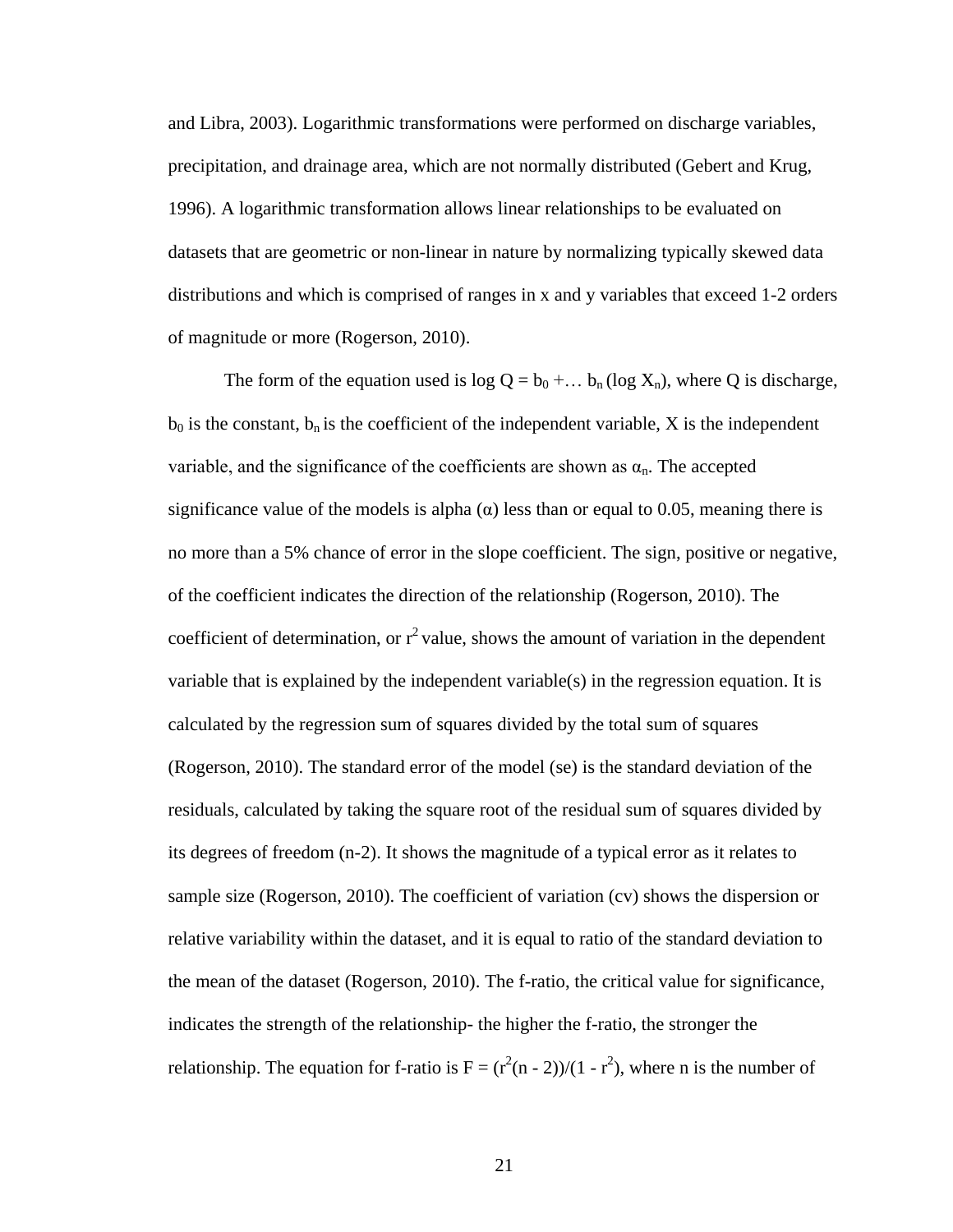and Libra, 2003). Logarithmic transformations were performed on discharge variables, precipitation, and drainage area, which are not normally distributed (Gebert and Krug, 1996). A logarithmic transformation allows linear relationships to be evaluated on datasets that are geometric or non-linear in nature by normalizing typically skewed data distributions and which is comprised of ranges in x and y variables that exceed 1-2 orders of magnitude or more (Rogerson, 2010).

The form of the equation used is $\log Q = b_0 + \ldots b_n (\log X_n)$, where Q is discharge, $b_0$ is the constant, $b_n$ is the coefficient of the independent variable, X is the independent variable, and the significance of the coefficients are shown as $\alpha_n$. The accepted significance value of the models is alpha ($\alpha$) less than or equal to 0.05, meaning there is no more than a 5% chance of error in the slope coefficient. The sign, positive or negative, of the coefficient indicates the direction of the relationship (Rogerson, 2010). The coefficient of determination, or $r^2$ value, shows the amount of variation in the dependent variable that is explained by the independent variable(s) in the regression equation. It is calculated by the regression sum of squares divided by the total sum of squares (Rogerson, 2010). The standard error of the model (se) is the standard deviation of the residuals, calculated by taking the square root of the residual sum of squares divided by its degrees of freedom (n-2). It shows the magnitude of a typical error as it relates to sample size (Rogerson, 2010). The coefficient of variation (cv) shows the dispersion or relative variability within the dataset, and it is equal to ratio of the standard deviation to the mean of the dataset (Rogerson, 2010). The f-ratio, the critical value for significance, indicates the strength of the relationship- the higher the f-ratio, the stronger the relationship. The equation for f-ratio is $F = (r^2(n - 2))/(1 - r^2)$, where n is the number of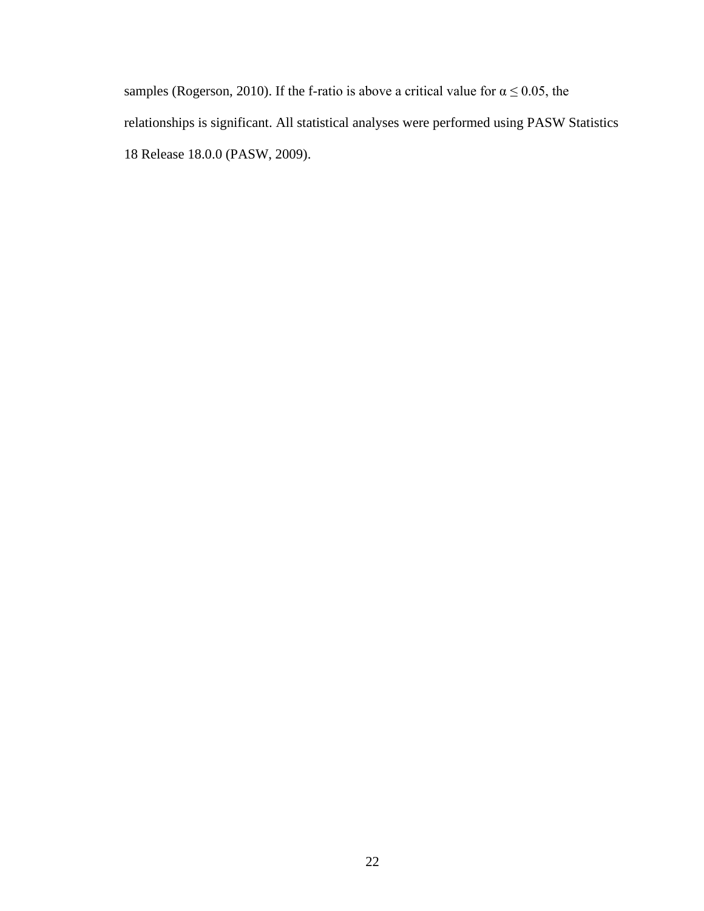samples (Rogerson, 2010). If the f-ratio is above a critical value for $\alpha \leq 0.05$, the relationships is significant. All statistical analyses were performed using PASW Statistics 18 Release 18.0.0 (PASW, 2009).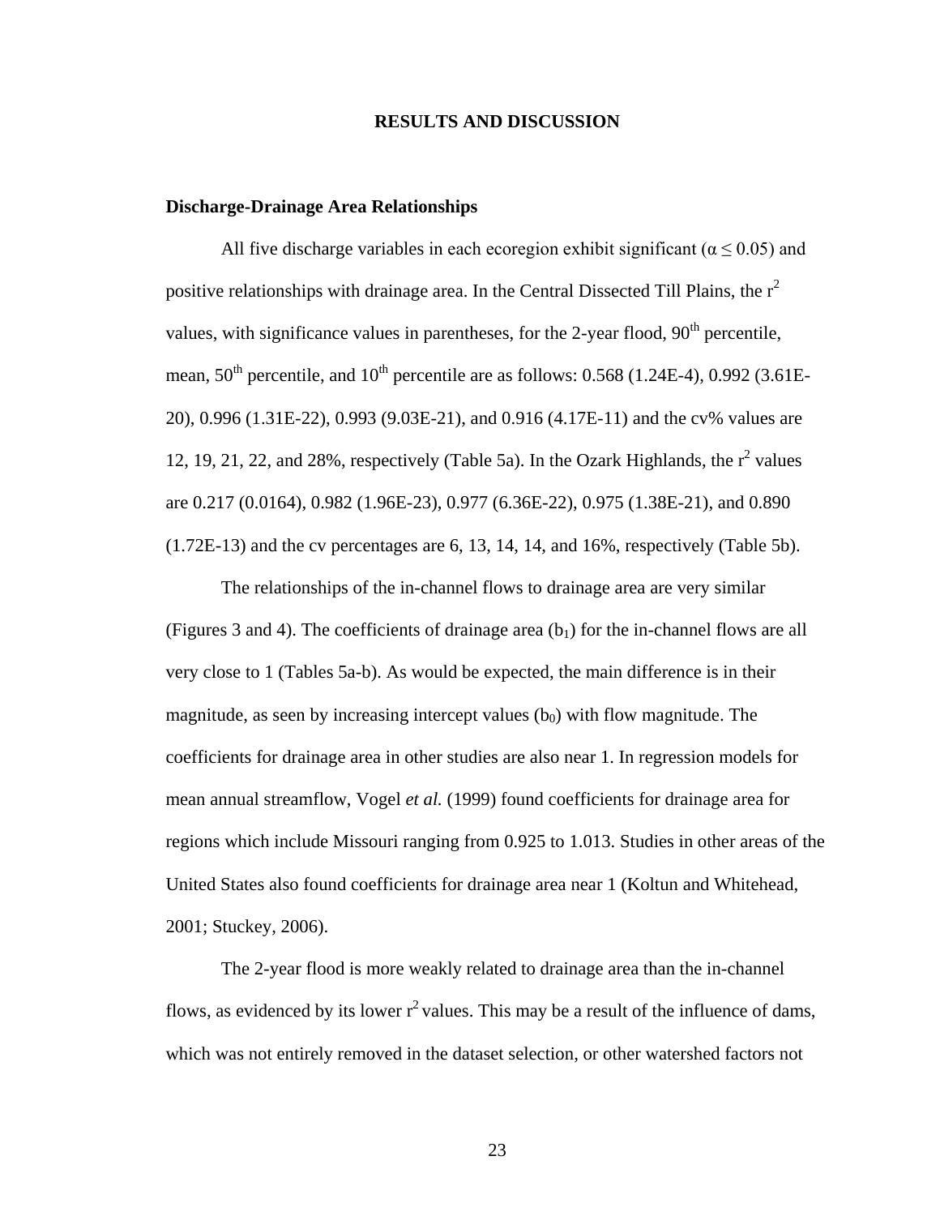# RESULTS AND DISCUSSION

## Discharge-Drainage Area Relationships

All five discharge variables in each ecoregion exhibit significant ($\alpha \leq 0.05$) and positive relationships with drainage area. In the Central Dissected Till Plains, the $r^2$ values, with significance values in parentheses, for the 2-year flood, 90th percentile, mean, 50th percentile, and 10th percentile are as follows: 0.568 (1.24E-4), 0.992 (3.61E-20), 0.996 (1.31E-22), 0.993 (9.03E-21), and 0.916 (4.17E-11) and the cv% values are 12, 19, 21, 22, and 28%, respectively (Table 5a). In the Ozark Highlands, the $r^2$ values are 0.217 (0.0164), 0.982 (1.96E-23), 0.977 (6.36E-22), 0.975 (1.38E-21), and 0.890 (1.72E-13) and the cv percentages are 6, 13, 14, 14, and 16%, respectively (Table 5b).

The relationships of the in-channel flows to drainage area are very similar (Figures 3 and 4). The coefficients of drainage area ($b_1$) for the in-channel flows are all very close to 1 (Tables 5a-b). As would be expected, the main difference is in their magnitude, as seen by increasing intercept values ($b_0$) with flow magnitude. The coefficients for drainage area in other studies are also near 1. In regression models for mean annual streamflow, Vogel *et al.* (1999) found coefficients for drainage area for regions which include Missouri ranging from 0.925 to 1.013. Studies in other areas of the United States also found coefficients for drainage area near 1 (Koltun and Whitehead, 2001; Stuckey, 2006).

The 2-year flood is more weakly related to drainage area than the in-channel flows, as evidenced by its lower $r^2$ values. This may be a result of the influence of dams, which was not entirely removed in the dataset selection, or other watershed factors not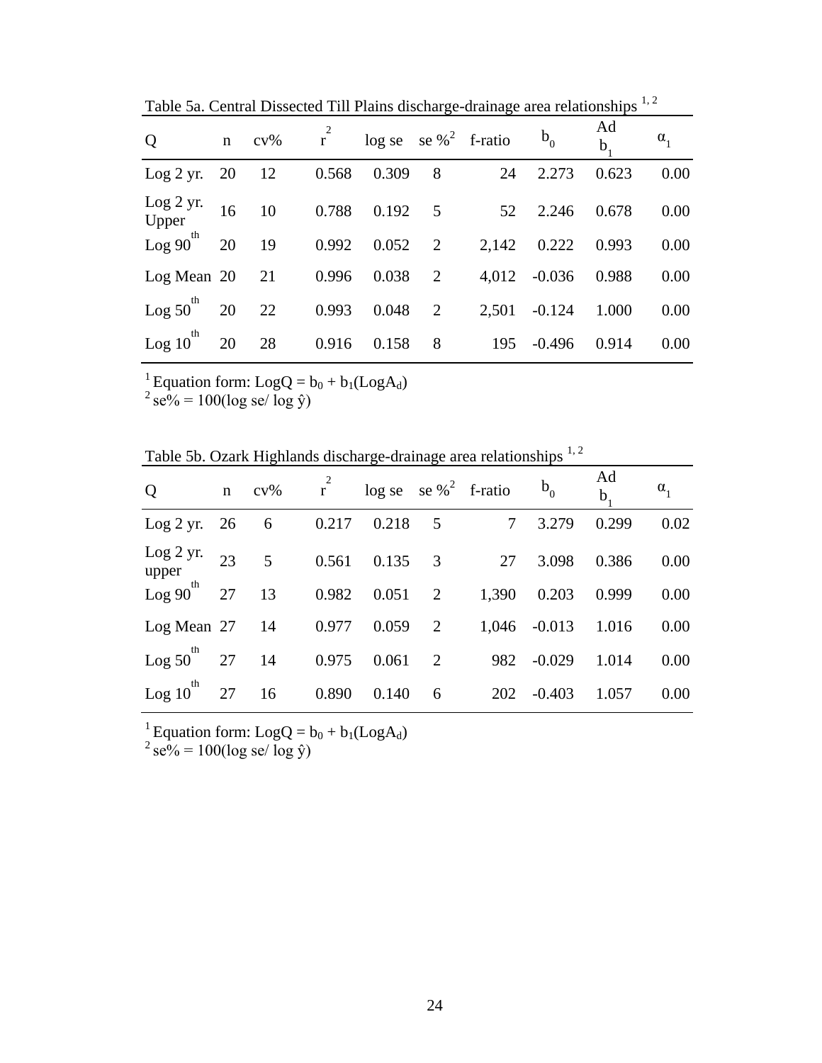Table 5a. Central Dissected Till Plains discharge-drainage area relationships [1, 2]

| Q | n | cv% | $r^2$ | log se | se %[2] | f-ratio | $b_0$ | Ad $b_1$ | $\alpha_1$ |
|---|---|---|---|---|---|---|---|---|---|
| Log 2 yr. | 20 | 12 | 0.568 | 0.309 | 8 | 24 | 2.273 | 0.623 | 0.00 |
| Log 2 yr. Upper | 16 | 10 | 0.788 | 0.192 | 5 | 52 | 2.246 | 0.678 | 0.00 |
| Log 90th | 20 | 19 | 0.992 | 0.052 | 2 | 2,142 | 0.222 | 0.993 | 0.00 |
| Log Mean | 20 | 21 | 0.996 | 0.038 | 2 | 4,012 | -0.036 | 0.988 | 0.00 |
| Log 50th | 20 | 22 | 0.993 | 0.048 | 2 | 2,501 | -0.124 | 1.000 | 0.00 |
| Log 10th | 20 | 28 | 0.916 | 0.158 | 8 | 195 | -0.496 | 0.914 | 0.00 |

[1] Equation form: $LogQ = b_0 + b_1(LogA_d)$
[2] $se\% = 100(\log se / \log \hat{y})$

Table 5b. Ozark Highlands discharge-drainage area relationships [1, 2]

| Q | n | cv% | $r^2$ | log se | se %[2] | f-ratio | $b_0$ | Ad $b_1$ | $\alpha_1$ |
|---|---|---|---|---|---|---|---|---|---|
| Log 2 yr. | 26 | 6 | 0.217 | 0.218 | 5 | 7 | 3.279 | 0.299 | 0.02 |
| Log 2 yr. upper | 23 | 5 | 0.561 | 0.135 | 3 | 27 | 3.098 | 0.386 | 0.00 |
| Log 90th | 27 | 13 | 0.982 | 0.051 | 2 | 1,390 | 0.203 | 0.999 | 0.00 |
| Log Mean | 27 | 14 | 0.977 | 0.059 | 2 | 1,046 | -0.013 | 1.016 | 0.00 |
| Log 50th | 27 | 14 | 0.975 | 0.061 | 2 | 982 | -0.029 | 1.014 | 0.00 |
| Log 10th | 27 | 16 | 0.890 | 0.140 | 6 | 202 | -0.403 | 1.057 | 0.00 |

[1] Equation form: $LogQ = b_0 + b_1(LogA_d)$
[2] $se\% = 100(\log se / \log \hat{y})$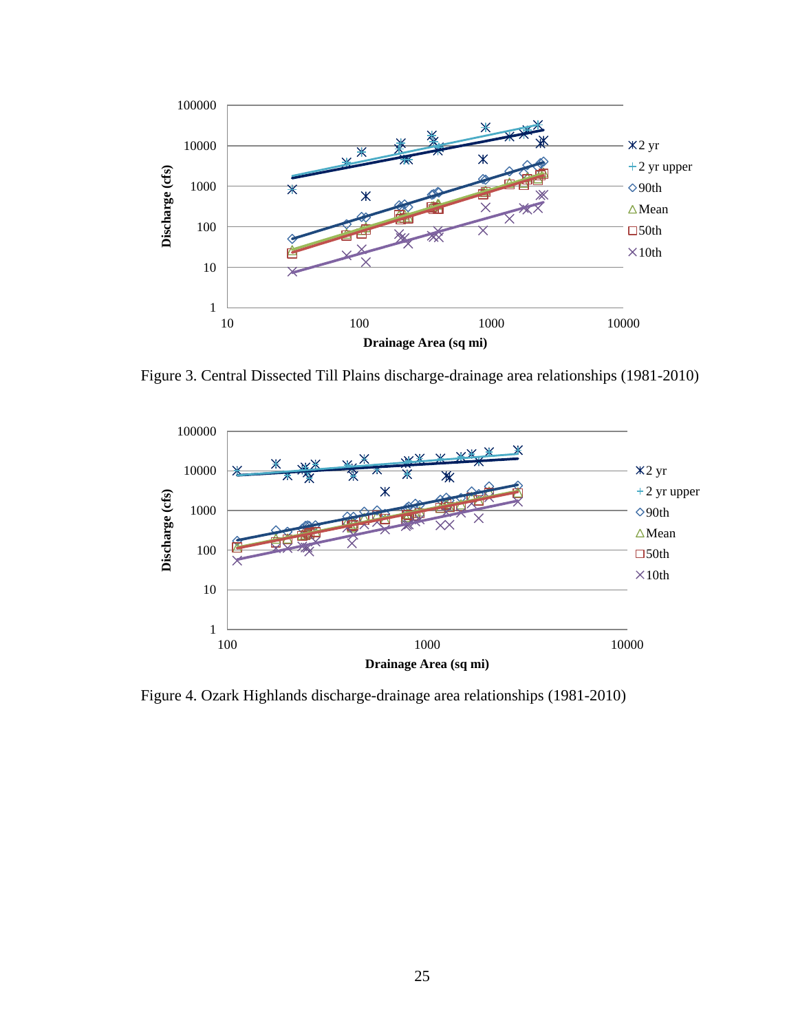Figure 3. Central Dissected Till Plains discharge-drainage area relationships (1981-2010)

Figure 4. Ozark Highlands discharge-drainage area relationships (1981-2010)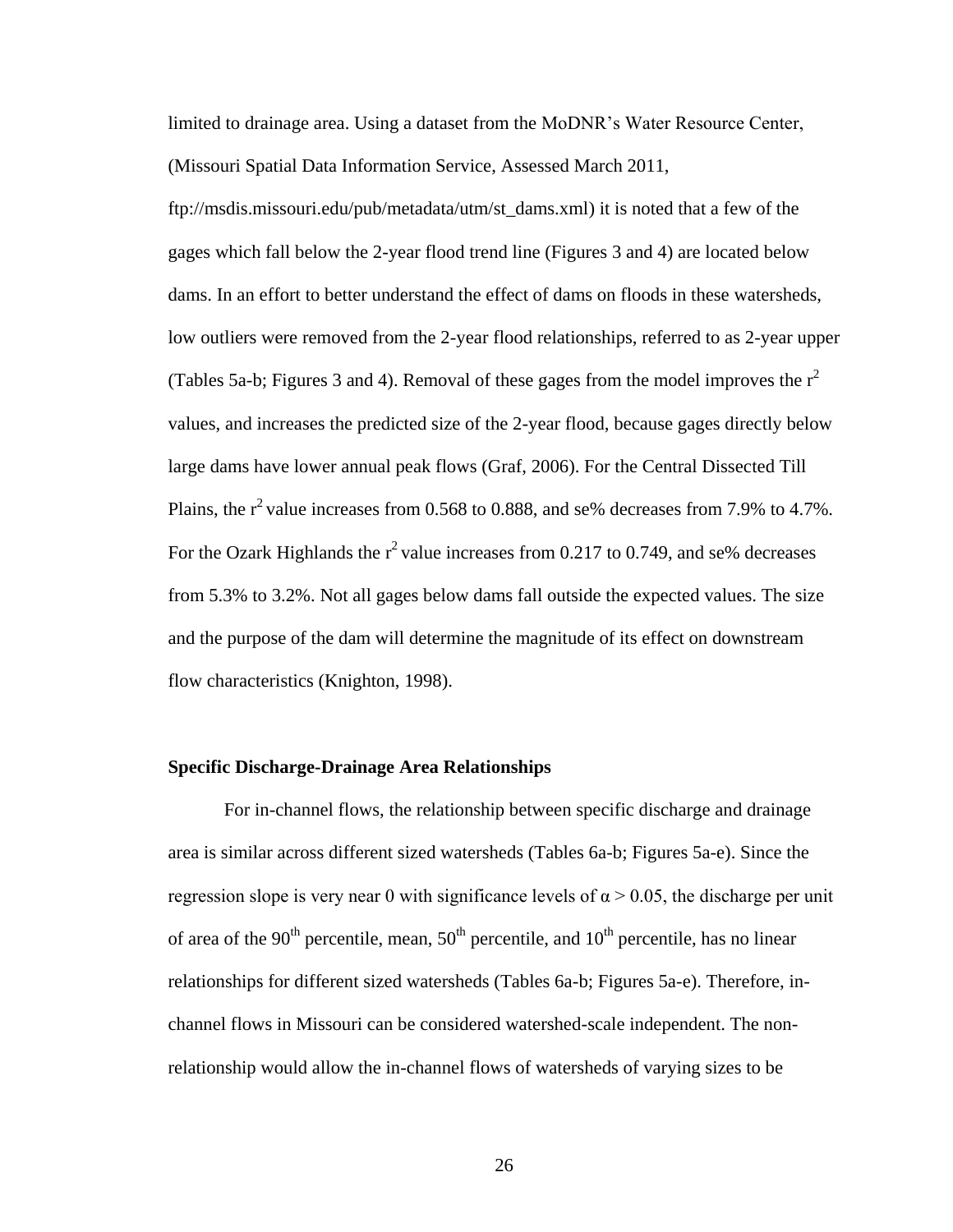limited to drainage area. Using a dataset from the MoDNR's Water Resource Center, (Missouri Spatial Data Information Service, Assessed March 2011, ftp://msdis.missouri.edu/pub/metadata/utm/st_dams.xml) it is noted that a few of the gages which fall below the 2-year flood trend line (Figures 3 and 4) are located below dams. In an effort to better understand the effect of dams on floods in these watersheds, low outliers were removed from the 2-year flood relationships, referred to as 2-year upper (Tables 5a-b; Figures 3 and 4). Removal of these gages from the model improves the $r^2$ values, and increases the predicted size of the 2-year flood, because gages directly below large dams have lower annual peak flows (Graf, 2006). For the Central Dissected Till Plains, the $r^2$ value increases from 0.568 to 0.888, and se% decreases from 7.9% to 4.7%. For the Ozark Highlands the $r^2$ value increases from 0.217 to 0.749, and se% decreases from 5.3% to 3.2%. Not all gages below dams fall outside the expected values. The size and the purpose of the dam will determine the magnitude of its effect on downstream flow characteristics (Knighton, 1998).

**Specific Discharge-Drainage Area Relationships**

For in-channel flows, the relationship between specific discharge and drainage area is similar across different sized watersheds (Tables 6a-b; Figures 5a-e). Since the regression slope is very near 0 with significance levels of $\alpha > 0.05$, the discharge per unit of area of the 90th percentile, mean, 50th percentile, and 10th percentile, has no linear relationships for different sized watersheds (Tables 6a-b; Figures 5a-e). Therefore, in-channel flows in Missouri can be considered watershed-scale independent. The non-relationship would allow the in-channel flows of watersheds of varying sizes to be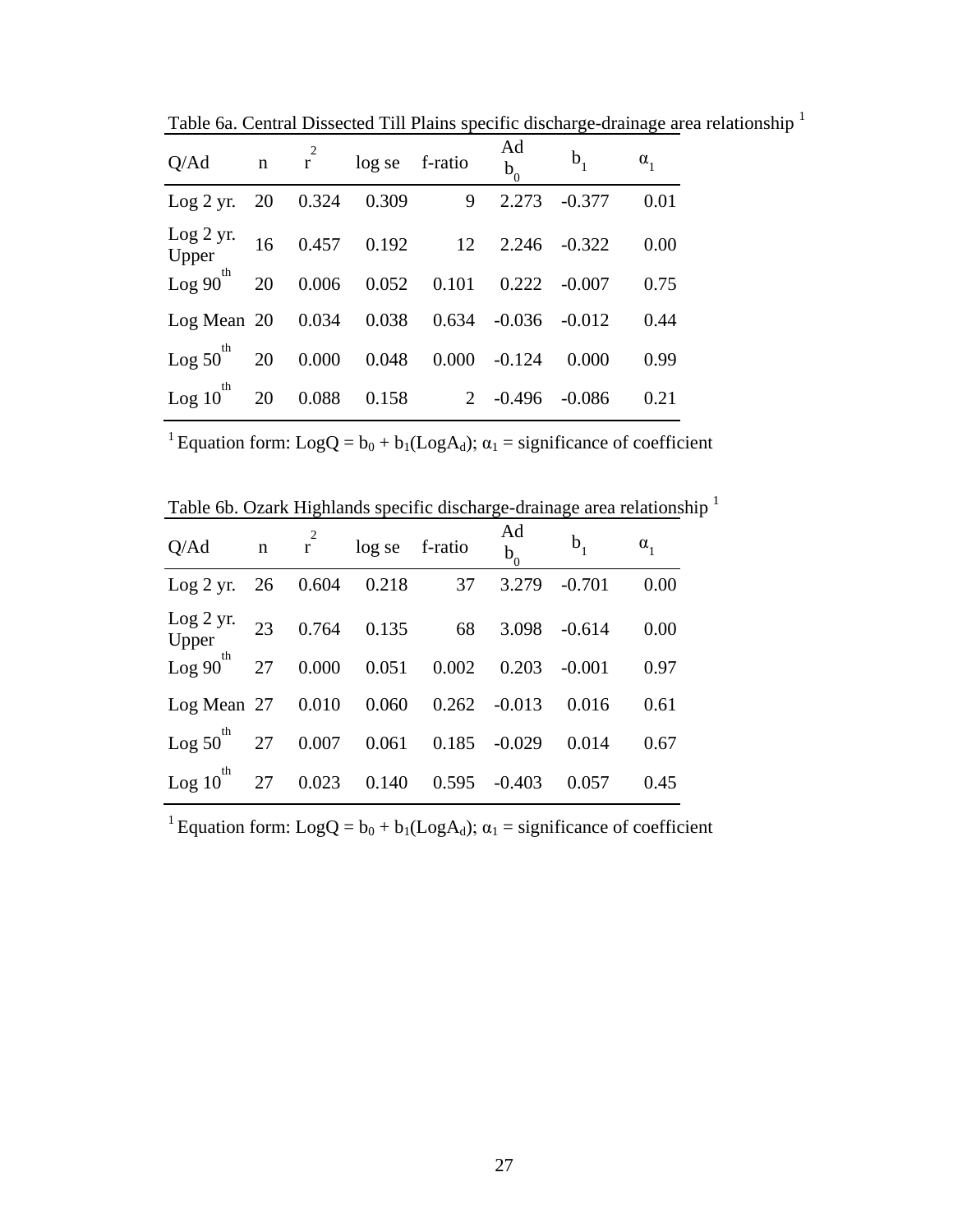Table 6a. Central Dissected Till Plains specific discharge-drainage area relationship [1]

| Q/Ad | n | $r^2$ | log se | f-ratio | Ad $b_0$ | $b_1$ | $\alpha_1$ |
|---|---|---|---|---|---|---|---|
| Log 2 yr. | 20 | 0.324 | 0.309 | 9 | 2.273 | -0.377 | 0.01 |
| Log 2 yr. Upper | 16 | 0.457 | 0.192 | 12 | 2.246 | -0.322 | 0.00 |
| Log $90^{th}$ | 20 | 0.006 | 0.052 | 0.101 | 0.222 | -0.007 | 0.75 |
| Log Mean | 20 | 0.034 | 0.038 | 0.634 | -0.036 | -0.012 | 0.44 |
| Log $50^{th}$ | 20 | 0.000 | 0.048 | 0.000 | -0.124 | 0.000 | 0.99 |
| Log $10^{th}$ | 20 | 0.088 | 0.158 | 2 | -0.496 | -0.086 | 0.21 |

[1] Equation form: $LogQ = b_0 + b_1(LogA_d)$; $\alpha_1$ = significance of coefficient

Table 6b. Ozark Highlands specific discharge-drainage area relationship [1]

| Q/Ad | n | $r^2$ | log se | f-ratio | Ad $b_0$ | $b_1$ | $\alpha_1$ |
|---|---|---|---|---|---|---|---|
| Log 2 yr. | 26 | 0.604 | 0.218 | 37 | 3.279 | -0.701 | 0.00 |
| Log 2 yr. Upper | 23 | 0.764 | 0.135 | 68 | 3.098 | -0.614 | 0.00 |
| Log $90^{th}$ | 27 | 0.000 | 0.051 | 0.002 | 0.203 | -0.001 | 0.97 |
| Log Mean | 27 | 0.010 | 0.060 | 0.262 | -0.013 | 0.016 | 0.61 |
| Log $50^{th}$ | 27 | 0.007 | 0.061 | 0.185 | -0.029 | 0.014 | 0.67 |
| Log $10^{th}$ | 27 | 0.023 | 0.140 | 0.595 | -0.403 | 0.057 | 0.45 |

[1] Equation form: $LogQ = b_0 + b_1(LogA_d)$; $\alpha_1$ = significance of coefficient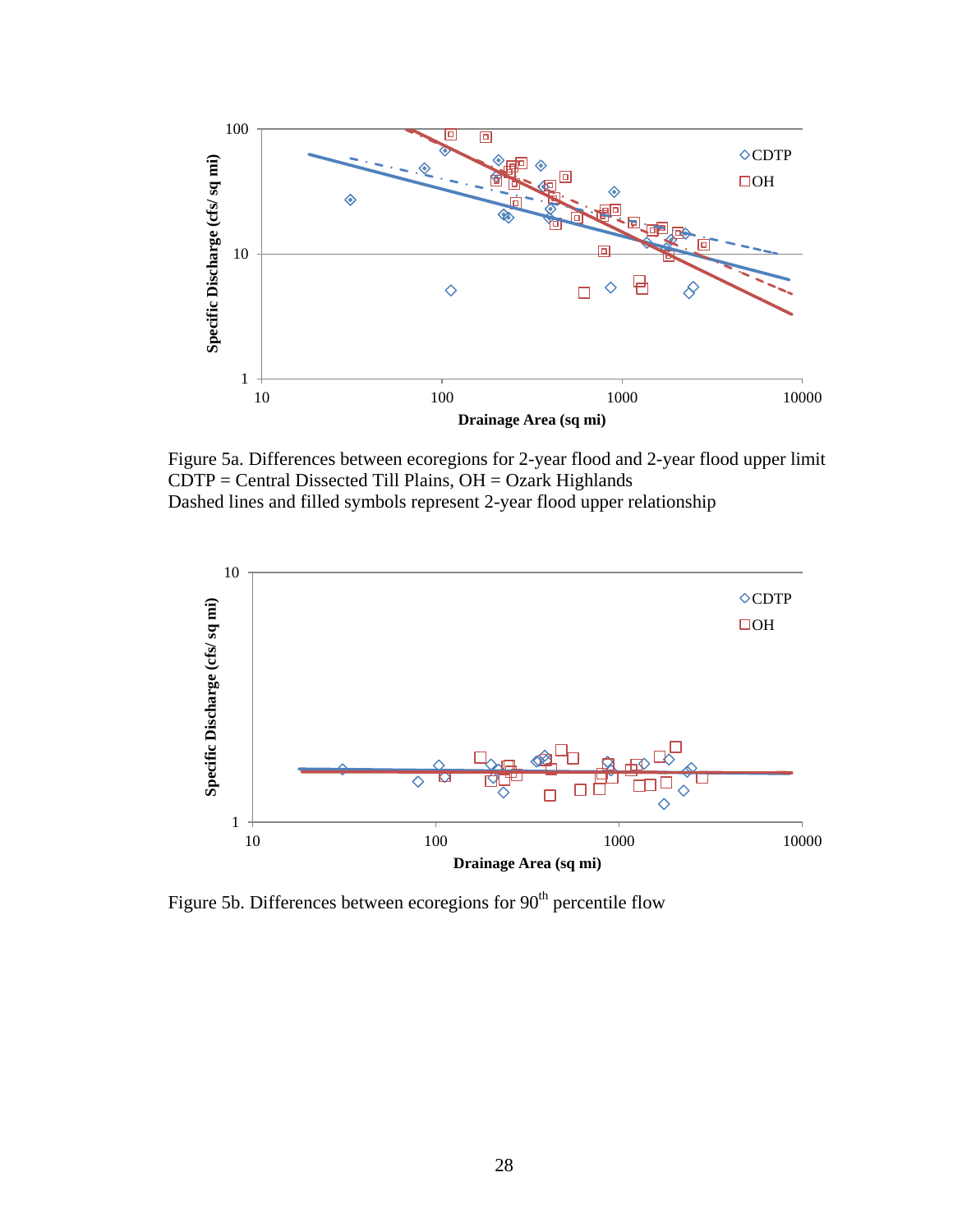Figure 5a. Differences between ecoregions for 2-year flood and 2-year flood upper limit
CDTP = Central Dissected Till Plains, OH = Ozark Highlands
Dashed lines and filled symbols represent 2-year flood upper relationship

Figure 5b. Differences between ecoregions for 90th percentile flow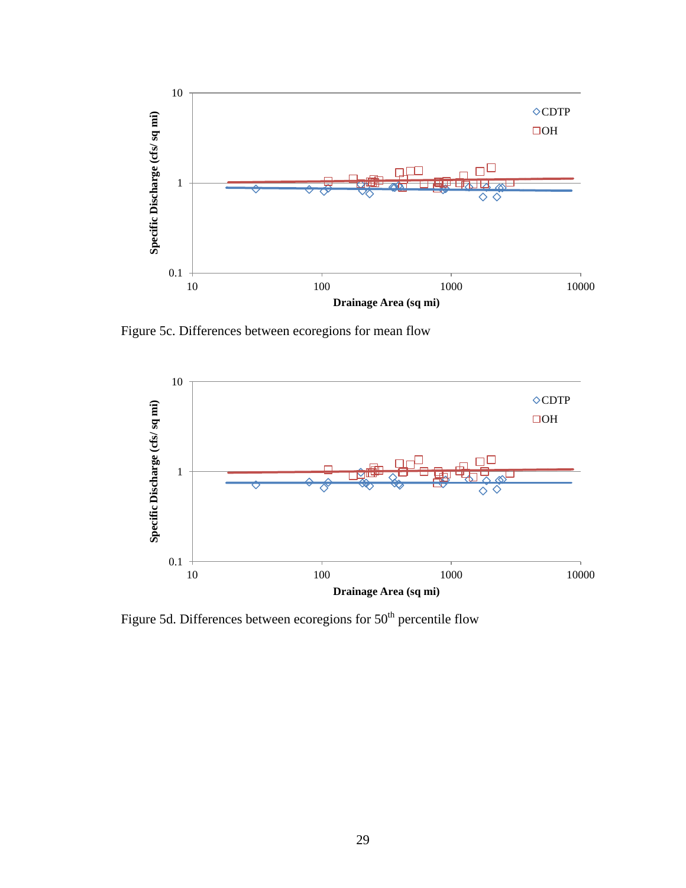Figure 5c. Differences between ecoregions for mean flow

Figure 5d. Differences between ecoregions for 50th percentile flow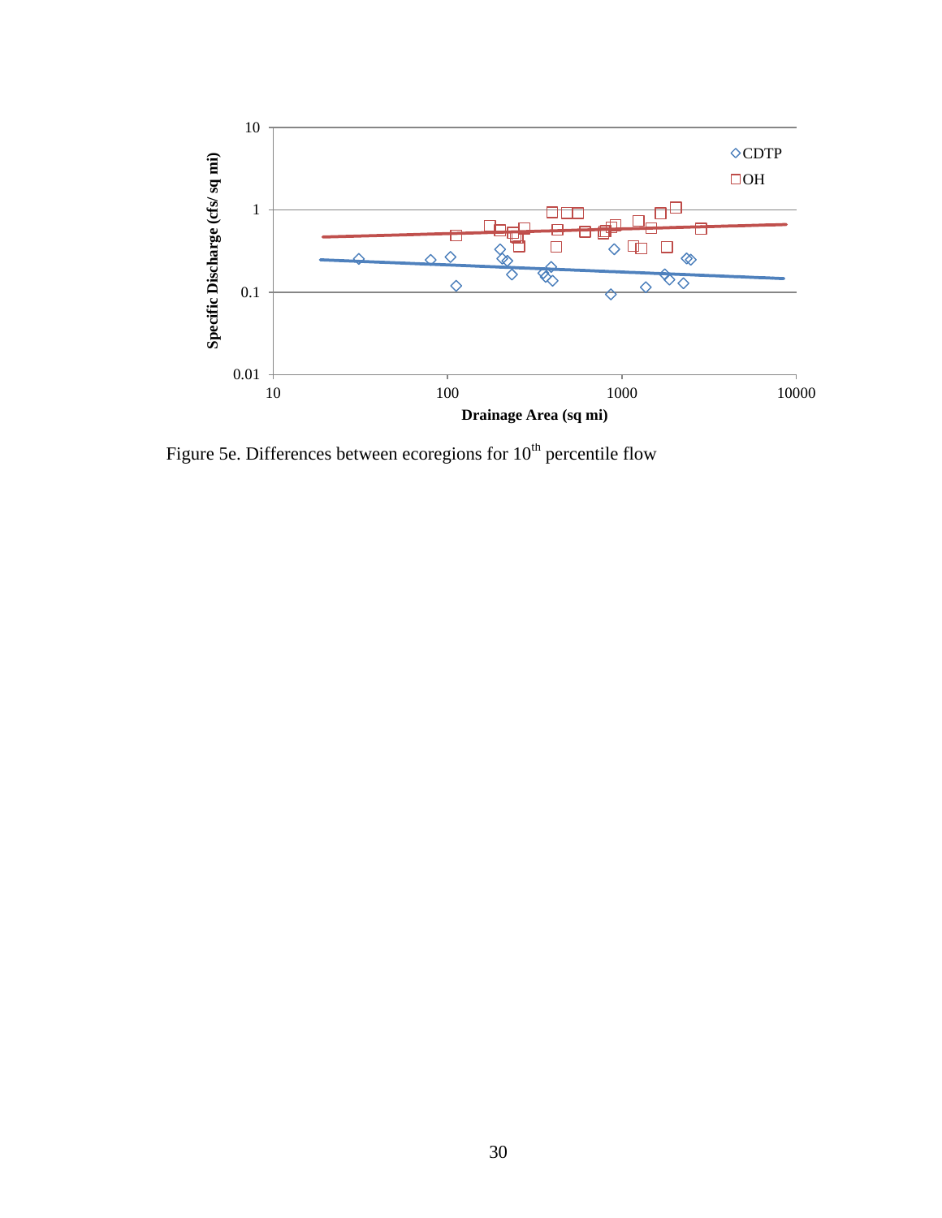Figure 5e. Differences between ecoregions for 10th percentile flow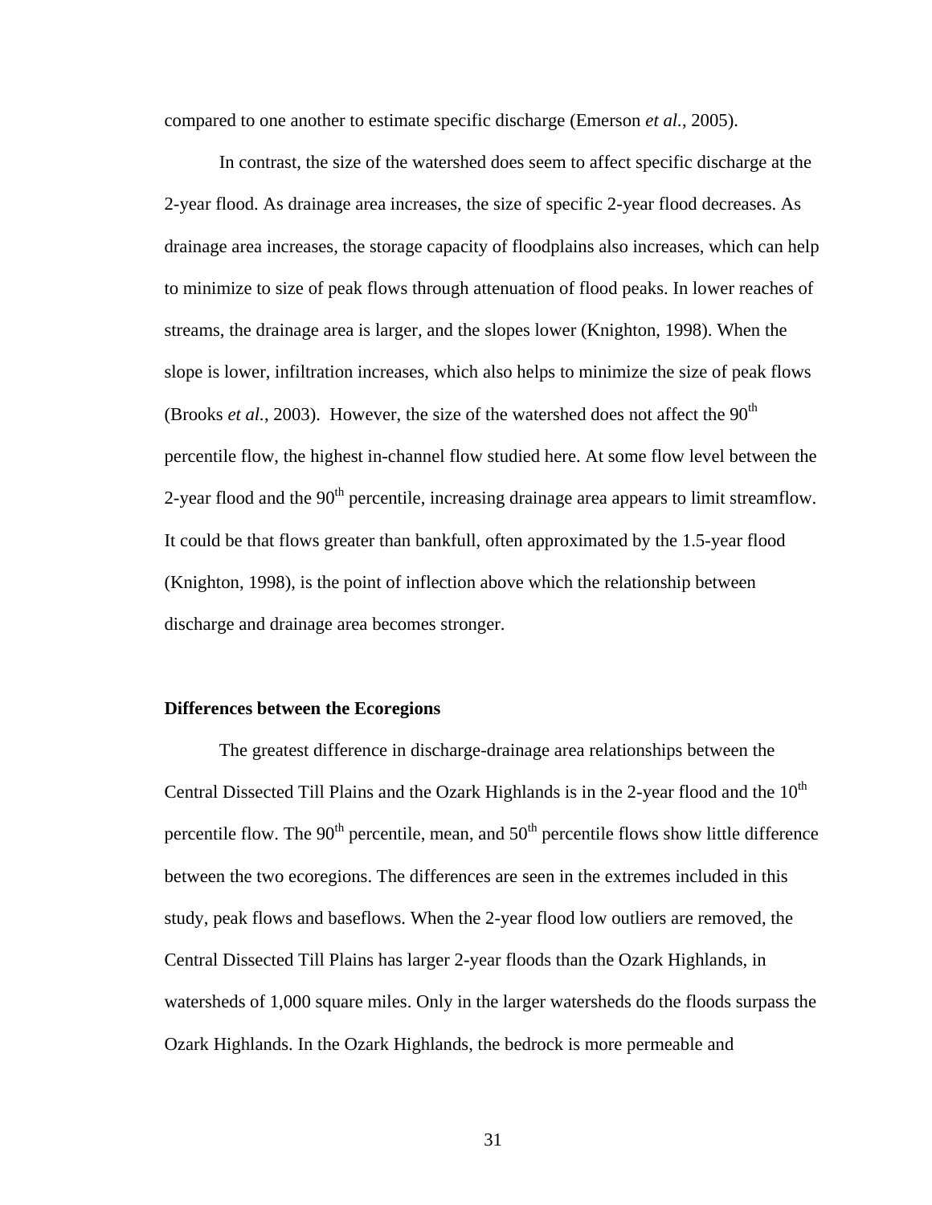compared to one another to estimate specific discharge (Emerson *et al.*, 2005).

In contrast, the size of the watershed does seem to affect specific discharge at the 2-year flood. As drainage area increases, the size of specific 2-year flood decreases. As drainage area increases, the storage capacity of floodplains also increases, which can help to minimize to size of peak flows through attenuation of flood peaks. In lower reaches of streams, the drainage area is larger, and the slopes lower (Knighton, 1998). When the slope is lower, infiltration increases, which also helps to minimize the size of peak flows (Brooks *et al.*, 2003). However, the size of the watershed does not affect the 90$^{th}$ percentile flow, the highest in-channel flow studied here. At some flow level between the 2-year flood and the 90$^{th}$ percentile, increasing drainage area appears to limit streamflow. It could be that flows greater than bankfull, often approximated by the 1.5-year flood (Knighton, 1998), is the point of inflection above which the relationship between discharge and drainage area becomes stronger.

**Differences between the Ecoregions**

The greatest difference in discharge-drainage area relationships between the Central Dissected Till Plains and the Ozark Highlands is in the 2-year flood and the 10$^{th}$ percentile flow. The 90$^{th}$ percentile, mean, and 50$^{th}$ percentile flows show little difference between the two ecoregions. The differences are seen in the extremes included in this study, peak flows and baseflows. When the 2-year flood low outliers are removed, the Central Dissected Till Plains has larger 2-year floods than the Ozark Highlands, in watersheds of 1,000 square miles. Only in the larger watersheds do the floods surpass the Ozark Highlands. In the Ozark Highlands, the bedrock is more permeable and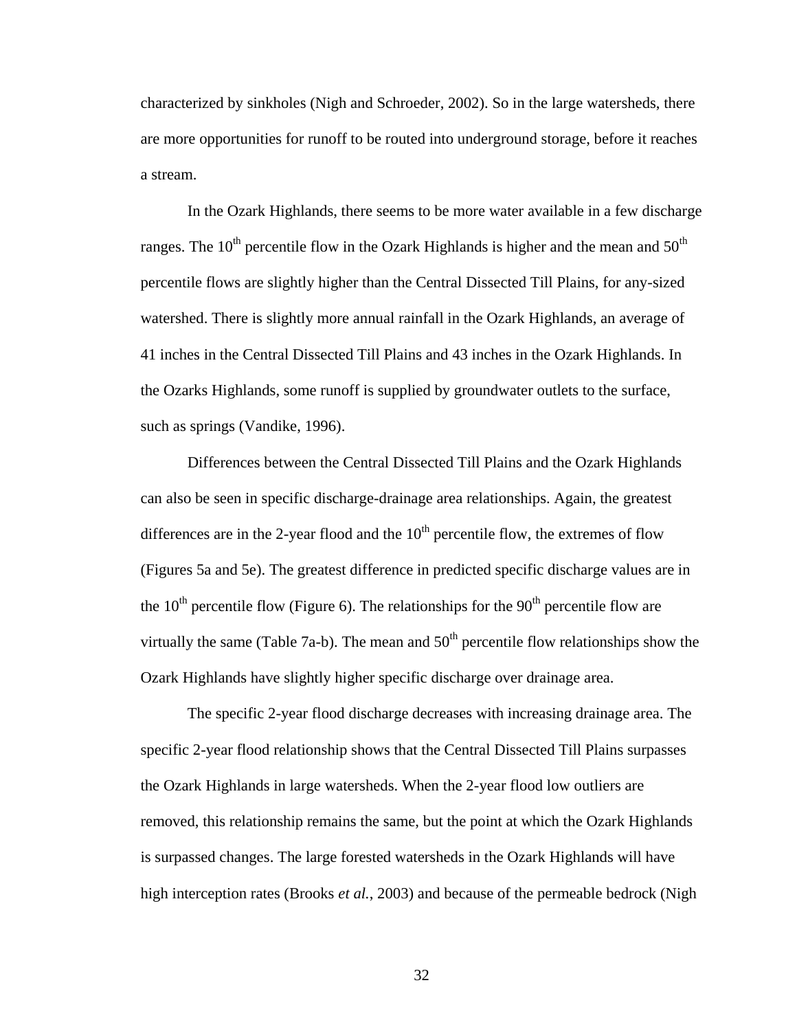characterized by sinkholes (Nigh and Schroeder, 2002). So in the large watersheds, there are more opportunities for runoff to be routed into underground storage, before it reaches a stream.

In the Ozark Highlands, there seems to be more water available in a few discharge ranges. The $10^{th}$ percentile flow in the Ozark Highlands is higher and the mean and $50^{th}$ percentile flows are slightly higher than the Central Dissected Till Plains, for any-sized watershed. There is slightly more annual rainfall in the Ozark Highlands, an average of 41 inches in the Central Dissected Till Plains and 43 inches in the Ozark Highlands. In the Ozarks Highlands, some runoff is supplied by groundwater outlets to the surface, such as springs (Vandike, 1996).

Differences between the Central Dissected Till Plains and the Ozark Highlands can also be seen in specific discharge-drainage area relationships. Again, the greatest differences are in the 2-year flood and the $10^{th}$ percentile flow, the extremes of flow (Figures 5a and 5e). The greatest difference in predicted specific discharge values are in the $10^{th}$ percentile flow (Figure 6). The relationships for the $90^{th}$ percentile flow are virtually the same (Table 7a-b). The mean and $50^{th}$ percentile flow relationships show the Ozark Highlands have slightly higher specific discharge over drainage area.

The specific 2-year flood discharge decreases with increasing drainage area. The specific 2-year flood relationship shows that the Central Dissected Till Plains surpasses the Ozark Highlands in large watersheds. When the 2-year flood low outliers are removed, this relationship remains the same, but the point at which the Ozark Highlands is surpassed changes. The large forested watersheds in the Ozark Highlands will have high interception rates (Brooks *et al.*, 2003) and because of the permeable bedrock (Nigh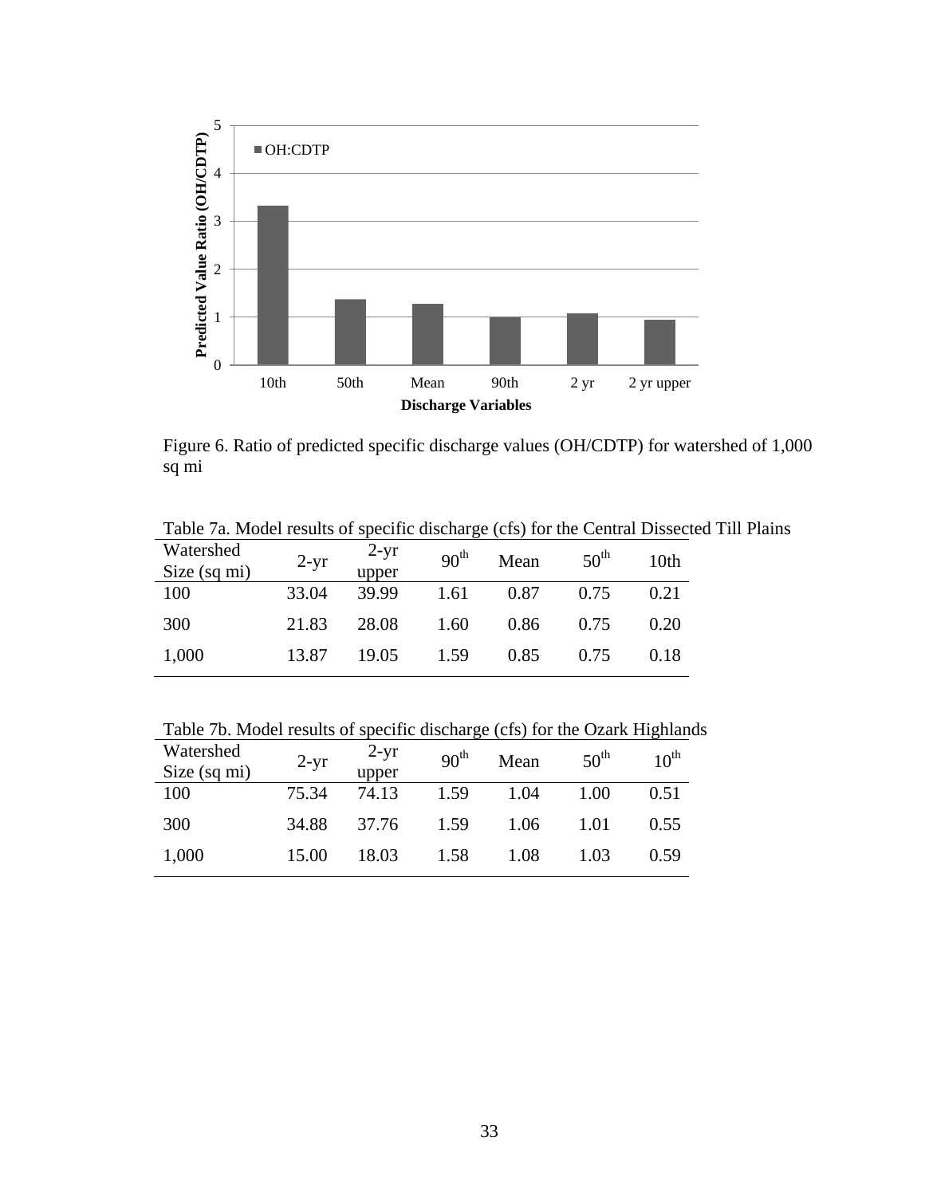Figure 6. Ratio of predicted specific discharge values (OH/CDTP) for watershed of 1,000 sq mi

Table 7a. Model results of specific discharge (cfs) for the Central Dissected Till Plains

| Watershed Size (sq mi) | 2-yr | 2-yr upper | $90^{th}$ | Mean | $50^{th}$ | 10th |
|---|---|---|---|---|---|---|
| 100 | 33.04 | 39.99 | 1.61 | 0.87 | 0.75 | 0.21 |
| 300 | 21.83 | 28.08 | 1.60 | 0.86 | 0.75 | 0.20 |
| 1,000 | 13.87 | 19.05 | 1.59 | 0.85 | 0.75 | 0.18 |

Table 7b. Model results of specific discharge (cfs) for the Ozark Highlands

| Watershed Size (sq mi) | 2-yr | 2-yr upper | $90^{th}$ | Mean | $50^{th}$ | $10^{th}$ |
|---|---|---|---|---|---|---|
| 100 | 75.34 | 74.13 | 1.59 | 1.04 | 1.00 | 0.51 |
| 300 | 34.88 | 37.76 | 1.59 | 1.06 | 1.01 | 0.55 |
| 1,000 | 15.00 | 18.03 | 1.58 | 1.08 | 1.03 | 0.59 |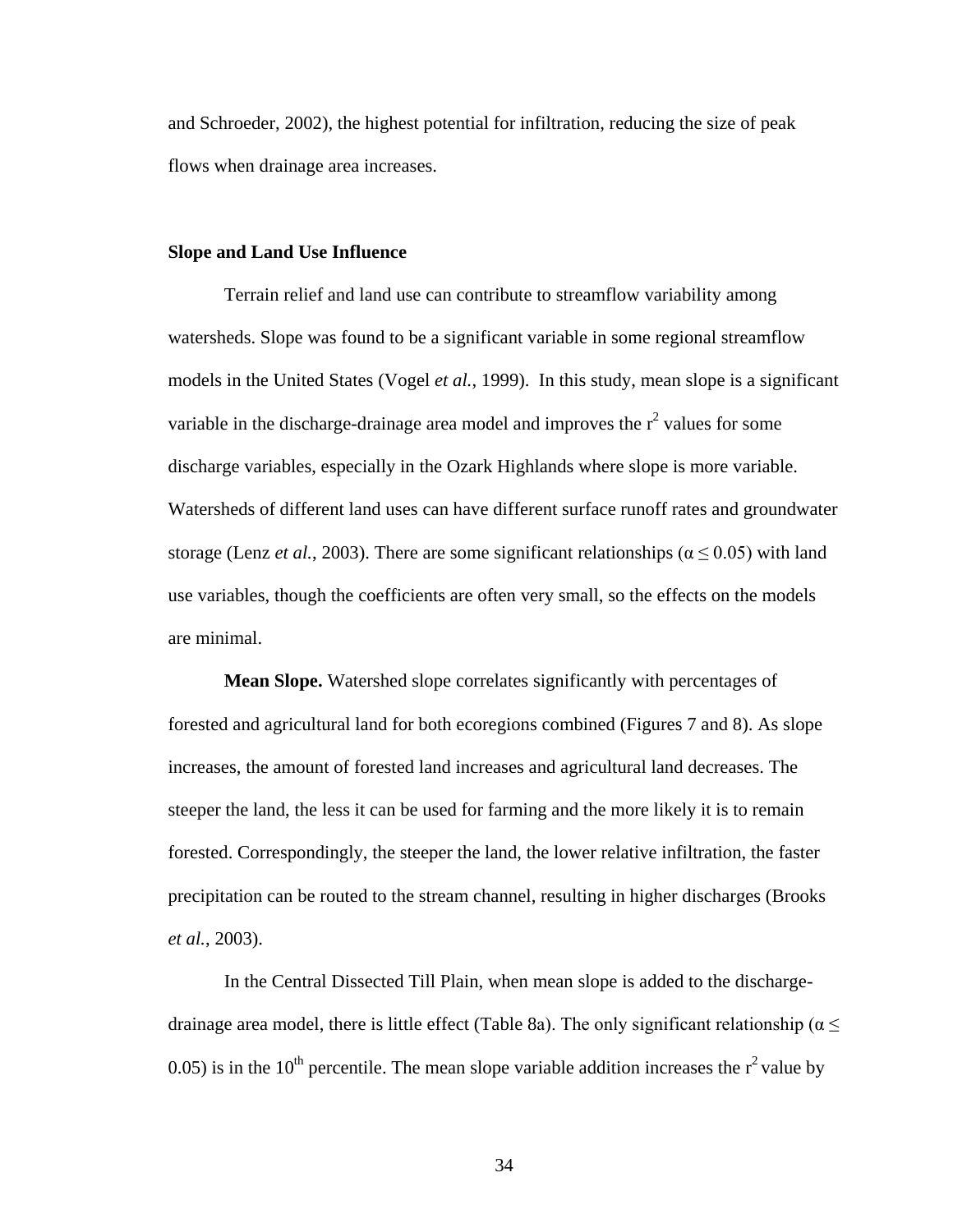and Schroeder, 2002), the highest potential for infiltration, reducing the size of peak flows when drainage area increases.

### Slope and Land Use Influence

Terrain relief and land use can contribute to streamflow variability among watersheds. Slope was found to be a significant variable in some regional streamflow models in the United States (Vogel *et al.*, 1999). In this study, mean slope is a significant variable in the discharge-drainage area model and improves the $r^2$ values for some discharge variables, especially in the Ozark Highlands where slope is more variable. Watersheds of different land uses can have different surface runoff rates and groundwater storage (Lenz *et al.*, 2003). There are some significant relationships ($\alpha \leq 0.05$) with land use variables, though the coefficients are often very small, so the effects on the models are minimal.

**Mean Slope.** Watershed slope correlates significantly with percentages of forested and agricultural land for both ecoregions combined (Figures 7 and 8). As slope increases, the amount of forested land increases and agricultural land decreases. The steeper the land, the less it can be used for farming and the more likely it is to remain forested. Correspondingly, the steeper the land, the lower relative infiltration, the faster precipitation can be routed to the stream channel, resulting in higher discharges (Brooks *et al.*, 2003).

In the Central Dissected Till Plain, when mean slope is added to the discharge-drainage area model, there is little effect (Table 8a). The only significant relationship ($\alpha \leq 0.05$) is in the $10^{th}$ percentile. The mean slope variable addition increases the $r^2$ value by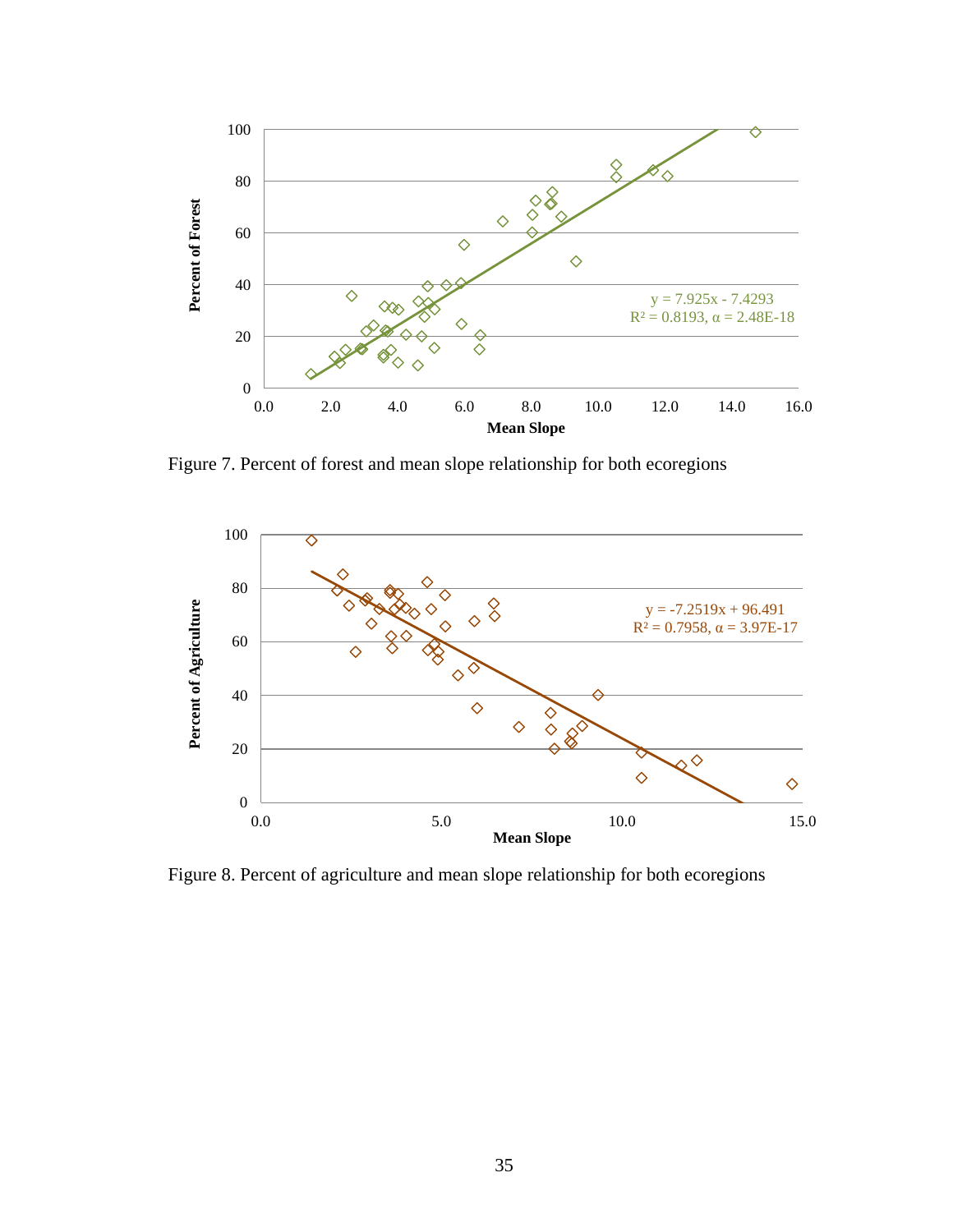Figure 7. Percent of forest and mean slope relationship for both ecoregions

Figure 8. Percent of agriculture and mean slope relationship for both ecoregions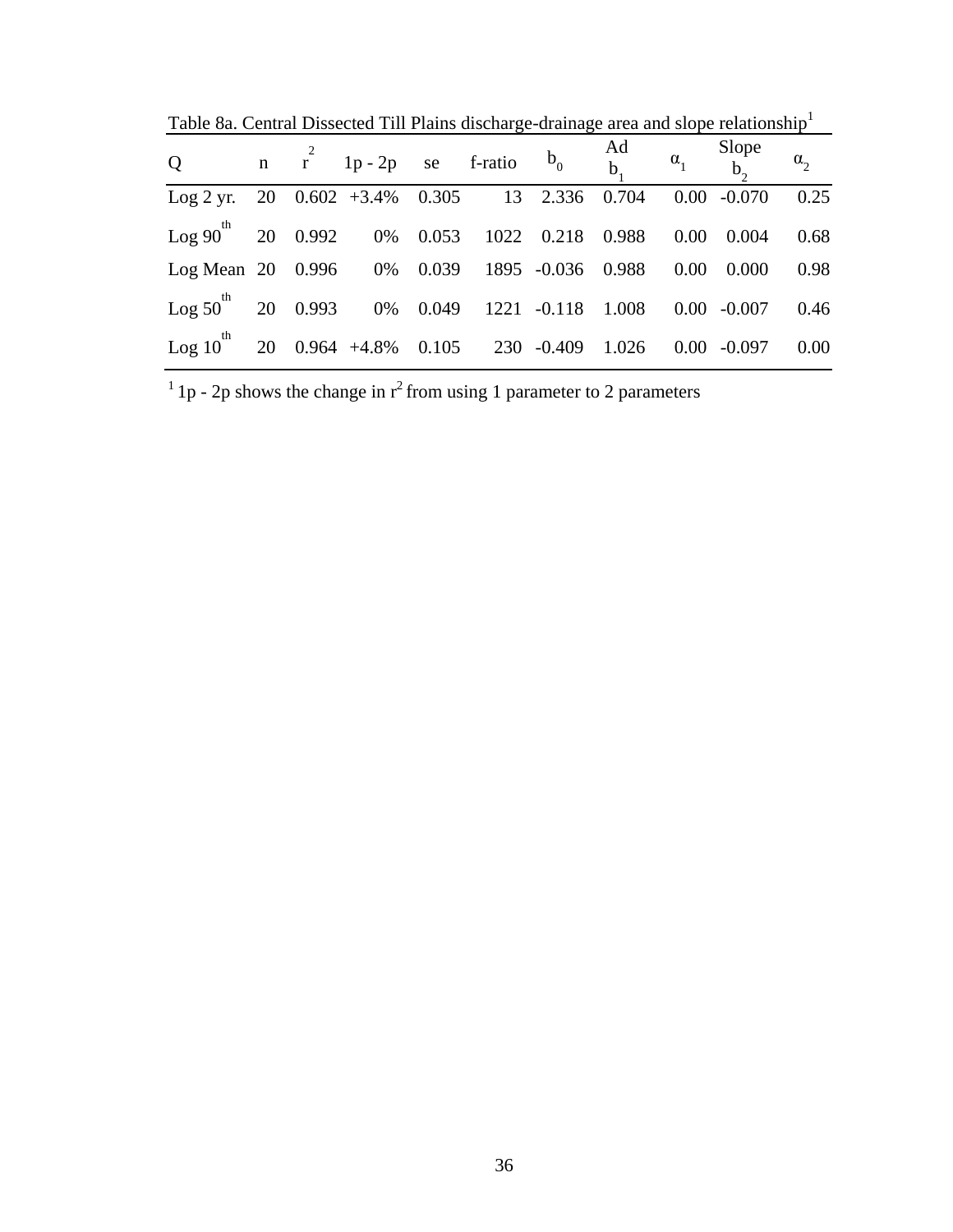Table 8a. Central Dissected Till Plains discharge-drainage area and slope relationship[1]

| Q | n | $r^2$ | 1p - 2p | se | f-ratio | $b_0$ | Ad $b_1$ | $\alpha_1$ | Slope $b_2$ | $\alpha_2$ |
|---|---|---|---|---|---|---|---|---|---|---|
| Log 2 yr. | 20 | 0.602 | +3.4% | 0.305 | 13 | 2.336 | 0.704 | 0.00 | -0.070 | 0.25 |
| Log 90[th] | 20 | 0.992 | 0% | 0.053 | 1022 | 0.218 | 0.988 | 0.00 | 0.004 | 0.68 |
| Log Mean | 20 | 0.996 | 0% | 0.039 | 1895 | -0.036 | 0.988 | 0.00 | 0.000 | 0.98 |
| Log 50[th] | 20 | 0.993 | 0% | 0.049 | 1221 | -0.118 | 1.008 | 0.00 | -0.007 | 0.46 |
| Log 10[th] | 20 | 0.964 | +4.8% | 0.105 | 230 | -0.409 | 1.026 | 0.00 | -0.097 | 0.00 |

[1] 1p - 2p shows the change in $r^2$ from using 1 parameter to 2 parameters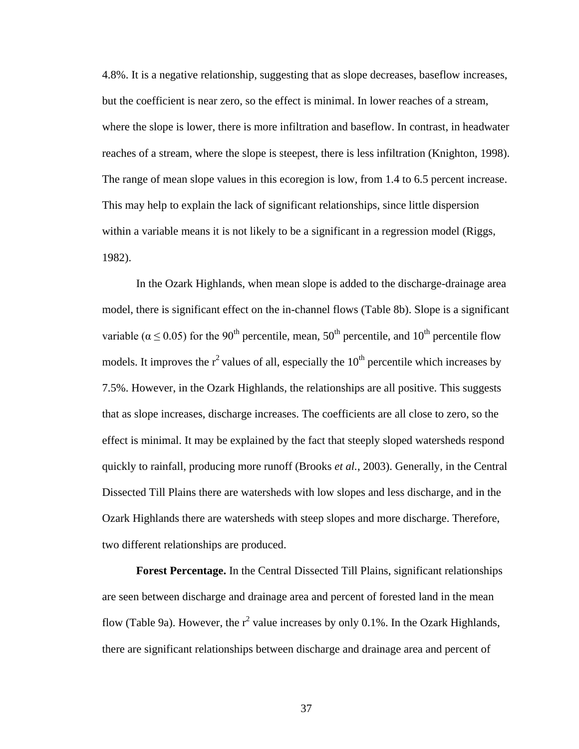4.8%. It is a negative relationship, suggesting that as slope decreases, baseflow increases, but the coefficient is near zero, so the effect is minimal. In lower reaches of a stream, where the slope is lower, there is more infiltration and baseflow. In contrast, in headwater reaches of a stream, where the slope is steepest, there is less infiltration (Knighton, 1998). The range of mean slope values in this ecoregion is low, from 1.4 to 6.5 percent increase. This may help to explain the lack of significant relationships, since little dispersion within a variable means it is not likely to be a significant in a regression model (Riggs, 1982).

In the Ozark Highlands, when mean slope is added to the discharge-drainage area model, there is significant effect on the in-channel flows (Table 8b). Slope is a significant variable ($\alpha \leq 0.05$) for the 90$^{th}$ percentile, mean, 50$^{th}$ percentile, and 10$^{th}$ percentile flow models. It improves the $r^2$ values of all, especially the 10$^{th}$ percentile which increases by 7.5%. However, in the Ozark Highlands, the relationships are all positive. This suggests that as slope increases, discharge increases. The coefficients are all close to zero, so the effect is minimal. It may be explained by the fact that steeply sloped watersheds respond quickly to rainfall, producing more runoff (Brooks *et al.*, 2003). Generally, in the Central Dissected Till Plains there are watersheds with low slopes and less discharge, and in the Ozark Highlands there are watersheds with steep slopes and more discharge. Therefore, two different relationships are produced.

**Forest Percentage.** In the Central Dissected Till Plains, significant relationships are seen between discharge and drainage area and percent of forested land in the mean flow (Table 9a). However, the $r^2$ value increases by only 0.1%. In the Ozark Highlands, there are significant relationships between discharge and drainage area and percent of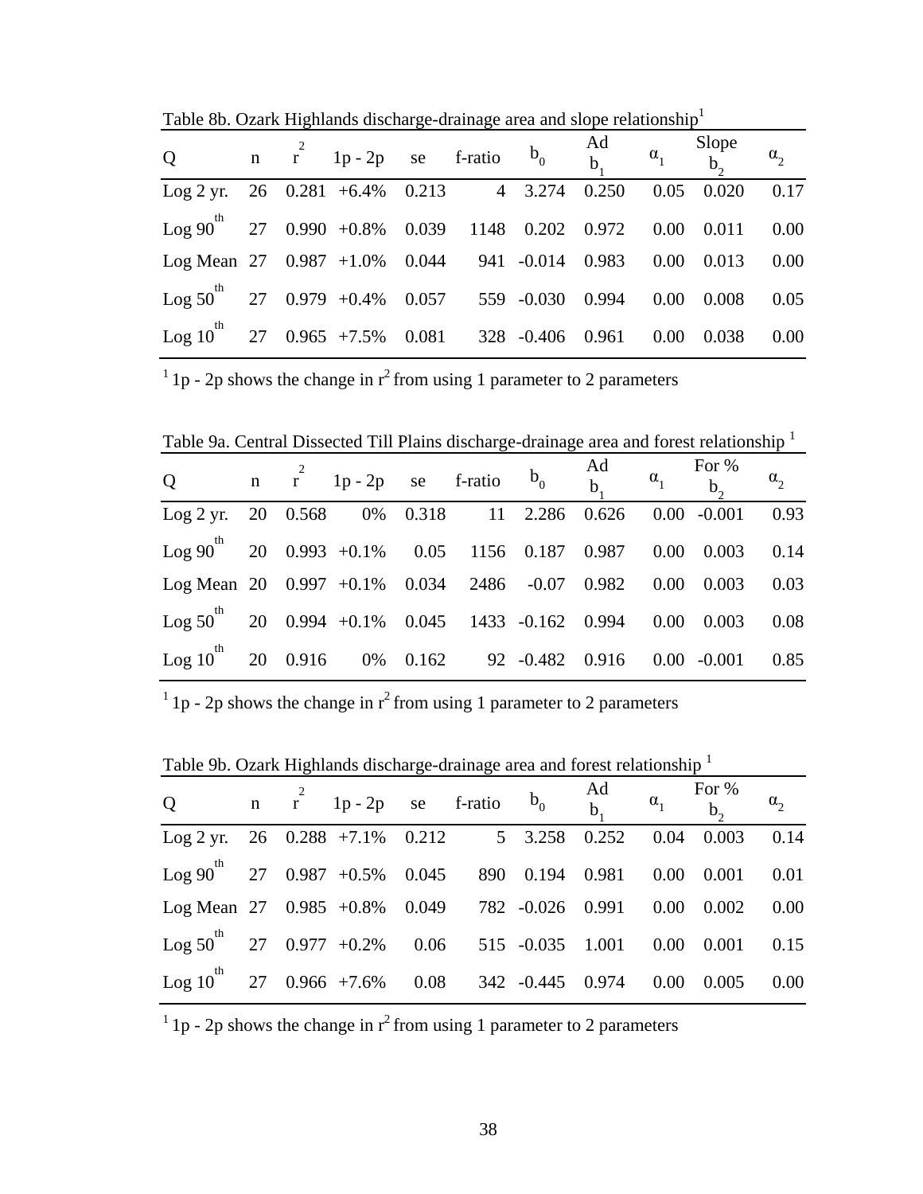Table 8b. Ozark Highlands discharge-drainage area and slope relationship[1]

| Q | n | $r^2$ | 1p - 2p | se | f-ratio | $b_0$ | Ad $b_1$ | $\alpha_1$ | Slope $b_2$ | $\alpha_2$ |
|---|---|---|---|---|---|---|---|---|---|---|
| Log 2 yr. | 26 | 0.281 | +6.4% | 0.213 | 4 | 3.274 | 0.250 | 0.05 | 0.020 | 0.17 |
| Log $90^{th}$ | 27 | 0.990 | +0.8% | 0.039 | 1148 | 0.202 | 0.972 | 0.00 | 0.011 | 0.00 |
| Log Mean | 27 | 0.987 | +1.0% | 0.044 | 941 | -0.014 | 0.983 | 0.00 | 0.013 | 0.00 |
| Log $50^{th}$ | 27 | 0.979 | +0.4% | 0.057 | 559 | -0.030 | 0.994 | 0.00 | 0.008 | 0.05 |
| Log $10^{th}$ | 27 | 0.965 | +7.5% | 0.081 | 328 | -0.406 | 0.961 | 0.00 | 0.038 | 0.00 |

[1] 1p - 2p shows the change in $r^2$ from using 1 parameter to 2 parameters

Table 9a. Central Dissected Till Plains discharge-drainage area and forest relationship [1]

| Q | n | $r^2$ | 1p - 2p | se | f-ratio | $b_0$ | Ad $b_1$ | $\alpha_1$ | For % $b_2$ | $\alpha_2$ |
|---|---|---|---|---|---|---|---|---|---|---|
| Log 2 yr. | 20 | 0.568 | 0% | 0.318 | 11 | 2.286 | 0.626 | 0.00 | -0.001 | 0.93 |
| Log $90^{th}$ | 20 | 0.993 | +0.1% | 0.05 | 1156 | 0.187 | 0.987 | 0.00 | 0.003 | 0.14 |
| Log Mean | 20 | 0.997 | +0.1% | 0.034 | 2486 | -0.07 | 0.982 | 0.00 | 0.003 | 0.03 |
| Log $50^{th}$ | 20 | 0.994 | +0.1% | 0.045 | 1433 | -0.162 | 0.994 | 0.00 | 0.003 | 0.08 |
| Log $10^{th}$ | 20 | 0.916 | 0% | 0.162 | 92 | -0.482 | 0.916 | 0.00 | -0.001 | 0.85 |

[1] 1p - 2p shows the change in $r^2$ from using 1 parameter to 2 parameters

Table 9b. Ozark Highlands discharge-drainage area and forest relationship [1]

| Q | n | $r^2$ | 1p - 2p | se | f-ratio | $b_0$ | Ad $b_1$ | $\alpha_1$ | For % $b_2$ | $\alpha_2$ |
|---|---|---|---|---|---|---|---|---|---|---|
| Log 2 yr. | 26 | 0.288 | +7.1% | 0.212 | 5 | 3.258 | 0.252 | 0.04 | 0.003 | 0.14 |
| Log $90^{th}$ | 27 | 0.987 | +0.5% | 0.045 | 890 | 0.194 | 0.981 | 0.00 | 0.001 | 0.01 |
| Log Mean | 27 | 0.985 | +0.8% | 0.049 | 782 | -0.026 | 0.991 | 0.00 | 0.002 | 0.00 |
| Log $50^{th}$ | 27 | 0.977 | +0.2% | 0.06 | 515 | -0.035 | 1.001 | 0.00 | 0.001 | 0.15 |
| Log $10^{th}$ | 27 | 0.966 | +7.6% | 0.08 | 342 | -0.445 | 0.974 | 0.00 | 0.005 | 0.00 |

[1] 1p - 2p shows the change in $r^2$ from using 1 parameter to 2 parameters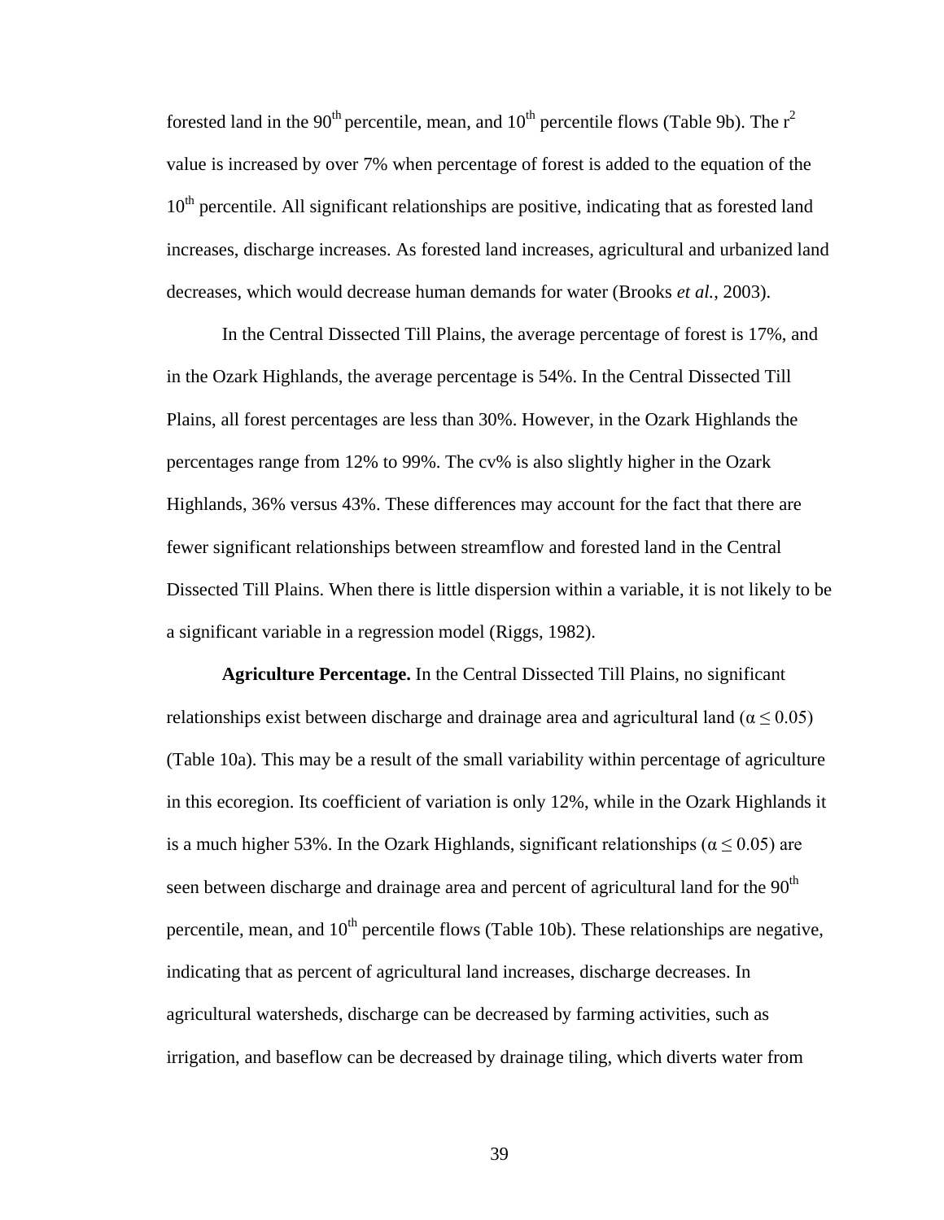forested land in the 90th percentile, mean, and 10th percentile flows (Table 9b). The $r^2$ value is increased by over 7% when percentage of forest is added to the equation of the 10th percentile. All significant relationships are positive, indicating that as forested land increases, discharge increases. As forested land increases, agricultural and urbanized land decreases, which would decrease human demands for water (Brooks *et al.*, 2003).

In the Central Dissected Till Plains, the average percentage of forest is 17%, and in the Ozark Highlands, the average percentage is 54%. In the Central Dissected Till Plains, all forest percentages are less than 30%. However, in the Ozark Highlands the percentages range from 12% to 99%. The cv% is also slightly higher in the Ozark Highlands, 36% versus 43%. These differences may account for the fact that there are fewer significant relationships between streamflow and forested land in the Central Dissected Till Plains. When there is little dispersion within a variable, it is not likely to be a significant variable in a regression model (Riggs, 1982).

**Agriculture Percentage.** In the Central Dissected Till Plains, no significant relationships exist between discharge and drainage area and agricultural land ($\alpha \leq 0.05$) (Table 10a). This may be a result of the small variability within percentage of agriculture in this ecoregion. Its coefficient of variation is only 12%, while in the Ozark Highlands it is a much higher 53%. In the Ozark Highlands, significant relationships ($\alpha \leq 0.05$) are seen between discharge and drainage area and percent of agricultural land for the 90th percentile, mean, and 10th percentile flows (Table 10b). These relationships are negative, indicating that as percent of agricultural land increases, discharge decreases. In agricultural watersheds, discharge can be decreased by farming activities, such as irrigation, and baseflow can be decreased by drainage tiling, which diverts water from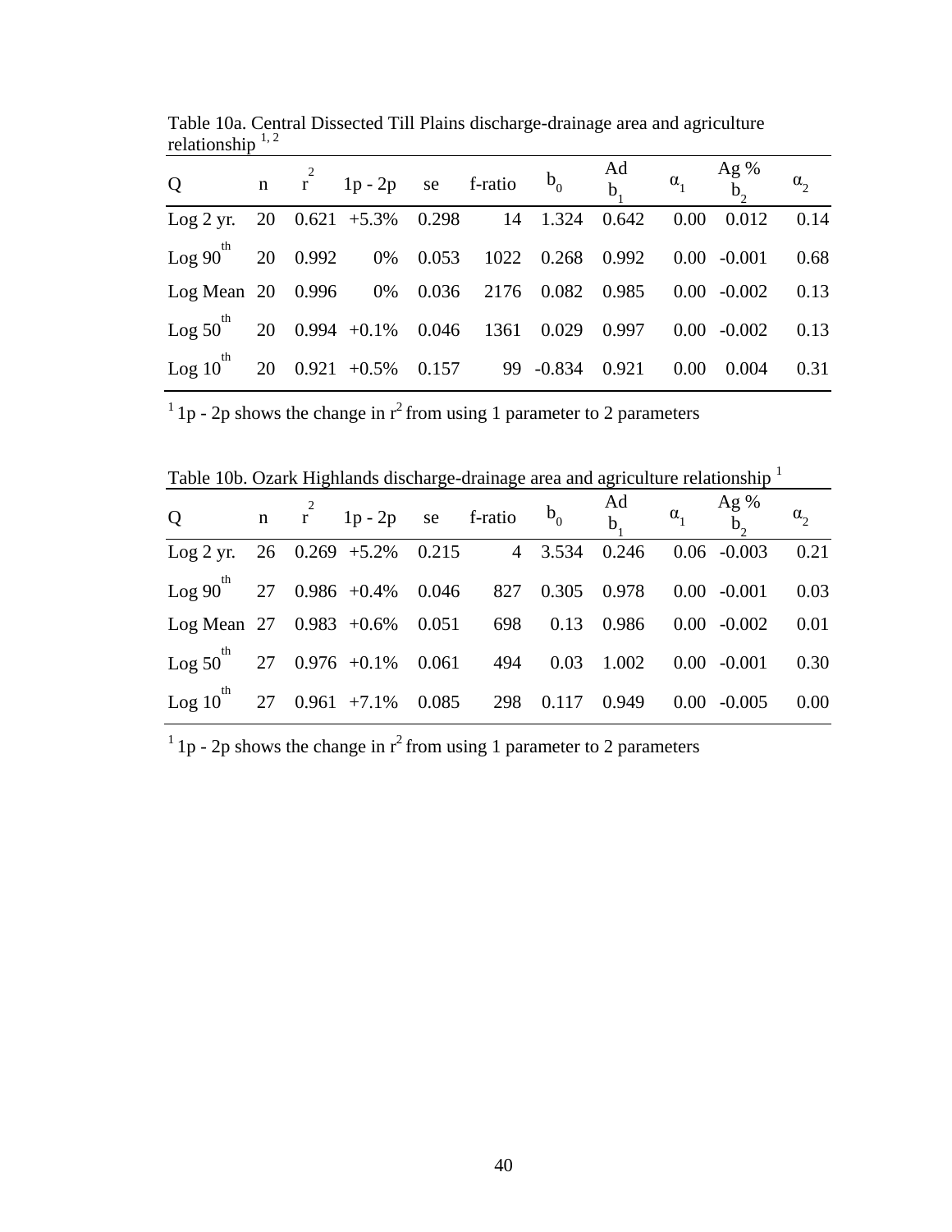Table 10a. Central Dissected Till Plains discharge-drainage area and agriculture relationship [1, 2]

| Q | n | $r^2$ | 1p - 2p | se | f-ratio | $b_0$ | Ad $b_1$ | $\alpha_1$ | Ag % $b_2$ | $\alpha_2$ |
|---|---|---|---|---|---|---|---|---|---|---|
| Log 2 yr. | 20 | 0.621 | +5.3% | 0.298 | 14 | 1.324 | 0.642 | 0.00 | 0.012 | 0.14 |
| Log 90th | 20 | 0.992 | 0% | 0.053 | 1022 | 0.268 | 0.992 | 0.00 | -0.001 | 0.68 |
| Log Mean | 20 | 0.996 | 0% | 0.036 | 2176 | 0.082 | 0.985 | 0.00 | -0.002 | 0.13 |
| Log 50th | 20 | 0.994 | +0.1% | 0.046 | 1361 | 0.029 | 0.997 | 0.00 | -0.002 | 0.13 |
| Log 10th | 20 | 0.921 | +0.5% | 0.157 | 99 | -0.834 | 0.921 | 0.00 | 0.004 | 0.31 |

[1] 1p - 2p shows the change in $r^2$ from using 1 parameter to 2 parameters

Table 10b. Ozark Highlands discharge-drainage area and agriculture relationship [1]

| Q | n | $r^2$ | 1p - 2p | se | f-ratio | $b_0$ | Ad $b_1$ | $\alpha_1$ | Ag % $b_2$ | $\alpha_2$ |
|---|---|---|---|---|---|---|---|---|---|---|
| Log 2 yr. | 26 | 0.269 | +5.2% | 0.215 | 4 | 3.534 | 0.246 | 0.06 | -0.003 | 0.21 |
| Log 90th | 27 | 0.986 | +0.4% | 0.046 | 827 | 0.305 | 0.978 | 0.00 | -0.001 | 0.03 |
| Log Mean | 27 | 0.983 | +0.6% | 0.051 | 698 | 0.13 | 0.986 | 0.00 | -0.002 | 0.01 |
| Log 50th | 27 | 0.976 | +0.1% | 0.061 | 494 | 0.03 | 1.002 | 0.00 | -0.001 | 0.30 |
| Log 10th | 27 | 0.961 | +7.1% | 0.085 | 298 | 0.117 | 0.949 | 0.00 | -0.005 | 0.00 |

[1] 1p - 2p shows the change in $r^2$ from using 1 parameter to 2 parameters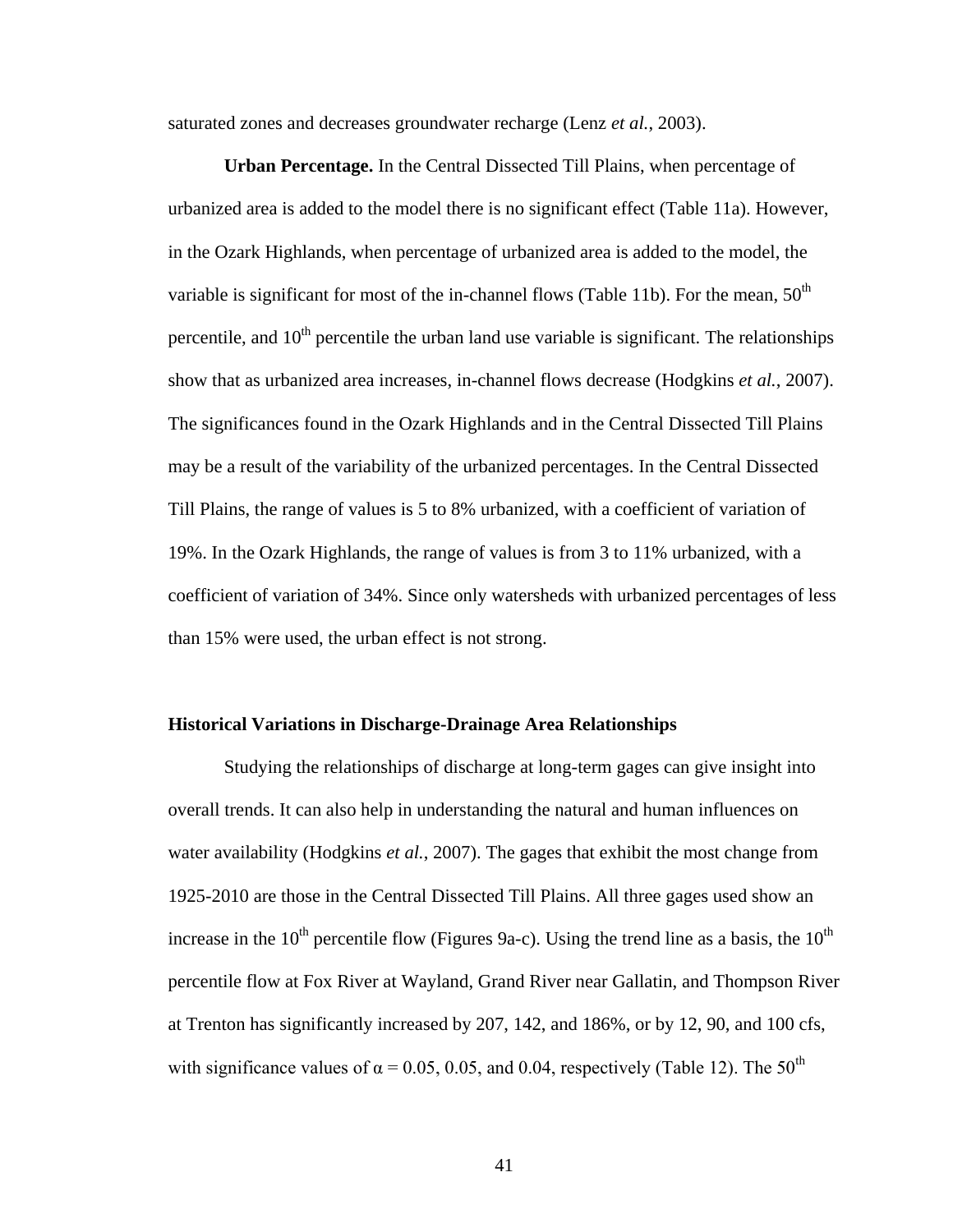saturated zones and decreases groundwater recharge (Lenz *et al.*, 2003).

**Urban Percentage.** In the Central Dissected Till Plains, when percentage of urbanized area is added to the model there is no significant effect (Table 11a). However, in the Ozark Highlands, when percentage of urbanized area is added to the model, the variable is significant for most of the in-channel flows (Table 11b). For the mean, 50$^{th}$ percentile, and 10$^{th}$ percentile the urban land use variable is significant. The relationships show that as urbanized area increases, in-channel flows decrease (Hodgkins *et al.*, 2007). The significances found in the Ozark Highlands and in the Central Dissected Till Plains may be a result of the variability of the urbanized percentages. In the Central Dissected Till Plains, the range of values is 5 to 8% urbanized, with a coefficient of variation of 19%. In the Ozark Highlands, the range of values is from 3 to 11% urbanized, with a coefficient of variation of 34%. Since only watersheds with urbanized percentages of less than 15% were used, the urban effect is not strong.

### Historical Variations in Discharge-Drainage Area Relationships

Studying the relationships of discharge at long-term gages can give insight into overall trends. It can also help in understanding the natural and human influences on water availability (Hodgkins *et al.*, 2007). The gages that exhibit the most change from 1925-2010 are those in the Central Dissected Till Plains. All three gages used show an increase in the 10$^{th}$ percentile flow (Figures 9a-c). Using the trend line as a basis, the 10$^{th}$ percentile flow at Fox River at Wayland, Grand River near Gallatin, and Thompson River at Trenton has significantly increased by 207, 142, and 186%, or by 12, 90, and 100 cfs, with significance values of $\alpha$ = 0.05, 0.05, and 0.04, respectively (Table 12). The 50$^{th}$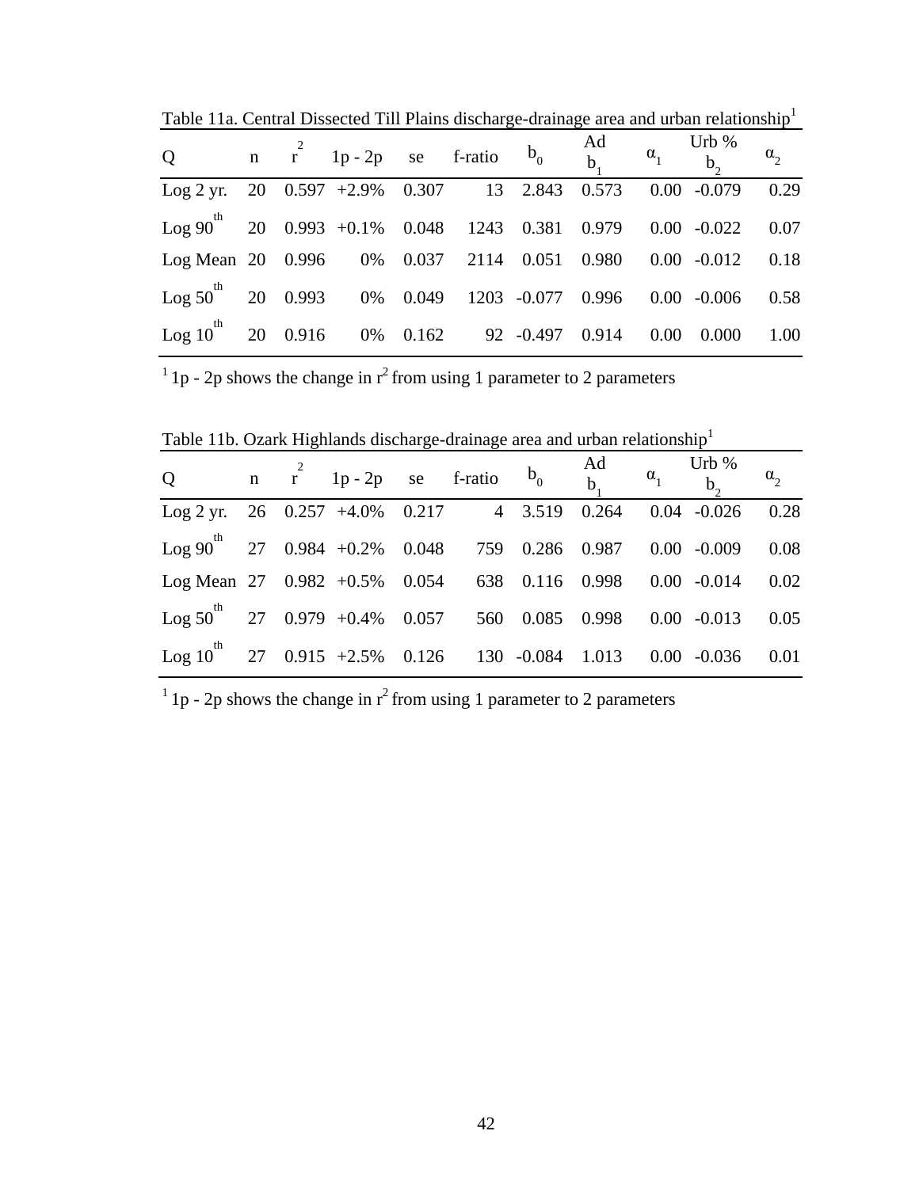Table 11a. Central Dissected Till Plains discharge-drainage area and urban relationship[1]

| Q | n | $r^2$ | 1p - 2p | se | f-ratio | $b_0$ | Ad $b_1$ | $\alpha_1$ | Urb % $b_2$ | $\alpha_2$ |
|---|---|---|---|---|---|---|---|---|---|---|
| Log 2 yr. | 20 | 0.597 | +2.9% | 0.307 | 13 | 2.843 | 0.573 | 0.00 | -0.079 | 0.29 |
| Log 90$^{th}$ | 20 | 0.993 | +0.1% | 0.048 | 1243 | 0.381 | 0.979 | 0.00 | -0.022 | 0.07 |
| Log Mean | 20 | 0.996 | 0% | 0.037 | 2114 | 0.051 | 0.980 | 0.00 | -0.012 | 0.18 |
| Log 50$^{th}$ | 20 | 0.993 | 0% | 0.049 | 1203 | -0.077 | 0.996 | 0.00 | -0.006 | 0.58 |
| Log 10$^{th}$ | 20 | 0.916 | 0% | 0.162 | 92 | -0.497 | 0.914 | 0.00 | 0.000 | 1.00 |

[1] 1p - 2p shows the change in $r^2$ from using 1 parameter to 2 parameters

Table 11b. Ozark Highlands discharge-drainage area and urban relationship[1]

| Q | n | $r^2$ | 1p - 2p | se | f-ratio | $b_0$ | Ad $b_1$ | $\alpha_1$ | Urb % $b_2$ | $\alpha_2$ |
|---|---|---|---|---|---|---|---|---|---|---|
| Log 2 yr. | 26 | 0.257 | +4.0% | 0.217 | 4 | 3.519 | 0.264 | 0.04 | -0.026 | 0.28 |
| Log 90$^{th}$ | 27 | 0.984 | +0.2% | 0.048 | 759 | 0.286 | 0.987 | 0.00 | -0.009 | 0.08 |
| Log Mean | 27 | 0.982 | +0.5% | 0.054 | 638 | 0.116 | 0.998 | 0.00 | -0.014 | 0.02 |
| Log 50$^{th}$ | 27 | 0.979 | +0.4% | 0.057 | 560 | 0.085 | 0.998 | 0.00 | -0.013 | 0.05 |
| Log 10$^{th}$ | 27 | 0.915 | +2.5% | 0.126 | 130 | -0.084 | 1.013 | 0.00 | -0.036 | 0.01 |

[1] 1p - 2p shows the change in $r^2$ from using 1 parameter to 2 parameters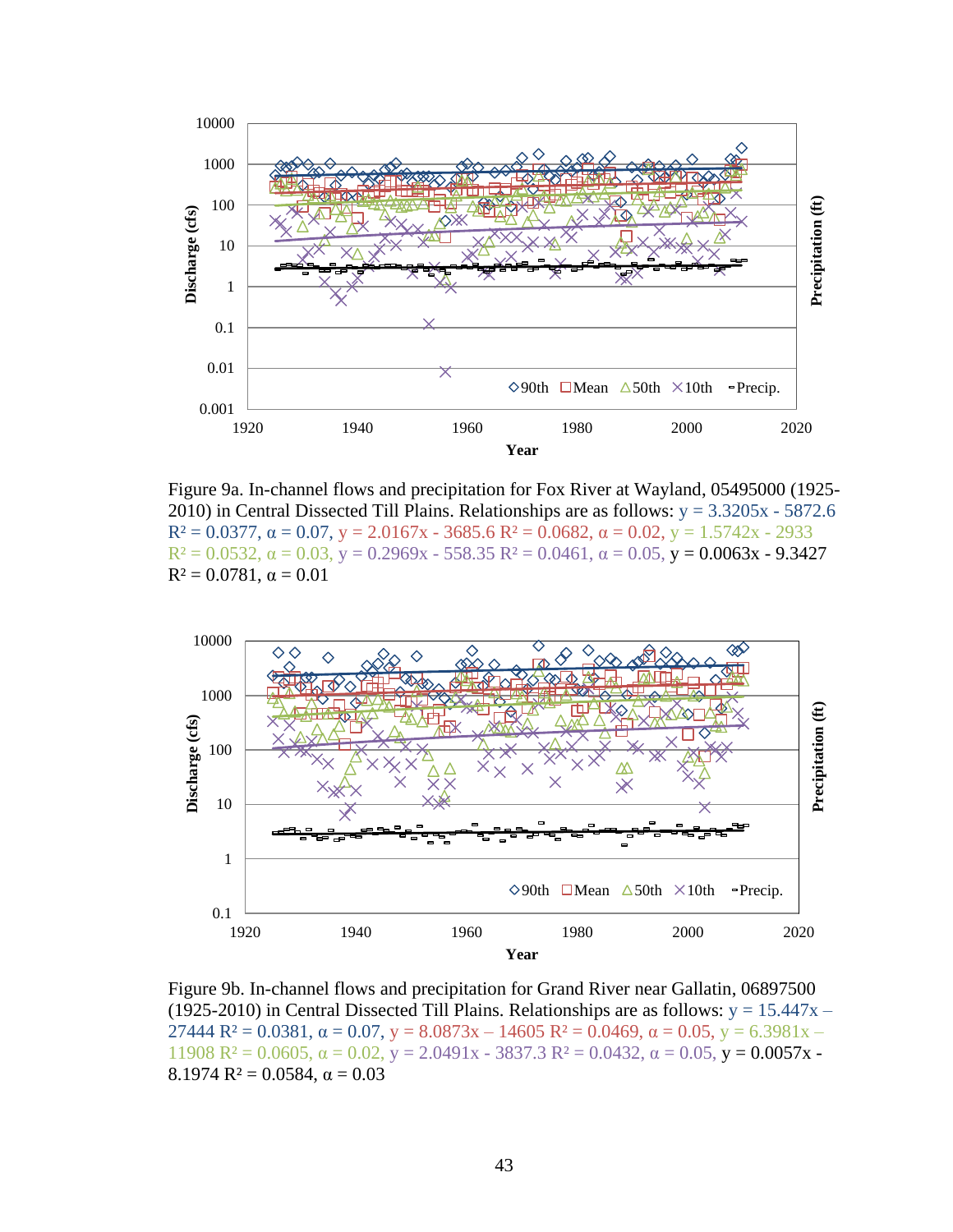Figure 9a. In-channel flows and precipitation for Fox River at Wayland, 05495000 (1925-2010) in Central Dissected Till Plains. Relationships are as follows: $y = 3.3205x - 5872.6$ $R^2 = 0.0377$, $\alpha = 0.07$, $y = 2.0167x - 3685.6$ $R^2 = 0.0682$, $\alpha = 0.02$, $y = 1.5742x - 2933$ $R^2 = 0.0532$, $\alpha = 0.03$, $y = 0.2969x - 558.35$ $R^2 = 0.0461$, $\alpha = 0.05$, $y = 0.0063x - 9.3427$ $R^2 = 0.0781$, $\alpha = 0.01$

Figure 9b. In-channel flows and precipitation for Grand River near Gallatin, 06897500 (1925-2010) in Central Dissected Till Plains. Relationships are as follows: $y = 15.447x - 27444$ $R^2 = 0.0381$, $\alpha = 0.07$, $y = 8.0873x - 14605$ $R^2 = 0.0469$, $\alpha = 0.05$, $y = 6.3981x - 11908$ $R^2 = 0.0605$, $\alpha = 0.02$, $y = 2.0491x - 3837.3$ $R^2 = 0.0432$, $\alpha = 0.05$, $y = 0.0057x - 8.1974$ $R^2 = 0.0584$, $\alpha = 0.03$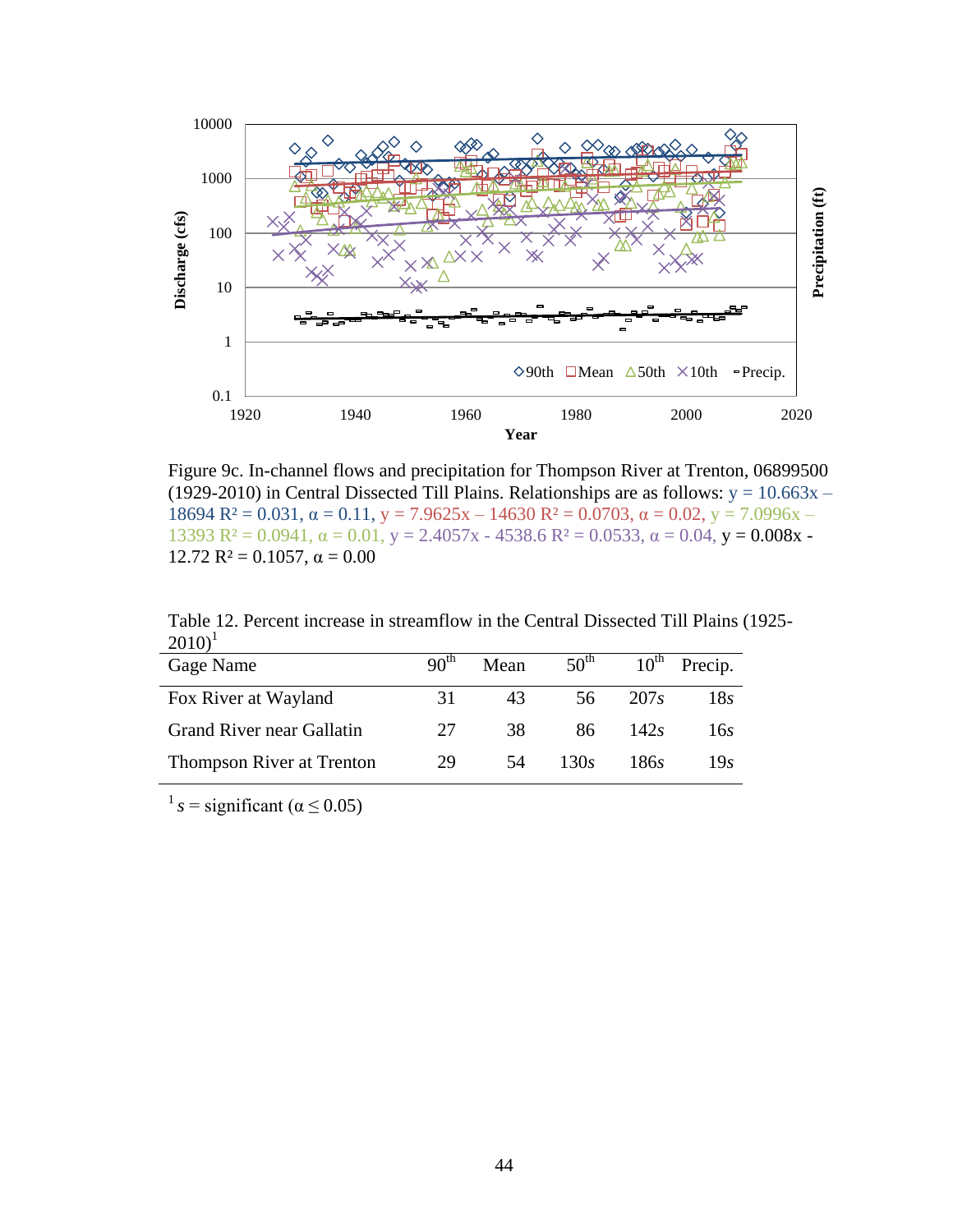Figure 9c. In-channel flows and precipitation for Thompson River at Trenton, 06899500 (1929-2010) in Central Dissected Till Plains. Relationships are as follows: $y = 10.663x - 18694$ $R^2 = 0.031$, $\alpha = 0.11$, $y = 7.9625x - 14630$ $R^2 = 0.0703$, $\alpha = 0.02$, $y = 7.0996x - 13393$ $R^2 = 0.0941$, $\alpha = 0.01$, $y = 2.4057x - 4538.6$ $R^2 = 0.0533$, $\alpha = 0.04$, $y = 0.008x - 12.72$ $R^2 = 0.1057$, $\alpha = 0.00$

Table 12. Percent increase in streamflow in the Central Dissected Till Plains (1925-2010)[1]

| Gage Name | 90th | Mean | 50th | 10th | Precip. |
|---|---|---|---|---|---|
| Fox River at Wayland | 31 | 43 | 56 | 207*s* | 18*s* |
| Grand River near Gallatin | 27 | 38 | 86 | 142*s* | 16*s* |
| Thompson River at Trenton | 29 | 54 | 130*s* | 186*s* | 19*s* |

[1] *s* = significant ($\alpha \leq 0.05$)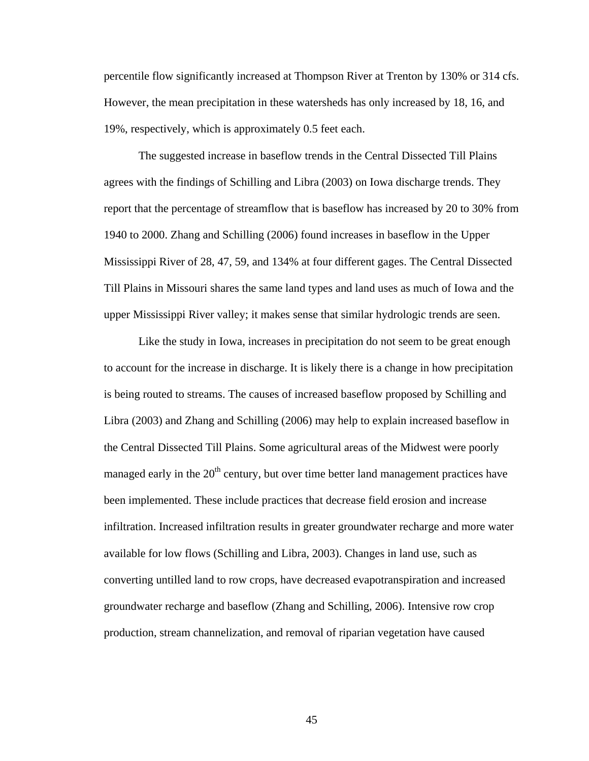percentile flow significantly increased at Thompson River at Trenton by 130% or 314 cfs. However, the mean precipitation in these watersheds has only increased by 18, 16, and 19%, respectively, which is approximately 0.5 feet each.

The suggested increase in baseflow trends in the Central Dissected Till Plains agrees with the findings of Schilling and Libra (2003) on Iowa discharge trends. They report that the percentage of streamflow that is baseflow has increased by 20 to 30% from 1940 to 2000. Zhang and Schilling (2006) found increases in baseflow in the Upper Mississippi River of 28, 47, 59, and 134% at four different gages. The Central Dissected Till Plains in Missouri shares the same land types and land uses as much of Iowa and the upper Mississippi River valley; it makes sense that similar hydrologic trends are seen.

Like the study in Iowa, increases in precipitation do not seem to be great enough to account for the increase in discharge. It is likely there is a change in how precipitation is being routed to streams. The causes of increased baseflow proposed by Schilling and Libra (2003) and Zhang and Schilling (2006) may help to explain increased baseflow in the Central Dissected Till Plains. Some agricultural areas of the Midwest were poorly managed early in the 20th century, but over time better land management practices have been implemented. These include practices that decrease field erosion and increase infiltration. Increased infiltration results in greater groundwater recharge and more water available for low flows (Schilling and Libra, 2003). Changes in land use, such as converting untilled land to row crops, have decreased evapotranspiration and increased groundwater recharge and baseflow (Zhang and Schilling, 2006). Intensive row crop production, stream channelization, and removal of riparian vegetation have caused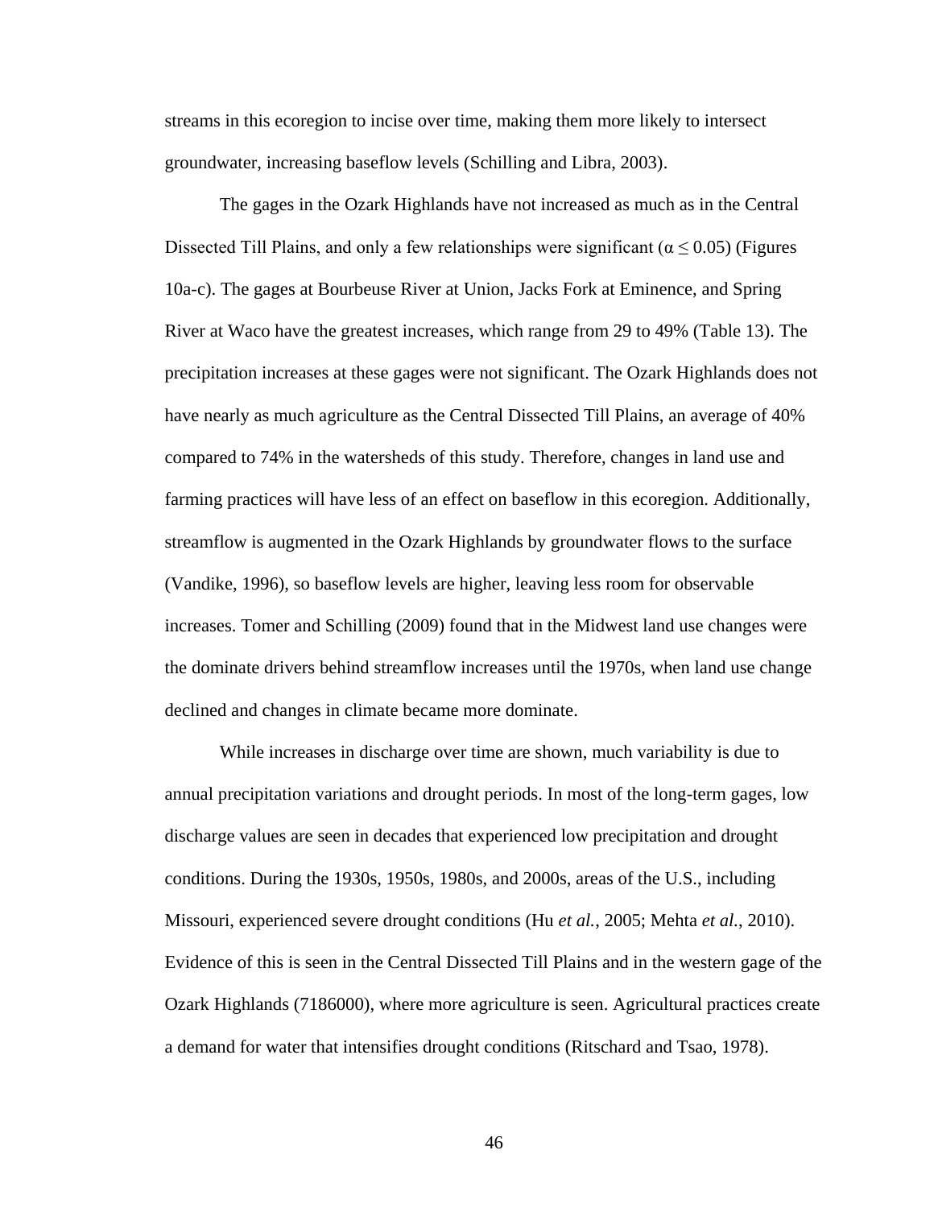streams in this ecoregion to incise over time, making them more likely to intersect groundwater, increasing baseflow levels (Schilling and Libra, 2003).

The gages in the Ozark Highlands have not increased as much as in the Central Dissected Till Plains, and only a few relationships were significant ($\alpha \leq 0.05$) (Figures 10a-c). The gages at Bourbeuse River at Union, Jacks Fork at Eminence, and Spring River at Waco have the greatest increases, which range from 29 to 49% (Table 13). The precipitation increases at these gages were not significant. The Ozark Highlands does not have nearly as much agriculture as the Central Dissected Till Plains, an average of 40% compared to 74% in the watersheds of this study. Therefore, changes in land use and farming practices will have less of an effect on baseflow in this ecoregion. Additionally, streamflow is augmented in the Ozark Highlands by groundwater flows to the surface (Vandike, 1996), so baseflow levels are higher, leaving less room for observable increases. Tomer and Schilling (2009) found that in the Midwest land use changes were the dominate drivers behind streamflow increases until the 1970s, when land use change declined and changes in climate became more dominate.

While increases in discharge over time are shown, much variability is due to annual precipitation variations and drought periods. In most of the long-term gages, low discharge values are seen in decades that experienced low precipitation and drought conditions. During the 1930s, 1950s, 1980s, and 2000s, areas of the U.S., including Missouri, experienced severe drought conditions (Hu *et al.*, 2005; Mehta *et al.*, 2010). Evidence of this is seen in the Central Dissected Till Plains and in the western gage of the Ozark Highlands (7186000), where more agriculture is seen. Agricultural practices create a demand for water that intensifies drought conditions (Ritschard and Tsao, 1978).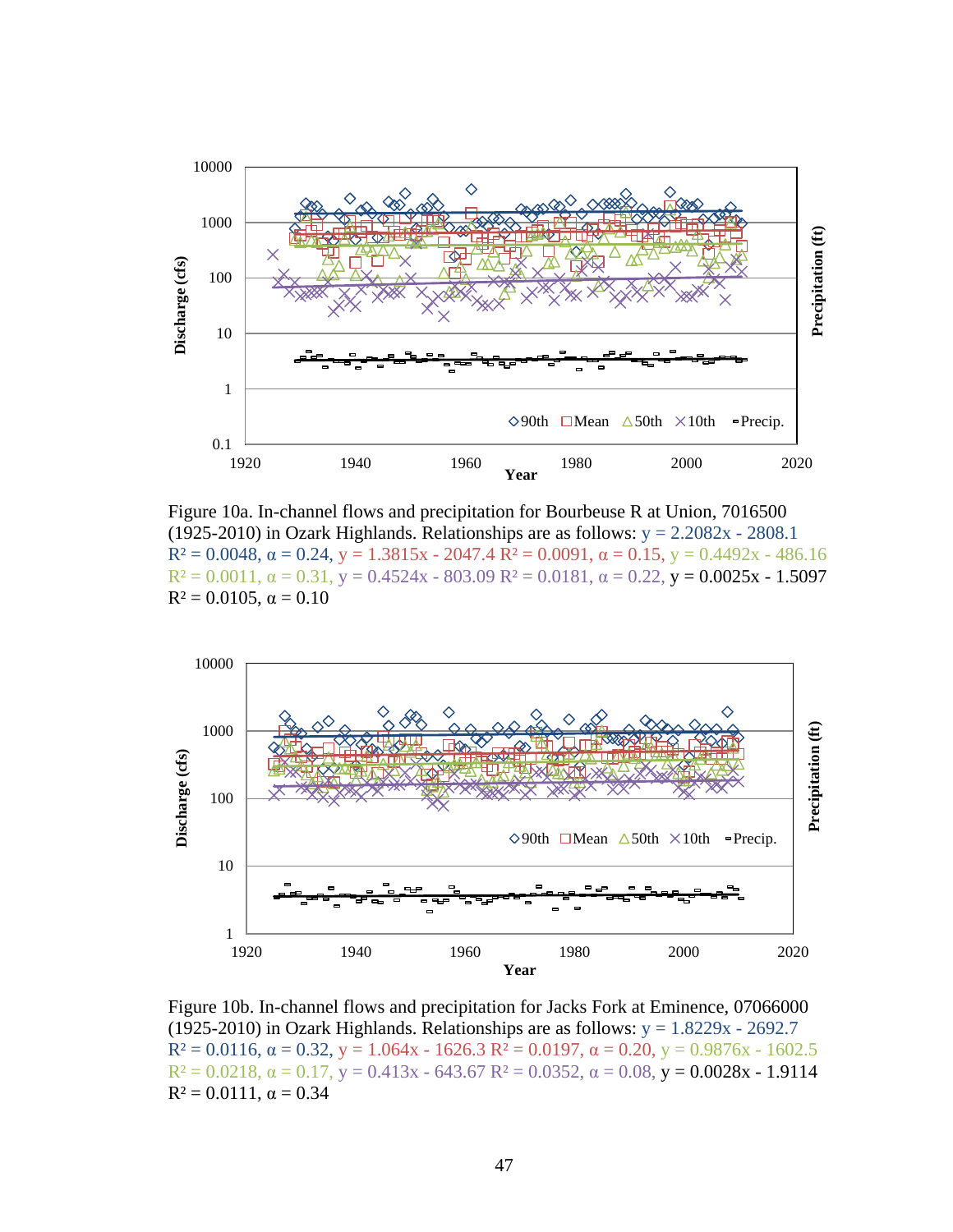Figure 10a. In-channel flows and precipitation for Bourbeuse R at Union, 7016500 (1925-2010) in Ozark Highlands. Relationships are as follows: $y = 2.2082x - 2808.1$ $R^2 = 0.0048$, $\alpha = 0.24$, $y = 1.3815x - 2047.4$ $R^2 = 0.0091$, $\alpha = 0.15$, $y = 0.4492x - 486.16$ $R^2 = 0.0011$, $\alpha = 0.31$, $y = 0.4524x - 803.09$ $R^2 = 0.0181$, $\alpha = 0.22$, $y = 0.0025x - 1.5097$ $R^2 = 0.0105$, $\alpha = 0.10$

Figure 10b. In-channel flows and precipitation for Jacks Fork at Eminence, 07066000 (1925-2010) in Ozark Highlands. Relationships are as follows: $y = 1.8229x - 2692.7$ $R^2 = 0.0116$, $\alpha = 0.32$, $y = 1.064x - 1626.3$ $R^2 = 0.0197$, $\alpha = 0.20$, $y = 0.9876x - 1602.5$ $R^2 = 0.0218$, $\alpha = 0.17$, $y = 0.413x - 643.67$ $R^2 = 0.0352$, $\alpha = 0.08$, $y = 0.0028x - 1.9114$ $R^2 = 0.0111$, $\alpha = 0.34$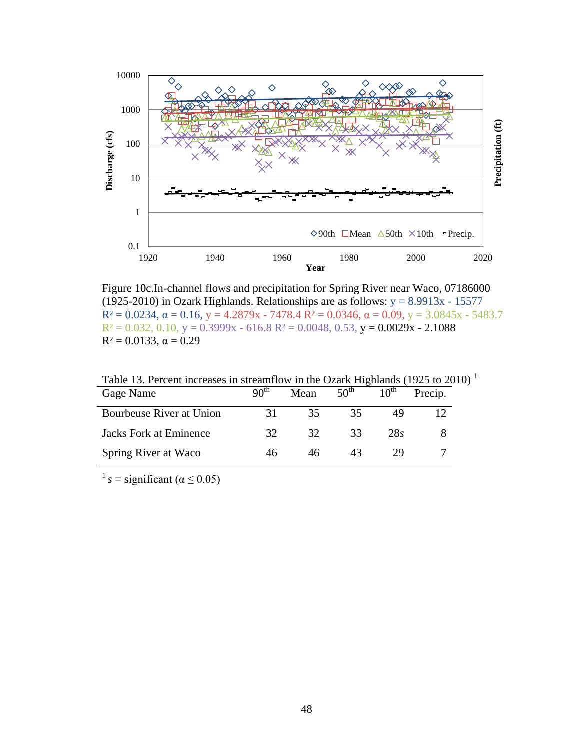Figure 10c.In-channel flows and precipitation for Spring River near Waco, 07186000 (1925-2010) in Ozark Highlands. Relationships are as follows: $y = 8.9913x - 15577$ $R^2 = 0.0234$, $\alpha = 0.16$, $y = 4.2879x - 7478.4$ $R^2 = 0.0346$, $\alpha = 0.09$, $y = 3.0845x - 5483.7$ $R^2 = 0.032$, 0.10, $y = 0.3999x - 616.8$ $R^2 = 0.0048$, 0.53, $y = 0.0029x - 2.1088$ $R^2 = 0.0133$, $\alpha = 0.29$

Table 13. Percent increases in streamflow in the Ozark Highlands (1925 to 2010) [1]

| Gage Name | 90th | Mean | 50th | 10th | Precip. |
|---|---|---|---|---|---|
| Bourbeuse River at Union | 31 | 35 | 35 | 49 | 12 |
| Jacks Fork at Eminence | 32 | 32 | 33 | 28*s* | 8 |
| Spring River at Waco | 46 | 46 | 43 | 29 | 7 |

[1] *s* = significant ($\alpha \leq 0.05$)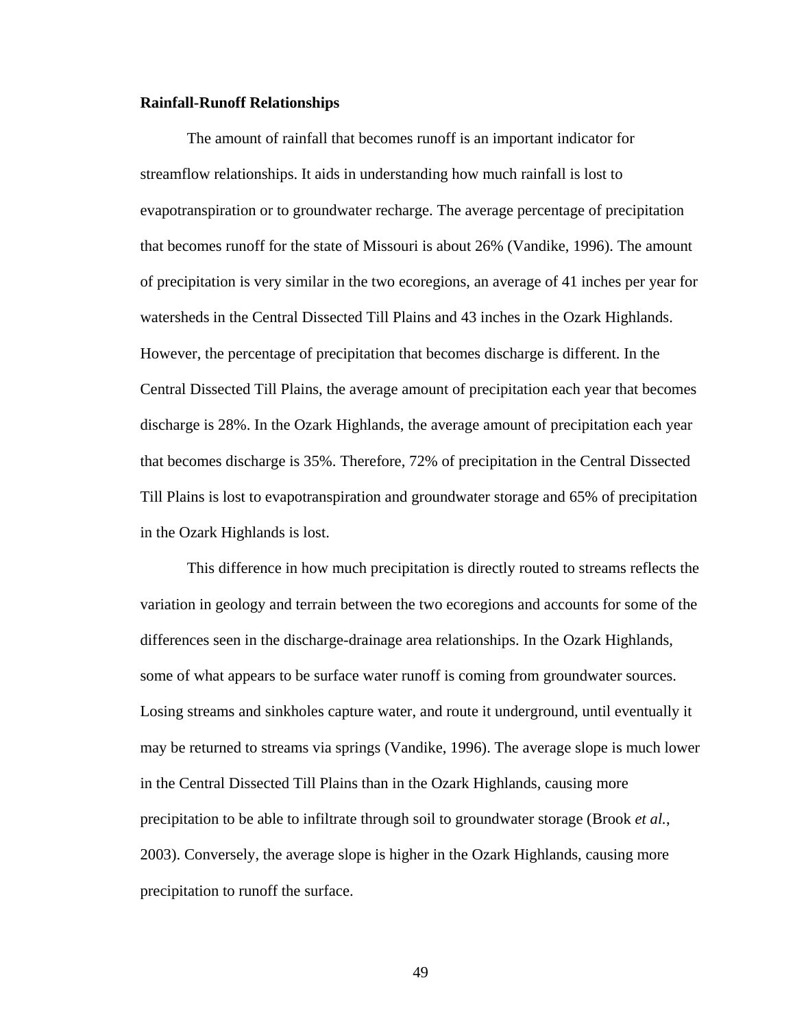**Rainfall-Runoff Relationships**

The amount of rainfall that becomes runoff is an important indicator for streamflow relationships. It aids in understanding how much rainfall is lost to evapotranspiration or to groundwater recharge. The average percentage of precipitation that becomes runoff for the state of Missouri is about 26% (Vandike, 1996). The amount of precipitation is very similar in the two ecoregions, an average of 41 inches per year for watersheds in the Central Dissected Till Plains and 43 inches in the Ozark Highlands. However, the percentage of precipitation that becomes discharge is different. In the Central Dissected Till Plains, the average amount of precipitation each year that becomes discharge is 28%. In the Ozark Highlands, the average amount of precipitation each year that becomes discharge is 35%. Therefore, 72% of precipitation in the Central Dissected Till Plains is lost to evapotranspiration and groundwater storage and 65% of precipitation in the Ozark Highlands is lost.

This difference in how much precipitation is directly routed to streams reflects the variation in geology and terrain between the two ecoregions and accounts for some of the differences seen in the discharge-drainage area relationships. In the Ozark Highlands, some of what appears to be surface water runoff is coming from groundwater sources. Losing streams and sinkholes capture water, and route it underground, until eventually it may be returned to streams via springs (Vandike, 1996). The average slope is much lower in the Central Dissected Till Plains than in the Ozark Highlands, causing more precipitation to be able to infiltrate through soil to groundwater storage (Brook *et al.*, 2003). Conversely, the average slope is higher in the Ozark Highlands, causing more precipitation to runoff the surface.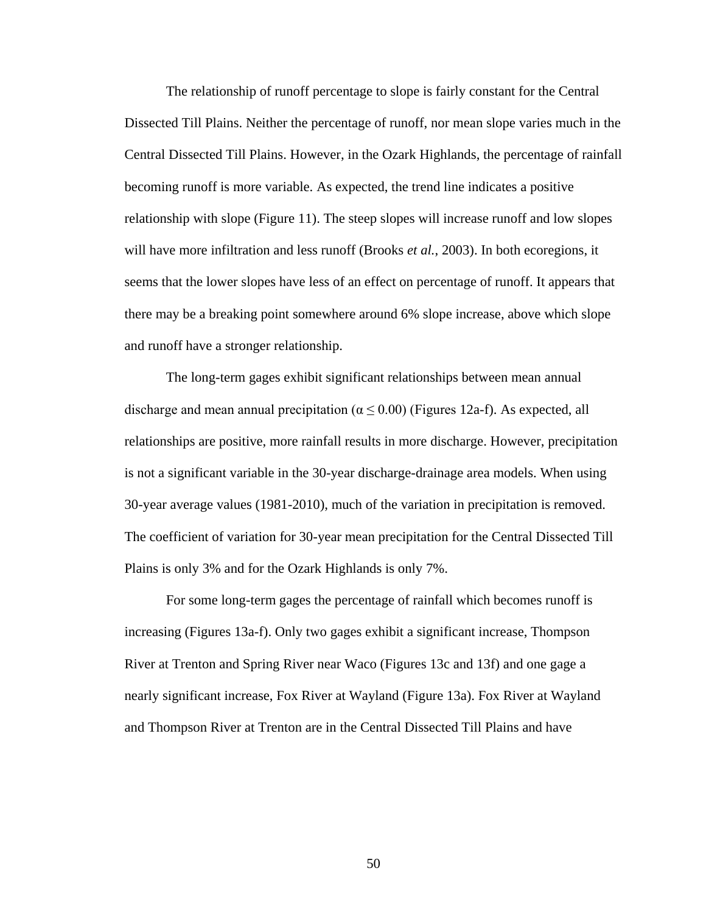The relationship of runoff percentage to slope is fairly constant for the Central Dissected Till Plains. Neither the percentage of runoff, nor mean slope varies much in the Central Dissected Till Plains. However, in the Ozark Highlands, the percentage of rainfall becoming runoff is more variable. As expected, the trend line indicates a positive relationship with slope (Figure 11). The steep slopes will increase runoff and low slopes will have more infiltration and less runoff (Brooks *et al.*, 2003). In both ecoregions, it seems that the lower slopes have less of an effect on percentage of runoff. It appears that there may be a breaking point somewhere around 6% slope increase, above which slope and runoff have a stronger relationship.

The long-term gages exhibit significant relationships between mean annual discharge and mean annual precipitation ($\alpha \leq 0.00$) (Figures 12a-f). As expected, all relationships are positive, more rainfall results in more discharge. However, precipitation is not a significant variable in the 30-year discharge-drainage area models. When using 30-year average values (1981-2010), much of the variation in precipitation is removed. The coefficient of variation for 30-year mean precipitation for the Central Dissected Till Plains is only 3% and for the Ozark Highlands is only 7%.

For some long-term gages the percentage of rainfall which becomes runoff is increasing (Figures 13a-f). Only two gages exhibit a significant increase, Thompson River at Trenton and Spring River near Waco (Figures 13c and 13f) and one gage a nearly significant increase, Fox River at Wayland (Figure 13a). Fox River at Wayland and Thompson River at Trenton are in the Central Dissected Till Plains and have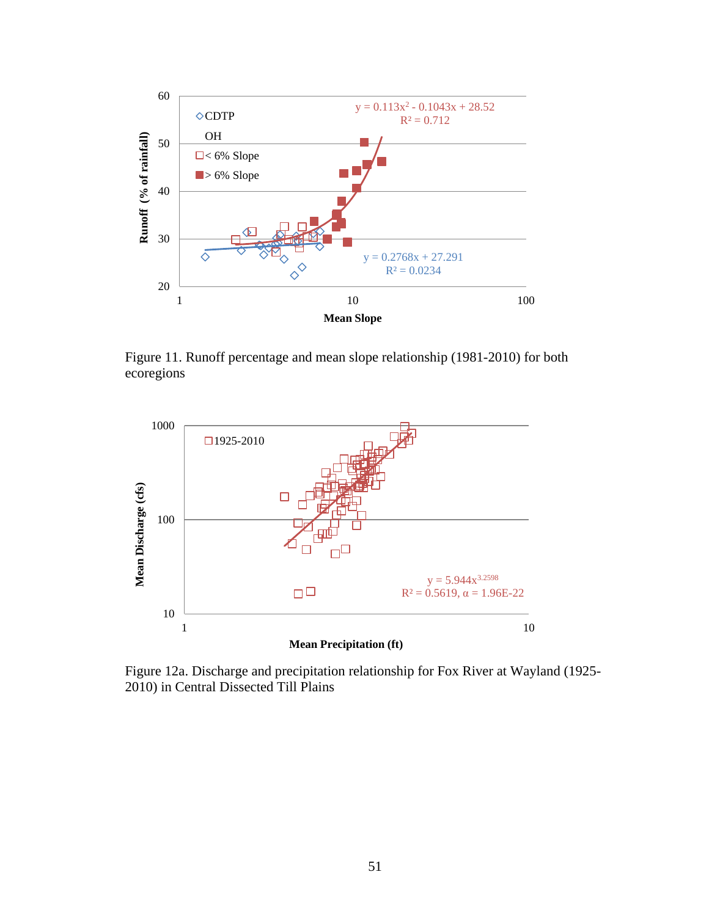Figure 11. Runoff percentage and mean slope relationship (1981-2010) for both ecoregions

Figure 12a. Discharge and precipitation relationship for Fox River at Wayland (1925-2010) in Central Dissected Till Plains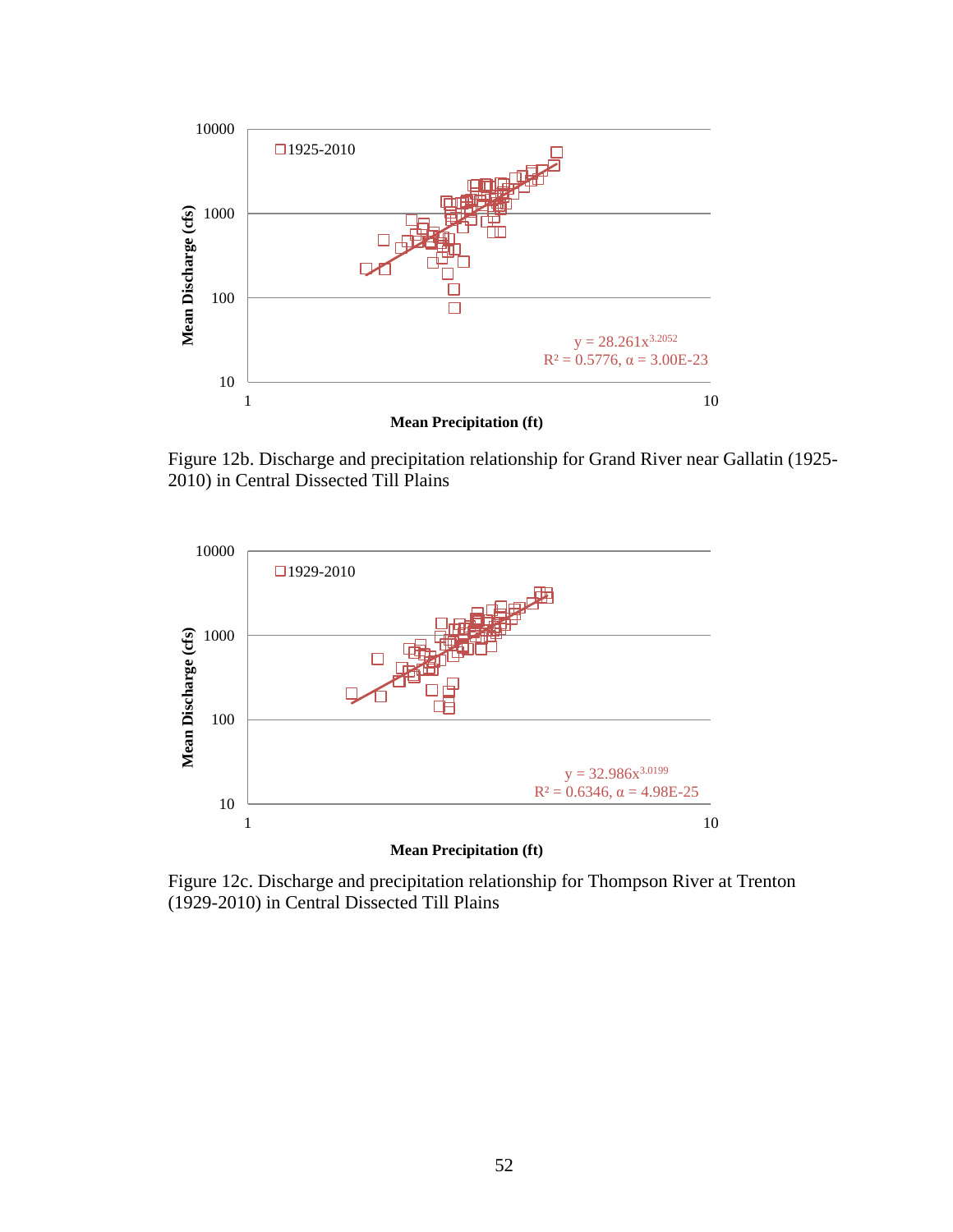Figure 12b. Discharge and precipitation relationship for Grand River near Gallatin (1925-2010) in Central Dissected Till Plains

Figure 12c. Discharge and precipitation relationship for Thompson River at Trenton (1929-2010) in Central Dissected Till Plains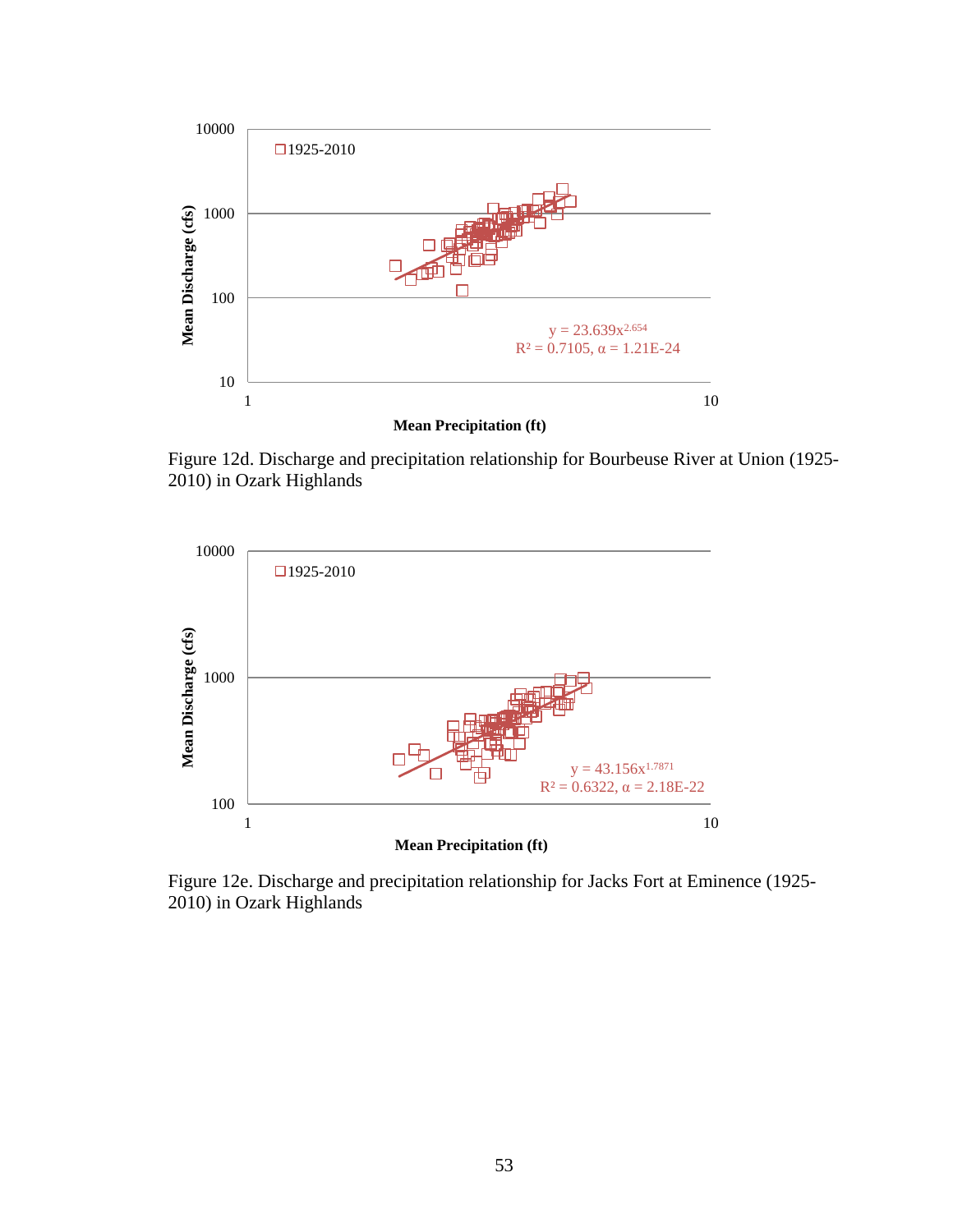Figure 12d. Discharge and precipitation relationship for Bourbeuse River at Union (1925-2010) in Ozark Highlands

Figure 12e. Discharge and precipitation relationship for Jacks Fort at Eminence (1925-2010) in Ozark Highlands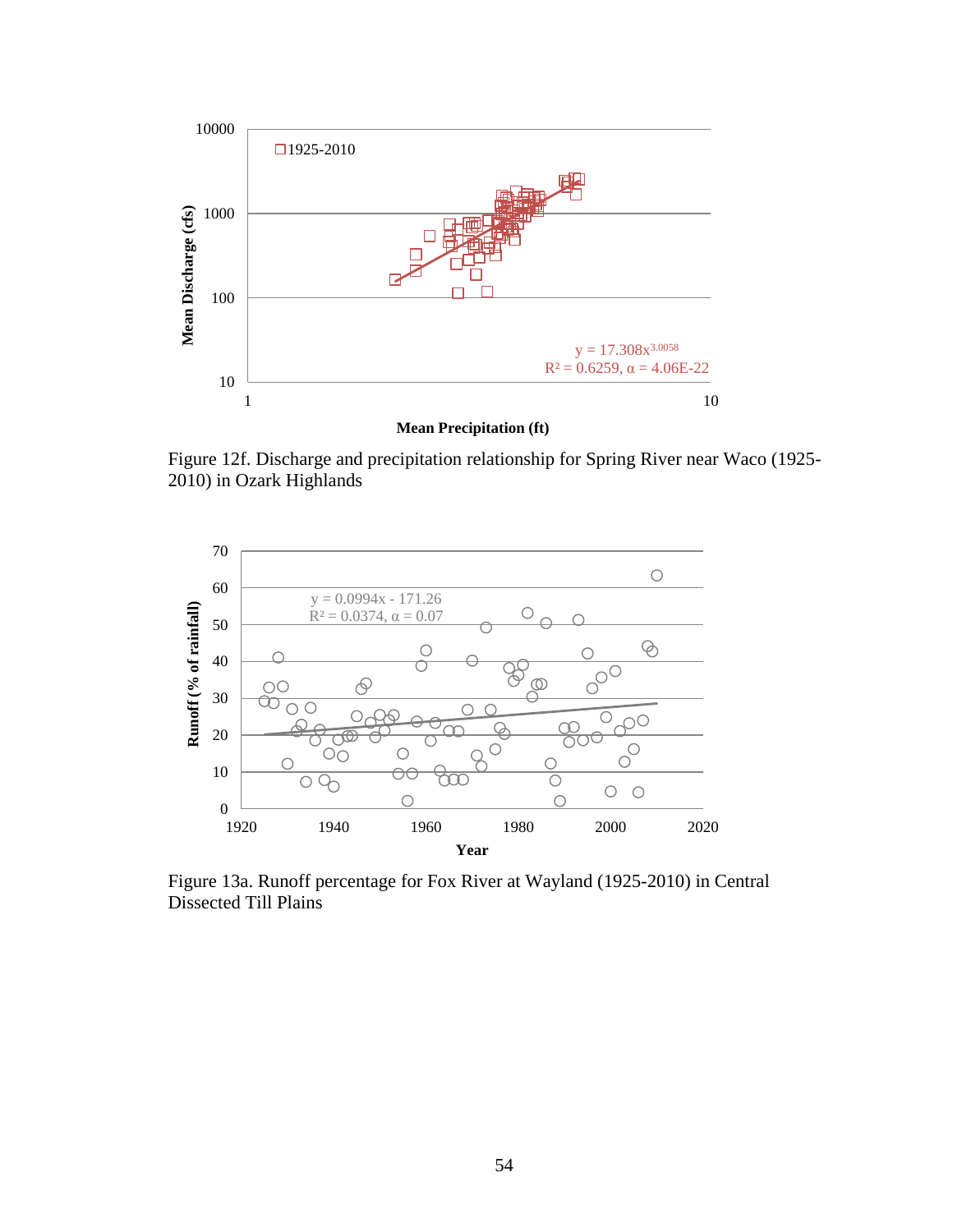Figure 12f. Discharge and precipitation relationship for Spring River near Waco (1925-2010) in Ozark Highlands

Figure 13a. Runoff percentage for Fox River at Wayland (1925-2010) in Central Dissected Till Plains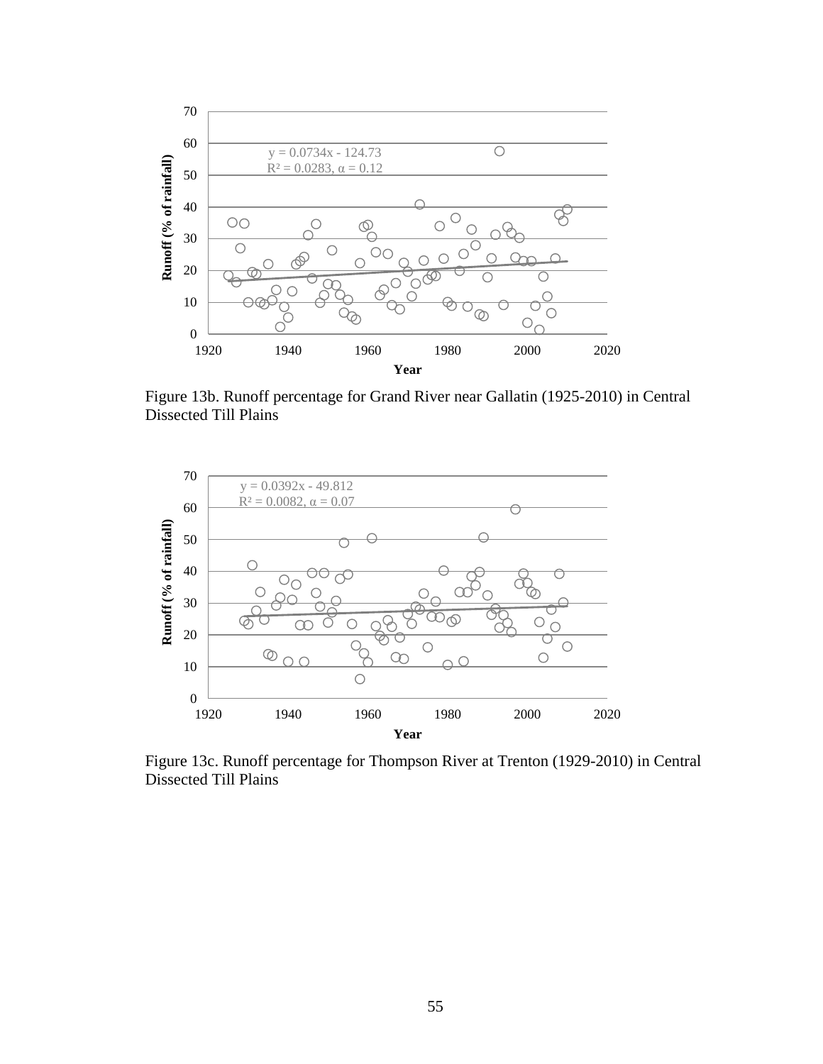Figure 13b. Runoff percentage for Grand River near Gallatin (1925-2010) in Central Dissected Till Plains

Figure 13c. Runoff percentage for Thompson River at Trenton (1929-2010) in Central Dissected Till Plains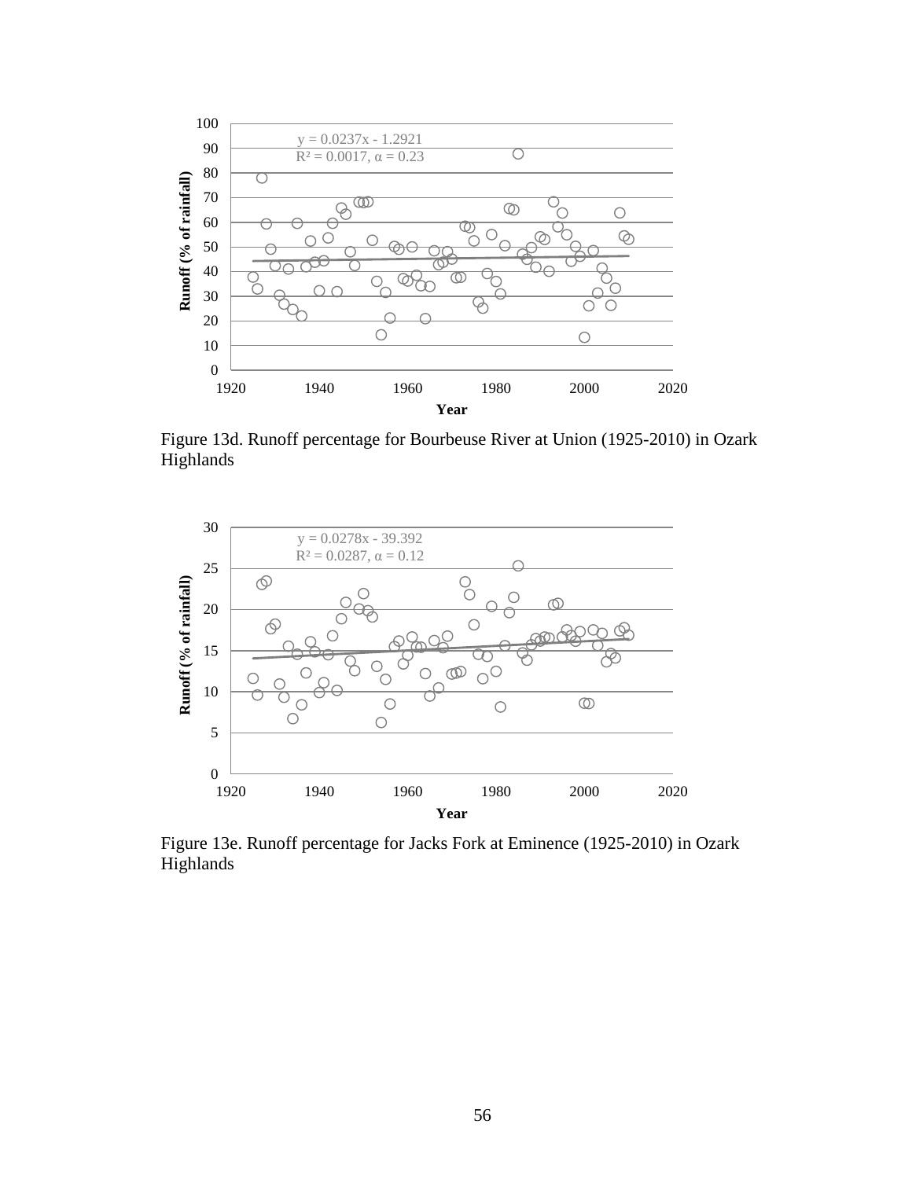Figure 13d. Runoff percentage for Bourbeuse River at Union (1925-2010) in Ozark Highlands

Figure 13e. Runoff percentage for Jacks Fork at Eminence (1925-2010) in Ozark Highlands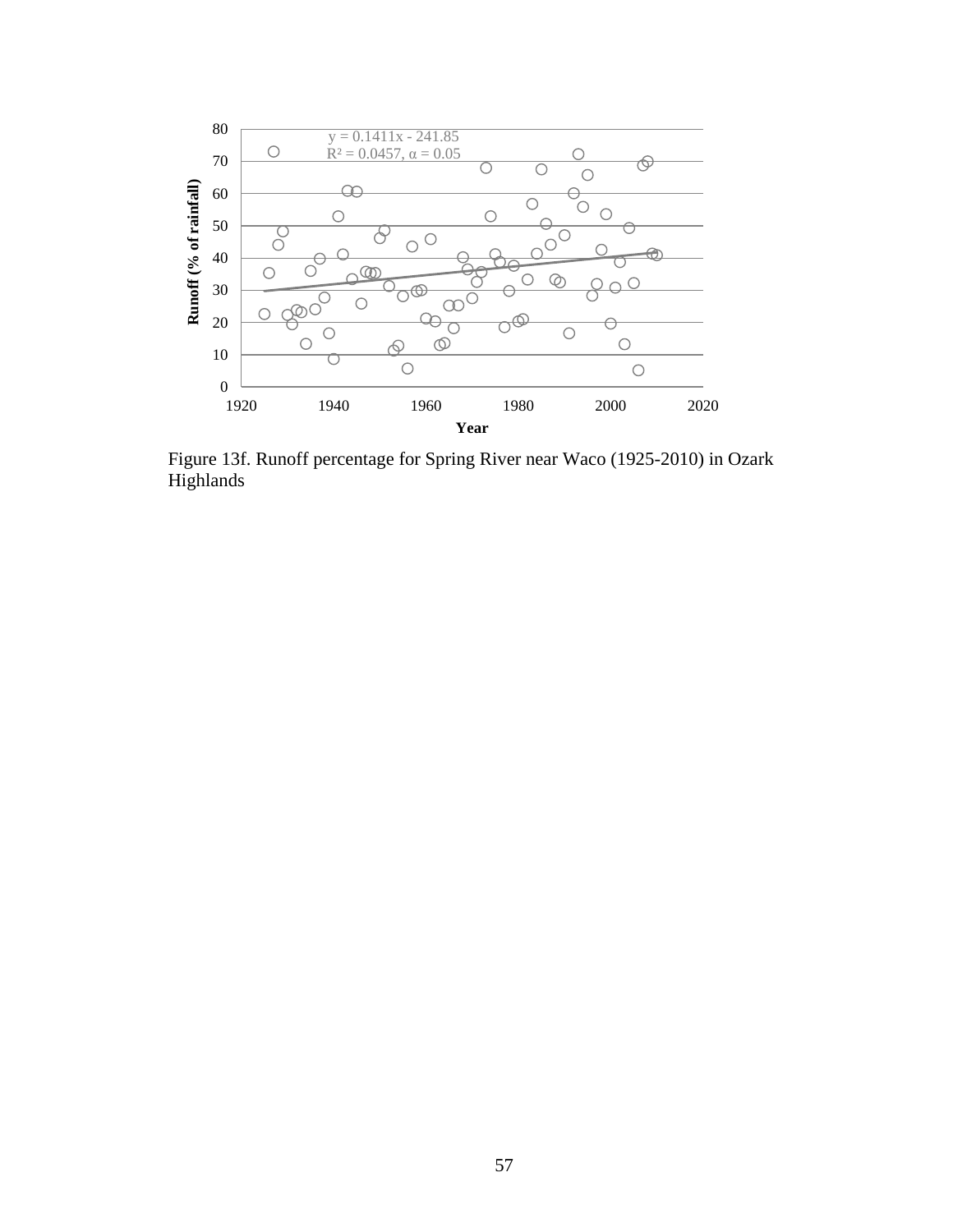Figure 13f. Runoff percentage for Spring River near Waco (1925-2010) in Ozark Highlands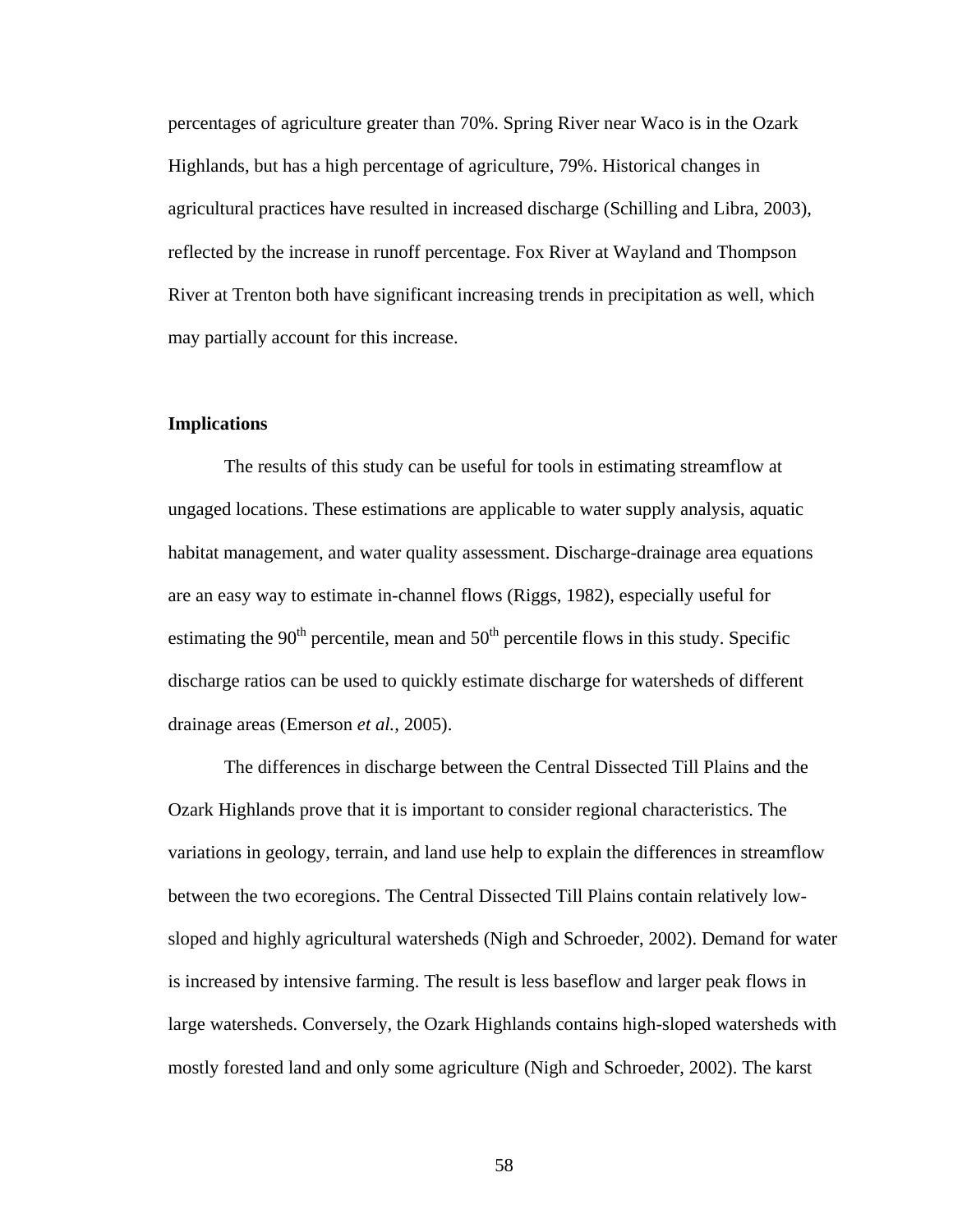percentages of agriculture greater than 70%. Spring River near Waco is in the Ozark Highlands, but has a high percentage of agriculture, 79%. Historical changes in agricultural practices have resulted in increased discharge (Schilling and Libra, 2003), reflected by the increase in runoff percentage. Fox River at Wayland and Thompson River at Trenton both have significant increasing trends in precipitation as well, which may partially account for this increase.

### Implications

The results of this study can be useful for tools in estimating streamflow at ungaged locations. These estimations are applicable to water supply analysis, aquatic habitat management, and water quality assessment. Discharge-drainage area equations are an easy way to estimate in-channel flows (Riggs, 1982), especially useful for estimating the 90$^{th}$ percentile, mean and 50$^{th}$ percentile flows in this study. Specific discharge ratios can be used to quickly estimate discharge for watersheds of different drainage areas (Emerson *et al.*, 2005).

The differences in discharge between the Central Dissected Till Plains and the Ozark Highlands prove that it is important to consider regional characteristics. The variations in geology, terrain, and land use help to explain the differences in streamflow between the two ecoregions. The Central Dissected Till Plains contain relatively low-sloped and highly agricultural watersheds (Nigh and Schroeder, 2002). Demand for water is increased by intensive farming. The result is less baseflow and larger peak flows in large watersheds. Conversely, the Ozark Highlands contains high-sloped watersheds with mostly forested land and only some agriculture (Nigh and Schroeder, 2002). The karst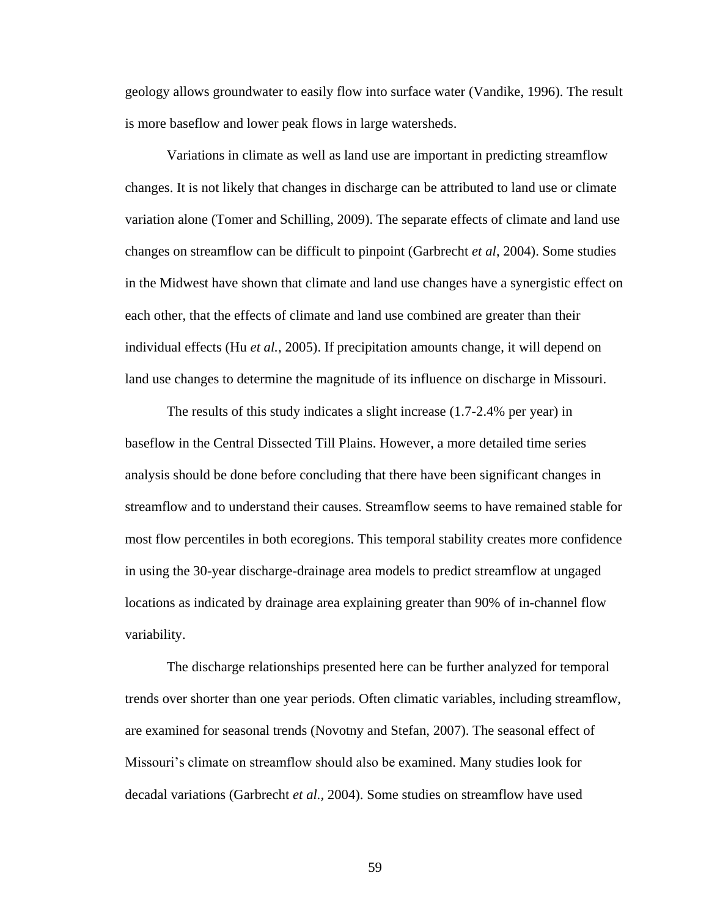geology allows groundwater to easily flow into surface water (Vandike, 1996). The result is more baseflow and lower peak flows in large watersheds.

Variations in climate as well as land use are important in predicting streamflow changes. It is not likely that changes in discharge can be attributed to land use or climate variation alone (Tomer and Schilling, 2009). The separate effects of climate and land use changes on streamflow can be difficult to pinpoint (Garbrecht *et al*, 2004). Some studies in the Midwest have shown that climate and land use changes have a synergistic effect on each other, that the effects of climate and land use combined are greater than their individual effects (Hu *et al.*, 2005). If precipitation amounts change, it will depend on land use changes to determine the magnitude of its influence on discharge in Missouri.

The results of this study indicates a slight increase (1.7-2.4% per year) in baseflow in the Central Dissected Till Plains. However, a more detailed time series analysis should be done before concluding that there have been significant changes in streamflow and to understand their causes. Streamflow seems to have remained stable for most flow percentiles in both ecoregions. This temporal stability creates more confidence in using the 30-year discharge-drainage area models to predict streamflow at ungaged locations as indicated by drainage area explaining greater than 90% of in-channel flow variability.

The discharge relationships presented here can be further analyzed for temporal trends over shorter than one year periods. Often climatic variables, including streamflow, are examined for seasonal trends (Novotny and Stefan, 2007). The seasonal effect of Missouri's climate on streamflow should also be examined. Many studies look for decadal variations (Garbrecht *et al.*, 2004). Some studies on streamflow have used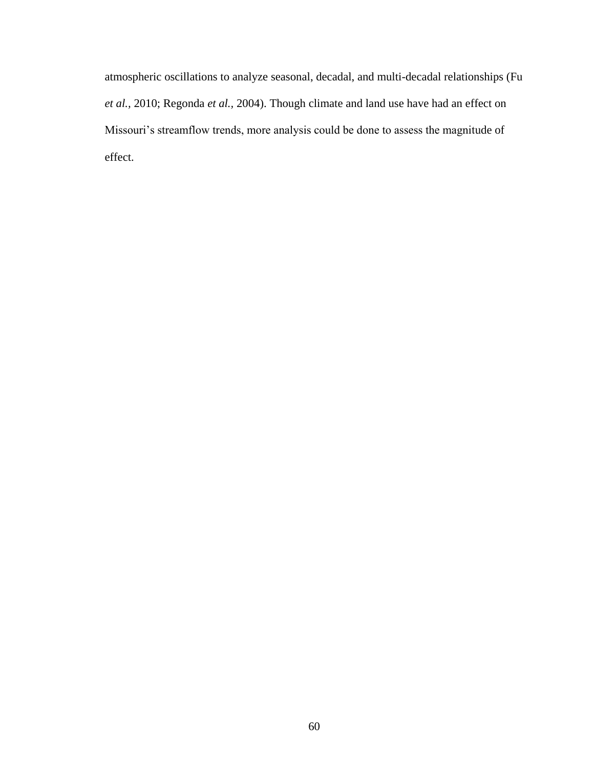atmospheric oscillations to analyze seasonal, decadal, and multi-decadal relationships (Fu *et al.,* 2010; Regonda *et al.,* 2004). Though climate and land use have had an effect on Missouri's streamflow trends, more analysis could be done to assess the magnitude of effect.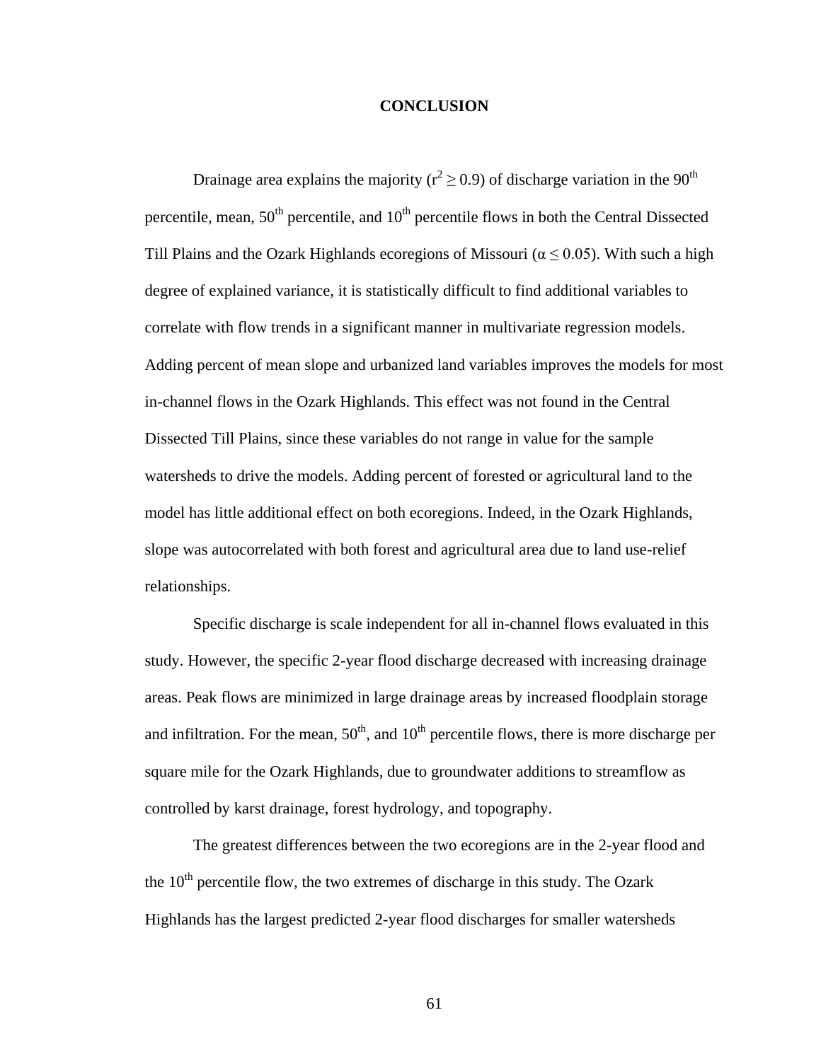# CONCLUSION

Drainage area explains the majority ($r^2 \geq 0.9$) of discharge variation in the 90$^{th}$ percentile, mean, 50$^{th}$ percentile, and 10$^{th}$ percentile flows in both the Central Dissected Till Plains and the Ozark Highlands ecoregions of Missouri ($\alpha \leq 0.05$). With such a high degree of explained variance, it is statistically difficult to find additional variables to correlate with flow trends in a significant manner in multivariate regression models. Adding percent of mean slope and urbanized land variables improves the models for most in-channel flows in the Ozark Highlands. This effect was not found in the Central Dissected Till Plains, since these variables do not range in value for the sample watersheds to drive the models. Adding percent of forested or agricultural land to the model has little additional effect on both ecoregions. Indeed, in the Ozark Highlands, slope was autocorrelated with both forest and agricultural area due to land use-relief relationships.

Specific discharge is scale independent for all in-channel flows evaluated in this study. However, the specific 2-year flood discharge decreased with increasing drainage areas. Peak flows are minimized in large drainage areas by increased floodplain storage and infiltration. For the mean, 50$^{th}$, and 10$^{th}$ percentile flows, there is more discharge per square mile for the Ozark Highlands, due to groundwater additions to streamflow as controlled by karst drainage, forest hydrology, and topography.

The greatest differences between the two ecoregions are in the 2-year flood and the 10$^{th}$ percentile flow, the two extremes of discharge in this study. The Ozark Highlands has the largest predicted 2-year flood discharges for smaller watersheds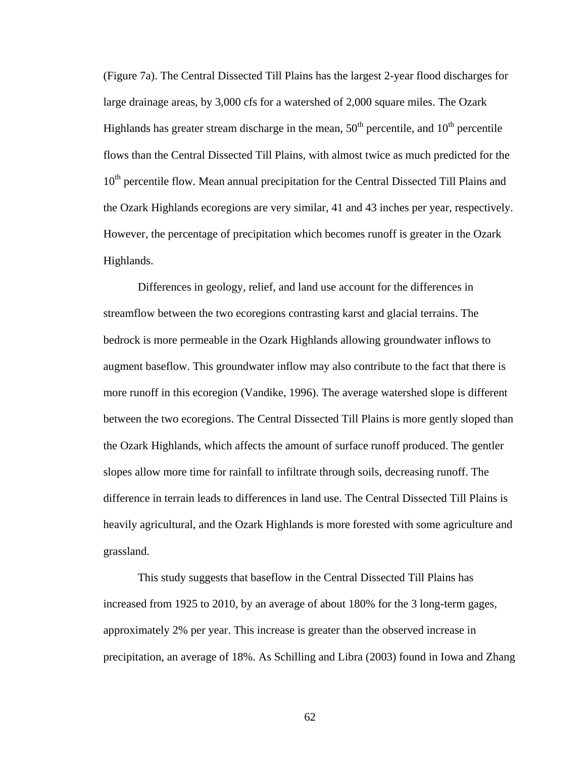(Figure 7a). The Central Dissected Till Plains has the largest 2-year flood discharges for large drainage areas, by 3,000 cfs for a watershed of 2,000 square miles. The Ozark Highlands has greater stream discharge in the mean, $50^{th}$ percentile, and $10^{th}$ percentile flows than the Central Dissected Till Plains, with almost twice as much predicted for the $10^{th}$ percentile flow. Mean annual precipitation for the Central Dissected Till Plains and the Ozark Highlands ecoregions are very similar, 41 and 43 inches per year, respectively. However, the percentage of precipitation which becomes runoff is greater in the Ozark Highlands.

Differences in geology, relief, and land use account for the differences in streamflow between the two ecoregions contrasting karst and glacial terrains. The bedrock is more permeable in the Ozark Highlands allowing groundwater inflows to augment baseflow. This groundwater inflow may also contribute to the fact that there is more runoff in this ecoregion (Vandike, 1996). The average watershed slope is different between the two ecoregions. The Central Dissected Till Plains is more gently sloped than the Ozark Highlands, which affects the amount of surface runoff produced. The gentler slopes allow more time for rainfall to infiltrate through soils, decreasing runoff. The difference in terrain leads to differences in land use. The Central Dissected Till Plains is heavily agricultural, and the Ozark Highlands is more forested with some agriculture and grassland.

This study suggests that baseflow in the Central Dissected Till Plains has increased from 1925 to 2010, by an average of about 180% for the 3 long-term gages, approximately 2% per year. This increase is greater than the observed increase in precipitation, an average of 18%. As Schilling and Libra (2003) found in Iowa and Zhang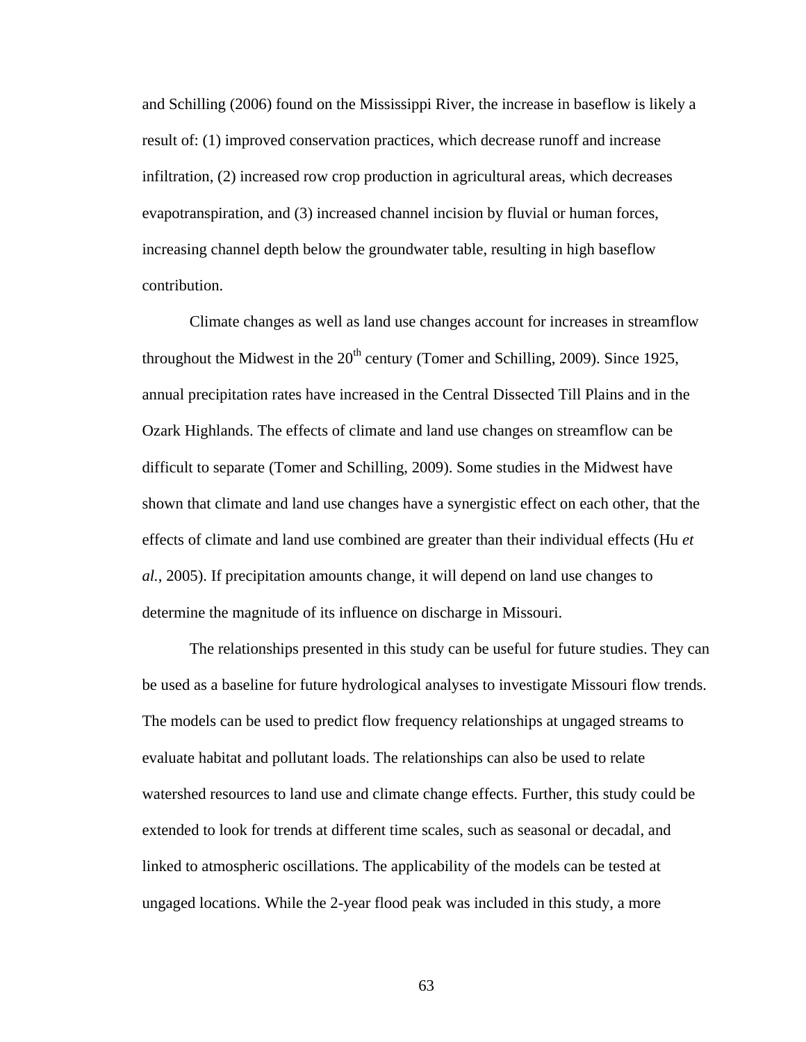and Schilling (2006) found on the Mississippi River, the increase in baseflow is likely a result of: (1) improved conservation practices, which decrease runoff and increase infiltration, (2) increased row crop production in agricultural areas, which decreases evapotranspiration, and (3) increased channel incision by fluvial or human forces, increasing channel depth below the groundwater table, resulting in high baseflow contribution.

Climate changes as well as land use changes account for increases in streamflow throughout the Midwest in the 20th century (Tomer and Schilling, 2009). Since 1925, annual precipitation rates have increased in the Central Dissected Till Plains and in the Ozark Highlands. The effects of climate and land use changes on streamflow can be difficult to separate (Tomer and Schilling, 2009). Some studies in the Midwest have shown that climate and land use changes have a synergistic effect on each other, that the effects of climate and land use combined are greater than their individual effects (Hu *et al.*, 2005). If precipitation amounts change, it will depend on land use changes to determine the magnitude of its influence on discharge in Missouri.

The relationships presented in this study can be useful for future studies. They can be used as a baseline for future hydrological analyses to investigate Missouri flow trends. The models can be used to predict flow frequency relationships at ungaged streams to evaluate habitat and pollutant loads. The relationships can also be used to relate watershed resources to land use and climate change effects. Further, this study could be extended to look for trends at different time scales, such as seasonal or decadal, and linked to atmospheric oscillations. The applicability of the models can be tested at ungaged locations. While the 2-year flood peak was included in this study, a more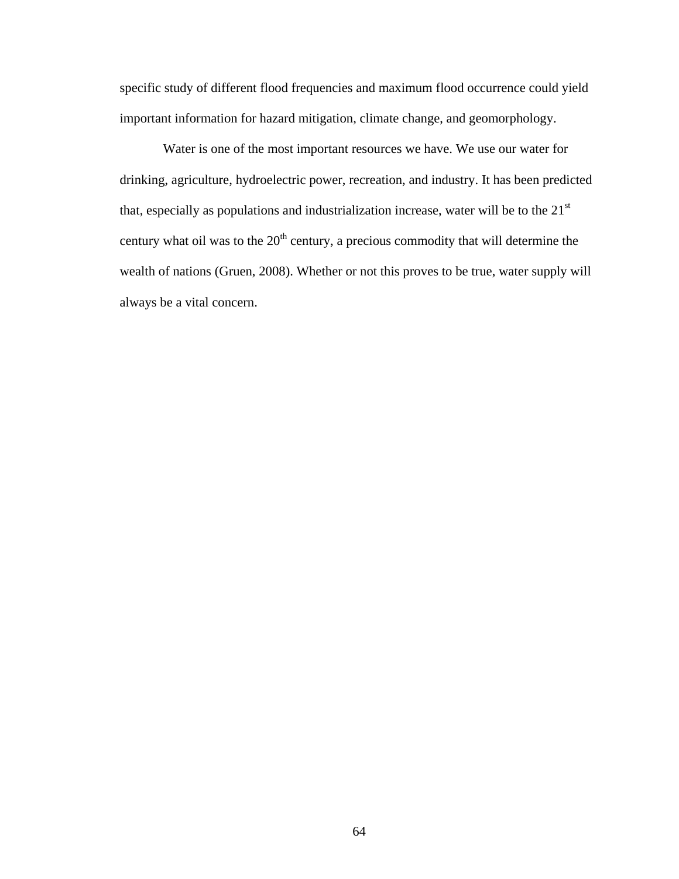specific study of different flood frequencies and maximum flood occurrence could yield important information for hazard mitigation, climate change, and geomorphology.

Water is one of the most important resources we have. We use our water for drinking, agriculture, hydroelectric power, recreation, and industry. It has been predicted that, especially as populations and industrialization increase, water will be to the 21$^{st}$ century what oil was to the 20$^{th}$ century, a precious commodity that will determine the wealth of nations (Gruen, 2008). Whether or not this proves to be true, water supply will always be a vital concern.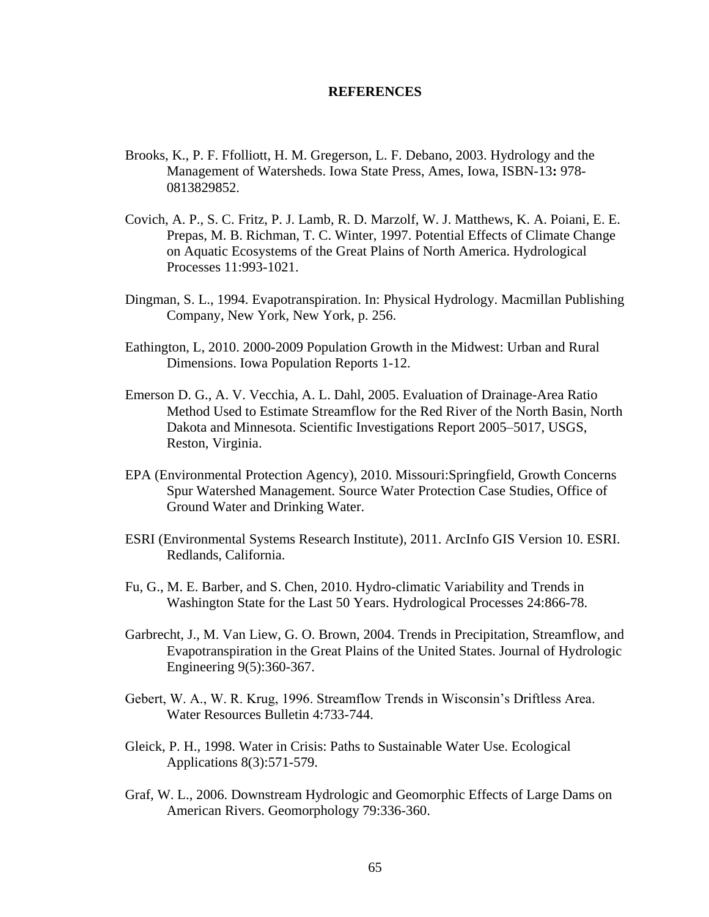# REFERENCES

Brooks, K., P. F. Ffolliott, H. M. Gregerson, L. F. Debano, 2003. Hydrology and the Management of Watersheds. Iowa State Press, Ames, Iowa, ISBN-13**:** 978-0813829852.

Covich, A. P., S. C. Fritz, P. J. Lamb, R. D. Marzolf, W. J. Matthews, K. A. Poiani, E. E. Prepas, M. B. Richman, T. C. Winter, 1997. Potential Effects of Climate Change on Aquatic Ecosystems of the Great Plains of North America. Hydrological Processes 11:993-1021.

Dingman, S. L., 1994. Evapotranspiration. In: Physical Hydrology. Macmillan Publishing Company, New York, New York, p. 256.

Eathington, L, 2010. 2000-2009 Population Growth in the Midwest: Urban and Rural Dimensions. Iowa Population Reports 1-12.

Emerson D. G., A. V. Vecchia, A. L. Dahl, 2005. Evaluation of Drainage-Area Ratio Method Used to Estimate Streamflow for the Red River of the North Basin, North Dakota and Minnesota. Scientific Investigations Report 2005–5017, USGS, Reston, Virginia.

EPA (Environmental Protection Agency), 2010. Missouri:Springfield, Growth Concerns Spur Watershed Management. Source Water Protection Case Studies, Office of Ground Water and Drinking Water.

ESRI (Environmental Systems Research Institute), 2011. ArcInfo GIS Version 10. ESRI. Redlands, California.

Fu, G., M. E. Barber, and S. Chen, 2010. Hydro-climatic Variability and Trends in Washington State for the Last 50 Years. Hydrological Processes 24:866-78.

Garbrecht, J., M. Van Liew, G. O. Brown, 2004. Trends in Precipitation, Streamflow, and Evapotranspiration in the Great Plains of the United States. Journal of Hydrologic Engineering 9(5):360-367.

Gebert, W. A., W. R. Krug, 1996. Streamflow Trends in Wisconsin's Driftless Area. Water Resources Bulletin 4:733-744.

Gleick, P. H., 1998. Water in Crisis: Paths to Sustainable Water Use. Ecological Applications 8(3):571-579.

Graf, W. L., 2006. Downstream Hydrologic and Geomorphic Effects of Large Dams on American Rivers. Geomorphology 79:336-360.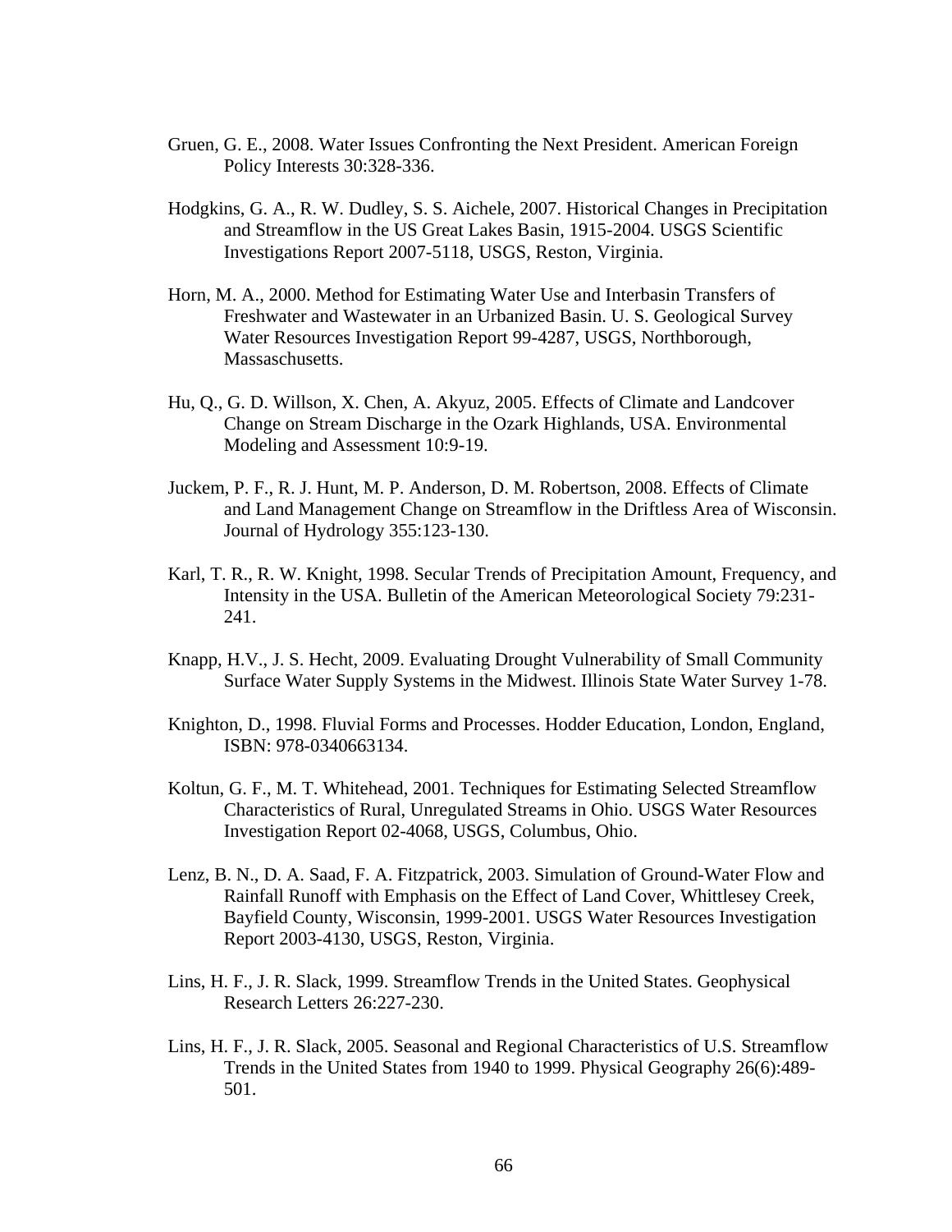Gruen, G. E., 2008. Water Issues Confronting the Next President. American Foreign Policy Interests 30:328-336.

Hodgkins, G. A., R. W. Dudley, S. S. Aichele, 2007. Historical Changes in Precipitation and Streamflow in the US Great Lakes Basin, 1915-2004. USGS Scientific Investigations Report 2007-5118, USGS, Reston, Virginia.

Horn, M. A., 2000. Method for Estimating Water Use and Interbasin Transfers of Freshwater and Wastewater in an Urbanized Basin. U. S. Geological Survey Water Resources Investigation Report 99-4287, USGS, Northborough, Massachusetts.

Hu, Q., G. D. Willson, X. Chen, A. Akyuz, 2005. Effects of Climate and Landcover Change on Stream Discharge in the Ozark Highlands, USA. Environmental Modeling and Assessment 10:9-19.

Juckem, P. F., R. J. Hunt, M. P. Anderson, D. M. Robertson, 2008. Effects of Climate and Land Management Change on Streamflow in the Driftless Area of Wisconsin. Journal of Hydrology 355:123-130.

Karl, T. R., R. W. Knight, 1998. Secular Trends of Precipitation Amount, Frequency, and Intensity in the USA. Bulletin of the American Meteorological Society 79:231-241.

Knapp, H.V., J. S. Hecht, 2009. Evaluating Drought Vulnerability of Small Community Surface Water Supply Systems in the Midwest. Illinois State Water Survey 1-78.

Knighton, D., 1998. Fluvial Forms and Processes. Hodder Education, London, England, ISBN: 978-0340663134.

Koltun, G. F., M. T. Whitehead, 2001. Techniques for Estimating Selected Streamflow Characteristics of Rural, Unregulated Streams in Ohio. USGS Water Resources Investigation Report 02-4068, USGS, Columbus, Ohio.

Lenz, B. N., D. A. Saad, F. A. Fitzpatrick, 2003. Simulation of Ground-Water Flow and Rainfall Runoff with Emphasis on the Effect of Land Cover, Whittlesey Creek, Bayfield County, Wisconsin, 1999-2001. USGS Water Resources Investigation Report 2003-4130, USGS, Reston, Virginia.

Lins, H. F., J. R. Slack, 1999. Streamflow Trends in the United States. Geophysical Research Letters 26:227-230.

Lins, H. F., J. R. Slack, 2005. Seasonal and Regional Characteristics of U.S. Streamflow Trends in the United States from 1940 to 1999. Physical Geography 26(6):489-501.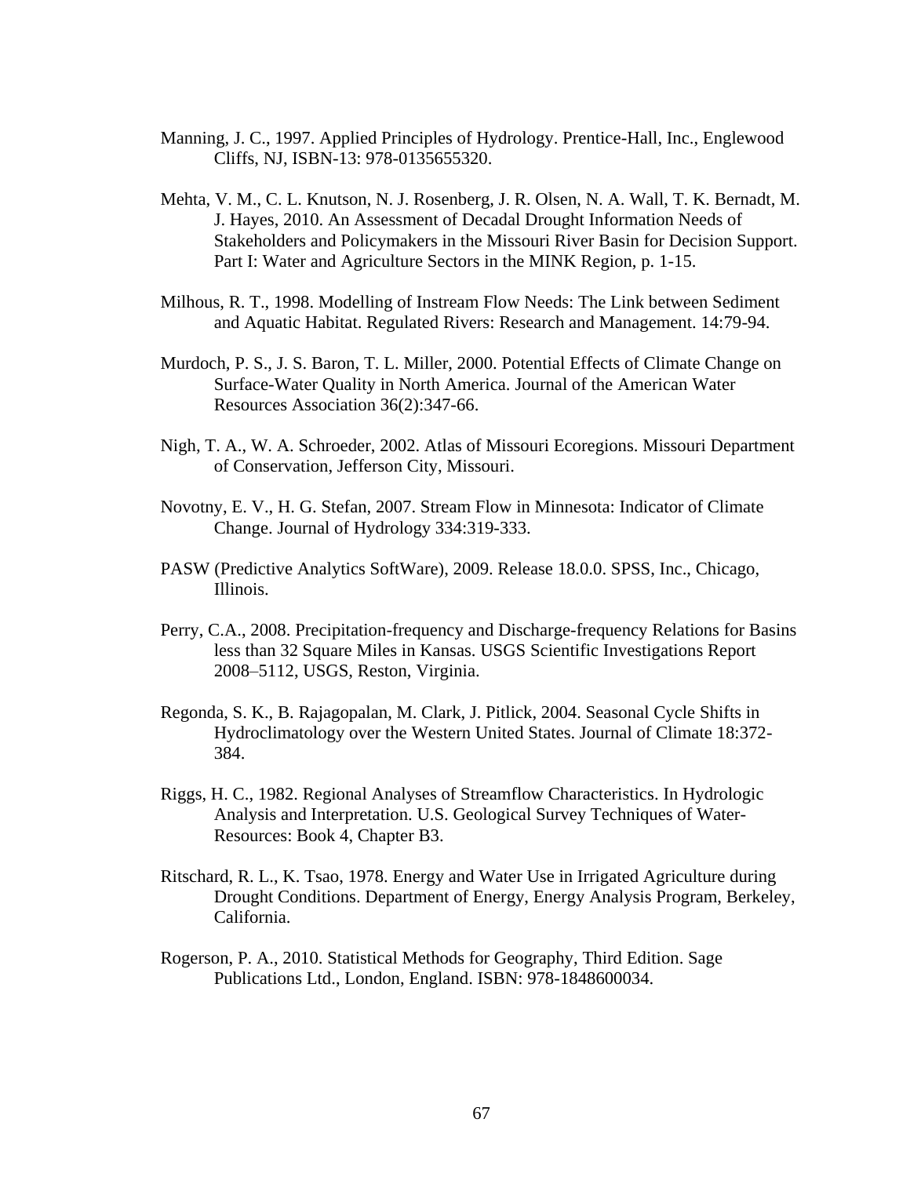Manning, J. C., 1997. Applied Principles of Hydrology. Prentice-Hall, Inc., Englewood Cliffs, NJ, ISBN-13: 978-0135655320.

Mehta, V. M., C. L. Knutson, N. J. Rosenberg, J. R. Olsen, N. A. Wall, T. K. Bernadt, M. J. Hayes, 2010. An Assessment of Decadal Drought Information Needs of Stakeholders and Policymakers in the Missouri River Basin for Decision Support. Part I: Water and Agriculture Sectors in the MINK Region, p. 1-15.

Milhous, R. T., 1998. Modelling of Instream Flow Needs: The Link between Sediment and Aquatic Habitat. Regulated Rivers: Research and Management. 14:79-94.

Murdoch, P. S., J. S. Baron, T. L. Miller, 2000. Potential Effects of Climate Change on Surface-Water Quality in North America. Journal of the American Water Resources Association 36(2):347-66.

Nigh, T. A., W. A. Schroeder, 2002. Atlas of Missouri Ecoregions. Missouri Department of Conservation, Jefferson City, Missouri.

Novotny, E. V., H. G. Stefan, 2007. Stream Flow in Minnesota: Indicator of Climate Change. Journal of Hydrology 334:319-333.

PASW (Predictive Analytics SoftWare), 2009. Release 18.0.0. SPSS, Inc., Chicago, Illinois.

Perry, C.A., 2008. Precipitation-frequency and Discharge-frequency Relations for Basins less than 32 Square Miles in Kansas. USGS Scientific Investigations Report 2008–5112, USGS, Reston, Virginia.

Regonda, S. K., B. Rajagopalan, M. Clark, J. Pitlick, 2004. Seasonal Cycle Shifts in Hydroclimatology over the Western United States. Journal of Climate 18:372-384.

Riggs, H. C., 1982. Regional Analyses of Streamflow Characteristics. In Hydrologic Analysis and Interpretation. U.S. Geological Survey Techniques of Water-Resources: Book 4, Chapter B3.

Ritschard, R. L., K. Tsao, 1978. Energy and Water Use in Irrigated Agriculture during Drought Conditions. Department of Energy, Energy Analysis Program, Berkeley, California.

Rogerson, P. A., 2010. Statistical Methods for Geography, Third Edition. Sage Publications Ltd., London, England. ISBN: 978-1848600034.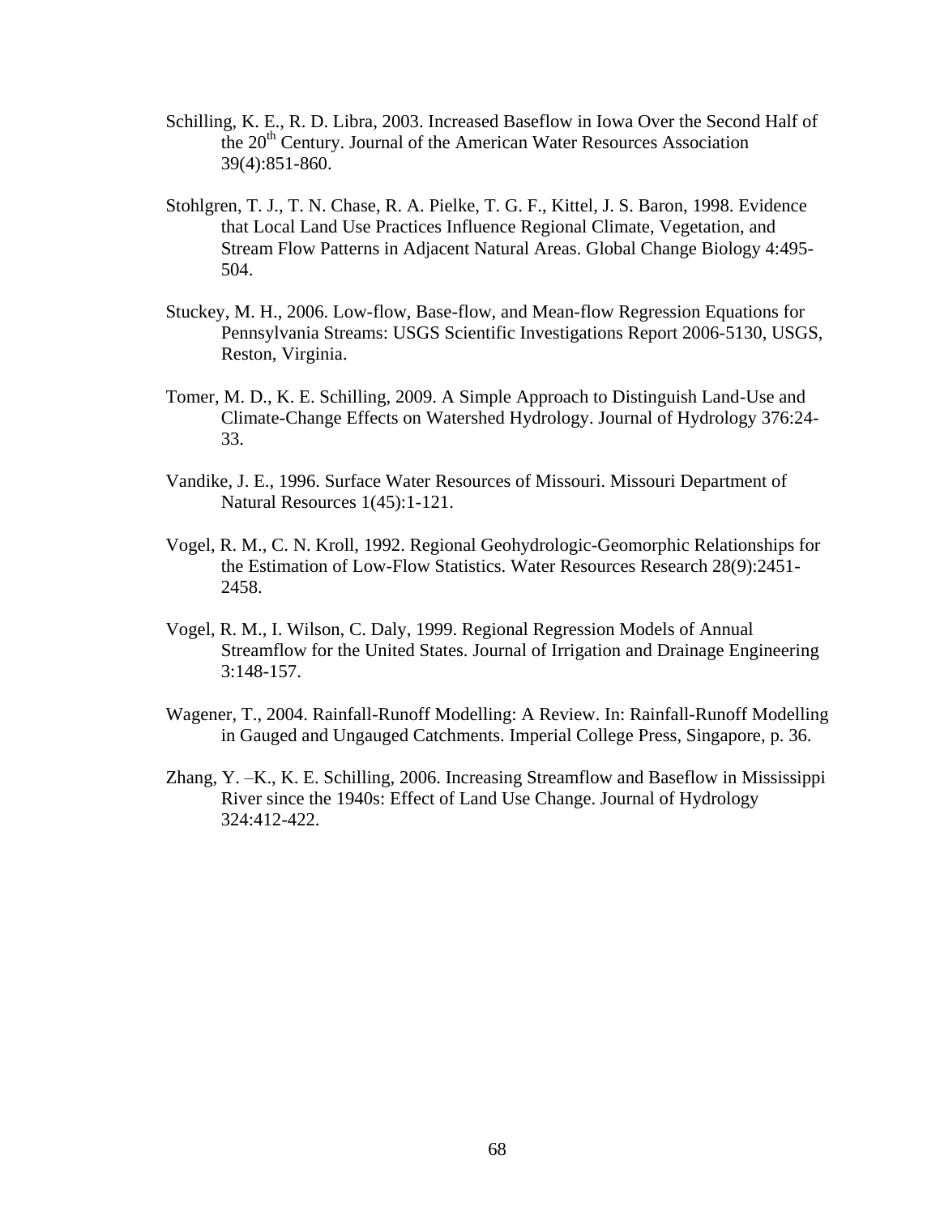Schilling, K. E., R. D. Libra, 2003. Increased Baseflow in Iowa Over the Second Half of the 20th Century. Journal of the American Water Resources Association 39(4):851-860.

Stohlgren, T. J., T. N. Chase, R. A. Pielke, T. G. F., Kittel, J. S. Baron, 1998. Evidence that Local Land Use Practices Influence Regional Climate, Vegetation, and Stream Flow Patterns in Adjacent Natural Areas. Global Change Biology 4:495-504.

Stuckey, M. H., 2006. Low-flow, Base-flow, and Mean-flow Regression Equations for Pennsylvania Streams: USGS Scientific Investigations Report 2006-5130, USGS, Reston, Virginia.

Tomer, M. D., K. E. Schilling, 2009. A Simple Approach to Distinguish Land-Use and Climate-Change Effects on Watershed Hydrology. Journal of Hydrology 376:24-33.

Vandike, J. E., 1996. Surface Water Resources of Missouri. Missouri Department of Natural Resources 1(45):1-121.

Vogel, R. M., C. N. Kroll, 1992. Regional Geohydrologic-Geomorphic Relationships for the Estimation of Low-Flow Statistics. Water Resources Research 28(9):2451-2458.

Vogel, R. M., I. Wilson, C. Daly, 1999. Regional Regression Models of Annual Streamflow for the United States. Journal of Irrigation and Drainage Engineering 3:148-157.

Wagener, T., 2004. Rainfall-Runoff Modelling: A Review. In: Rainfall-Runoff Modelling in Gauged and Ungauged Catchments. Imperial College Press, Singapore, p. 36.

Zhang, Y. –K., K. E. Schilling, 2006. Increasing Streamflow and Baseflow in Mississippi River since the 1940s: Effect of Land Use Change. Journal of Hydrology 324:412-422.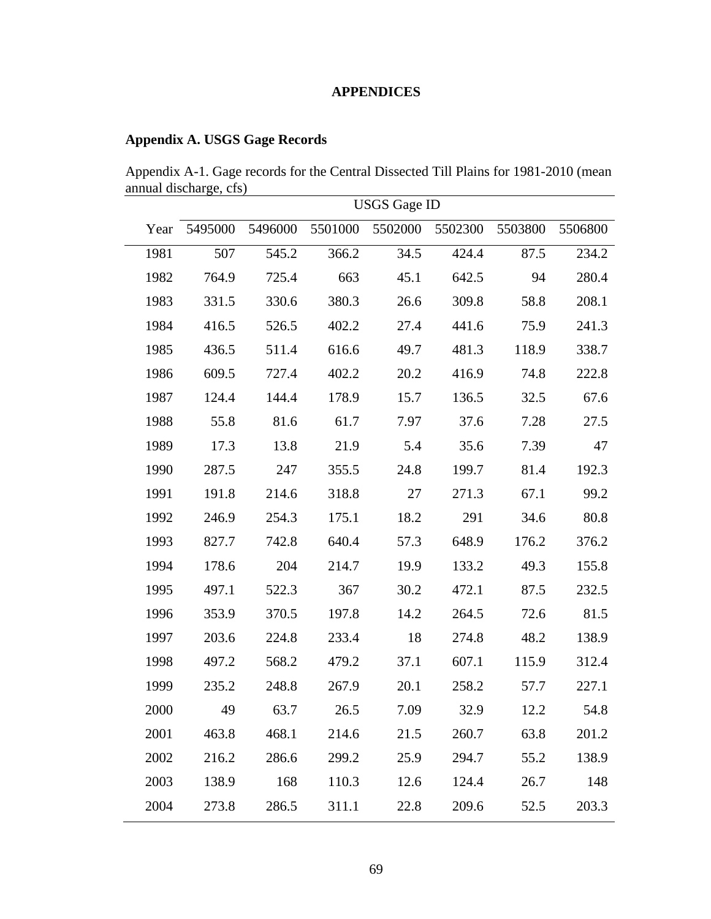# APPENDICES

## Appendix A. USGS Gage Records

Appendix A-1. Gage records for the Central Dissected Till Plains for 1981-2010 (mean annual discharge, cfs)

| | USGS Gage ID | | | | | | |
|---|---|---|---|---|---|---|---|
| Year | 5495000 | 5496000 | 5501000 | 5502000 | 5502300 | 5503800 | 5506800 |
| 1981 | 507 | 545.2 | 366.2 | 34.5 | 424.4 | 87.5 | 234.2 |
| 1982 | 764.9 | 725.4 | 663 | 45.1 | 642.5 | 94 | 280.4 |
| 1983 | 331.5 | 330.6 | 380.3 | 26.6 | 309.8 | 58.8 | 208.1 |
| 1984 | 416.5 | 526.5 | 402.2 | 27.4 | 441.6 | 75.9 | 241.3 |
| 1985 | 436.5 | 511.4 | 616.6 | 49.7 | 481.3 | 118.9 | 338.7 |
| 1986 | 609.5 | 727.4 | 402.2 | 20.2 | 416.9 | 74.8 | 222.8 |
| 1987 | 124.4 | 144.4 | 178.9 | 15.7 | 136.5 | 32.5 | 67.6 |
| 1988 | 55.8 | 81.6 | 61.7 | 7.97 | 37.6 | 7.28 | 27.5 |
| 1989 | 17.3 | 13.8 | 21.9 | 5.4 | 35.6 | 7.39 | 47 |
| 1990 | 287.5 | 247 | 355.5 | 24.8 | 199.7 | 81.4 | 192.3 |
| 1991 | 191.8 | 214.6 | 318.8 | 27 | 271.3 | 67.1 | 99.2 |
| 1992 | 246.9 | 254.3 | 175.1 | 18.2 | 291 | 34.6 | 80.8 |
| 1993 | 827.7 | 742.8 | 640.4 | 57.3 | 648.9 | 176.2 | 376.2 |
| 1994 | 178.6 | 204 | 214.7 | 19.9 | 133.2 | 49.3 | 155.8 |
| 1995 | 497.1 | 522.3 | 367 | 30.2 | 472.1 | 87.5 | 232.5 |
| 1996 | 353.9 | 370.5 | 197.8 | 14.2 | 264.5 | 72.6 | 81.5 |
| 1997 | 203.6 | 224.8 | 233.4 | 18 | 274.8 | 48.2 | 138.9 |
| 1998 | 497.2 | 568.2 | 479.2 | 37.1 | 607.1 | 115.9 | 312.4 |
| 1999 | 235.2 | 248.8 | 267.9 | 20.1 | 258.2 | 57.7 | 227.1 |
| 2000 | 49 | 63.7 | 26.5 | 7.09 | 32.9 | 12.2 | 54.8 |
| 2001 | 463.8 | 468.1 | 214.6 | 21.5 | 260.7 | 63.8 | 201.2 |
| 2002 | 216.2 | 286.6 | 299.2 | 25.9 | 294.7 | 55.2 | 138.9 |
| 2003 | 138.9 | 168 | 110.3 | 12.6 | 124.4 | 26.7 | 148 |
| 2004 | 273.8 | 286.5 | 311.1 | 22.8 | 209.6 | 52.5 | 203.3 |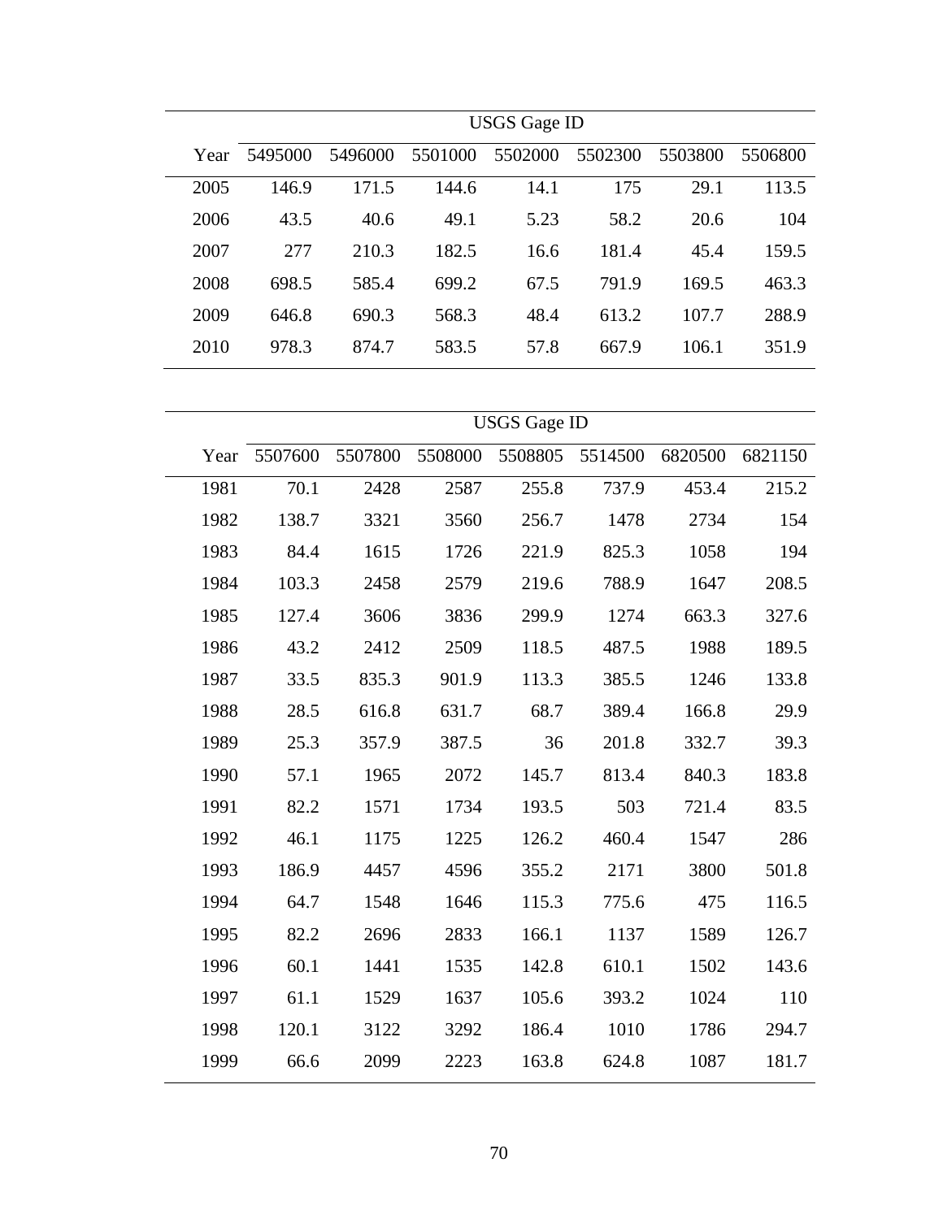| | USGS Gage ID | | | | | | |
|---|---|---|---|---|---|---|---|
| Year | 5495000 | 5496000 | 5501000 | 5502000 | 5502300 | 5503800 | 5506800 |
| 2005 | 146.9 | 171.5 | 144.6 | 14.1 | 175 | 29.1 | 113.5 |
| 2006 | 43.5 | 40.6 | 49.1 | 5.23 | 58.2 | 20.6 | 104 |
| 2007 | 277 | 210.3 | 182.5 | 16.6 | 181.4 | 45.4 | 159.5 |
| 2008 | 698.5 | 585.4 | 699.2 | 67.5 | 791.9 | 169.5 | 463.3 |
| 2009 | 646.8 | 690.3 | 568.3 | 48.4 | 613.2 | 107.7 | 288.9 |
| 2010 | 978.3 | 874.7 | 583.5 | 57.8 | 667.9 | 106.1 | 351.9 |

| | USGS Gage ID | | | | | | |
|---|---|---|---|---|---|---|---|
| Year | 5507600 | 5507800 | 5508000 | 5508805 | 5514500 | 6820500 | 6821150 |
| 1981 | 70.1 | 2428 | 2587 | 255.8 | 737.9 | 453.4 | 215.2 |
| 1982 | 138.7 | 3321 | 3560 | 256.7 | 1478 | 2734 | 154 |
| 1983 | 84.4 | 1615 | 1726 | 221.9 | 825.3 | 1058 | 194 |
| 1984 | 103.3 | 2458 | 2579 | 219.6 | 788.9 | 1647 | 208.5 |
| 1985 | 127.4 | 3606 | 3836 | 299.9 | 1274 | 663.3 | 327.6 |
| 1986 | 43.2 | 2412 | 2509 | 118.5 | 487.5 | 1988 | 189.5 |
| 1987 | 33.5 | 835.3 | 901.9 | 113.3 | 385.5 | 1246 | 133.8 |
| 1988 | 28.5 | 616.8 | 631.7 | 68.7 | 389.4 | 166.8 | 29.9 |
| 1989 | 25.3 | 357.9 | 387.5 | 36 | 201.8 | 332.7 | 39.3 |
| 1990 | 57.1 | 1965 | 2072 | 145.7 | 813.4 | 840.3 | 183.8 |
| 1991 | 82.2 | 1571 | 1734 | 193.5 | 503 | 721.4 | 83.5 |
| 1992 | 46.1 | 1175 | 1225 | 126.2 | 460.4 | 1547 | 286 |
| 1993 | 186.9 | 4457 | 4596 | 355.2 | 2171 | 3800 | 501.8 |
| 1994 | 64.7 | 1548 | 1646 | 115.3 | 775.6 | 475 | 116.5 |
| 1995 | 82.2 | 2696 | 2833 | 166.1 | 1137 | 1589 | 126.7 |
| 1996 | 60.1 | 1441 | 1535 | 142.8 | 610.1 | 1502 | 143.6 |
| 1997 | 61.1 | 1529 | 1637 | 105.6 | 393.2 | 1024 | 110 |
| 1998 | 120.1 | 3122 | 3292 | 186.4 | 1010 | 1786 | 294.7 |
| 1999 | 66.6 | 2099 | 2223 | 163.8 | 624.8 | 1087 | 181.7 |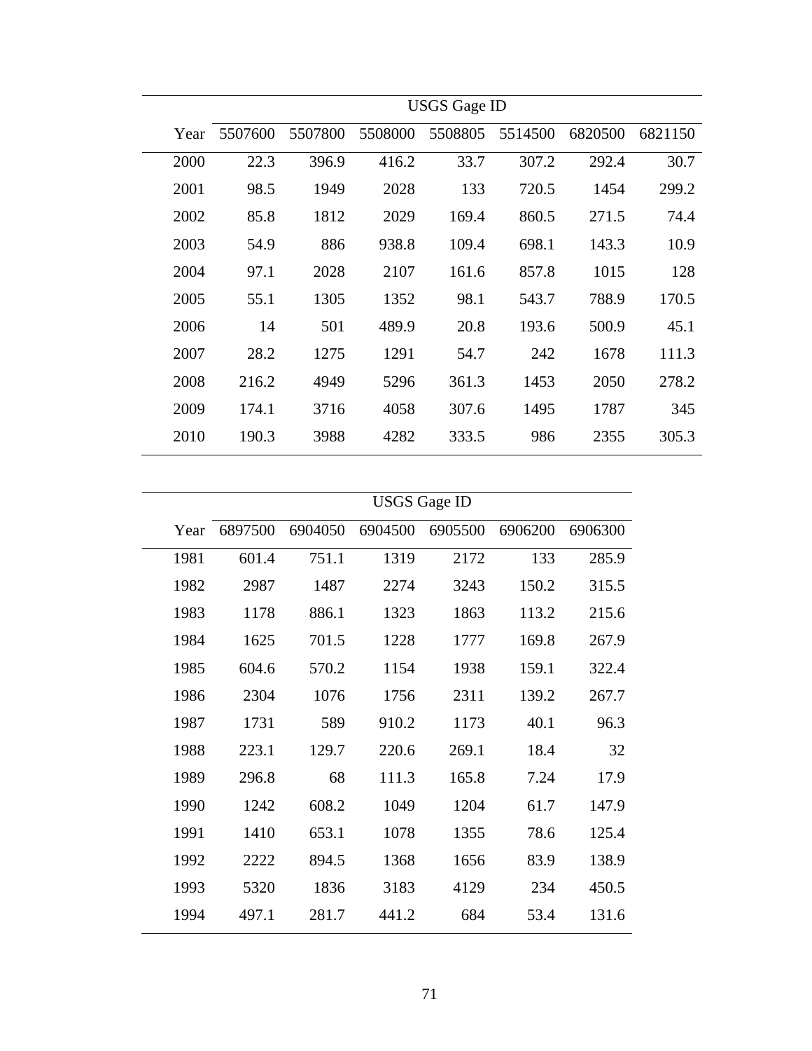| Year | USGS Gage ID | | | | | | |
|---|---|---|---|---|---|---|---|
| | 5507600 | 5507800 | 5508000 | 5508805 | 5514500 | 6820500 | 6821150 |
| 2000 | 22.3 | 396.9 | 416.2 | 33.7 | 307.2 | 292.4 | 30.7 |
| 2001 | 98.5 | 1949 | 2028 | 133 | 720.5 | 1454 | 299.2 |
| 2002 | 85.8 | 1812 | 2029 | 169.4 | 860.5 | 271.5 | 74.4 |
| 2003 | 54.9 | 886 | 938.8 | 109.4 | 698.1 | 143.3 | 10.9 |
| 2004 | 97.1 | 2028 | 2107 | 161.6 | 857.8 | 1015 | 128 |
| 2005 | 55.1 | 1305 | 1352 | 98.1 | 543.7 | 788.9 | 170.5 |
| 2006 | 14 | 501 | 489.9 | 20.8 | 193.6 | 500.9 | 45.1 |
| 2007 | 28.2 | 1275 | 1291 | 54.7 | 242 | 1678 | 111.3 |
| 2008 | 216.2 | 4949 | 5296 | 361.3 | 1453 | 2050 | 278.2 |
| 2009 | 174.1 | 3716 | 4058 | 307.6 | 1495 | 1787 | 345 |
| 2010 | 190.3 | 3988 | 4282 | 333.5 | 986 | 2355 | 305.3 |

| Year | USGS Gage ID | | | | | |
|---|---|---|---|---|---|---|
| | 6897500 | 6904050 | 6904500 | 6905500 | 6906200 | 6906300 |
| 1981 | 601.4 | 751.1 | 1319 | 2172 | 133 | 285.9 |
| 1982 | 2987 | 1487 | 2274 | 3243 | 150.2 | 315.5 |
| 1983 | 1178 | 886.1 | 1323 | 1863 | 113.2 | 215.6 |
| 1984 | 1625 | 701.5 | 1228 | 1777 | 169.8 | 267.9 |
| 1985 | 604.6 | 570.2 | 1154 | 1938 | 159.1 | 322.4 |
| 1986 | 2304 | 1076 | 1756 | 2311 | 139.2 | 267.7 |
| 1987 | 1731 | 589 | 910.2 | 1173 | 40.1 | 96.3 |
| 1988 | 223.1 | 129.7 | 220.6 | 269.1 | 18.4 | 32 |
| 1989 | 296.8 | 68 | 111.3 | 165.8 | 7.24 | 17.9 |
| 1990 | 1242 | 608.2 | 1049 | 1204 | 61.7 | 147.9 |
| 1991 | 1410 | 653.1 | 1078 | 1355 | 78.6 | 125.4 |
| 1992 | 2222 | 894.5 | 1368 | 1656 | 83.9 | 138.9 |
| 1993 | 5320 | 1836 | 3183 | 4129 | 234 | 450.5 |
| 1994 | 497.1 | 281.7 | 441.2 | 684 | 53.4 | 131.6 |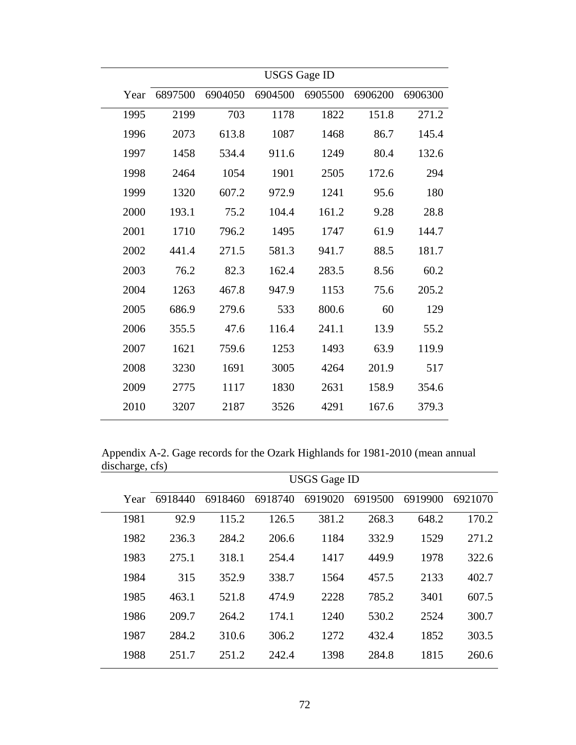| | USGS Gage ID | | | | | |
|---|---|---|---|---|---|---|
| Year | 6897500 | 6904050 | 6904500 | 6905500 | 6906200 | 6906300 |
| 1995 | 2199 | 703 | 1178 | 1822 | 151.8 | 271.2 |
| 1996 | 2073 | 613.8 | 1087 | 1468 | 86.7 | 145.4 |
| 1997 | 1458 | 534.4 | 911.6 | 1249 | 80.4 | 132.6 |
| 1998 | 2464 | 1054 | 1901 | 2505 | 172.6 | 294 |
| 1999 | 1320 | 607.2 | 972.9 | 1241 | 95.6 | 180 |
| 2000 | 193.1 | 75.2 | 104.4 | 161.2 | 9.28 | 28.8 |
| 2001 | 1710 | 796.2 | 1495 | 1747 | 61.9 | 144.7 |
| 2002 | 441.4 | 271.5 | 581.3 | 941.7 | 88.5 | 181.7 |
| 2003 | 76.2 | 82.3 | 162.4 | 283.5 | 8.56 | 60.2 |
| 2004 | 1263 | 467.8 | 947.9 | 1153 | 75.6 | 205.2 |
| 2005 | 686.9 | 279.6 | 533 | 800.6 | 60 | 129 |
| 2006 | 355.5 | 47.6 | 116.4 | 241.1 | 13.9 | 55.2 |
| 2007 | 1621 | 759.6 | 1253 | 1493 | 63.9 | 119.9 |
| 2008 | 3230 | 1691 | 3005 | 4264 | 201.9 | 517 |
| 2009 | 2775 | 1117 | 1830 | 2631 | 158.9 | 354.6 |
| 2010 | 3207 | 2187 | 3526 | 4291 | 167.6 | 379.3 |

Appendix A-2. Gage records for the Ozark Highlands for 1981-2010 (mean annual discharge, cfs)

| | USGS Gage ID | | | | | | |
|---|---|---|---|---|---|---|---|
| Year | 6918440 | 6918460 | 6918740 | 6919020 | 6919500 | 6919900 | 6921070 |
| 1981 | 92.9 | 115.2 | 126.5 | 381.2 | 268.3 | 648.2 | 170.2 |
| 1982 | 236.3 | 284.2 | 206.6 | 1184 | 332.9 | 1529 | 271.2 |
| 1983 | 275.1 | 318.1 | 254.4 | 1417 | 449.9 | 1978 | 322.6 |
| 1984 | 315 | 352.9 | 338.7 | 1564 | 457.5 | 2133 | 402.7 |
| 1985 | 463.1 | 521.8 | 474.9 | 2228 | 785.2 | 3401 | 607.5 |
| 1986 | 209.7 | 264.2 | 174.1 | 1240 | 530.2 | 2524 | 300.7 |
| 1987 | 284.2 | 310.6 | 306.2 | 1272 | 432.4 | 1852 | 303.5 |
| 1988 | 251.7 | 251.2 | 242.4 | 1398 | 284.8 | 1815 | 260.6 |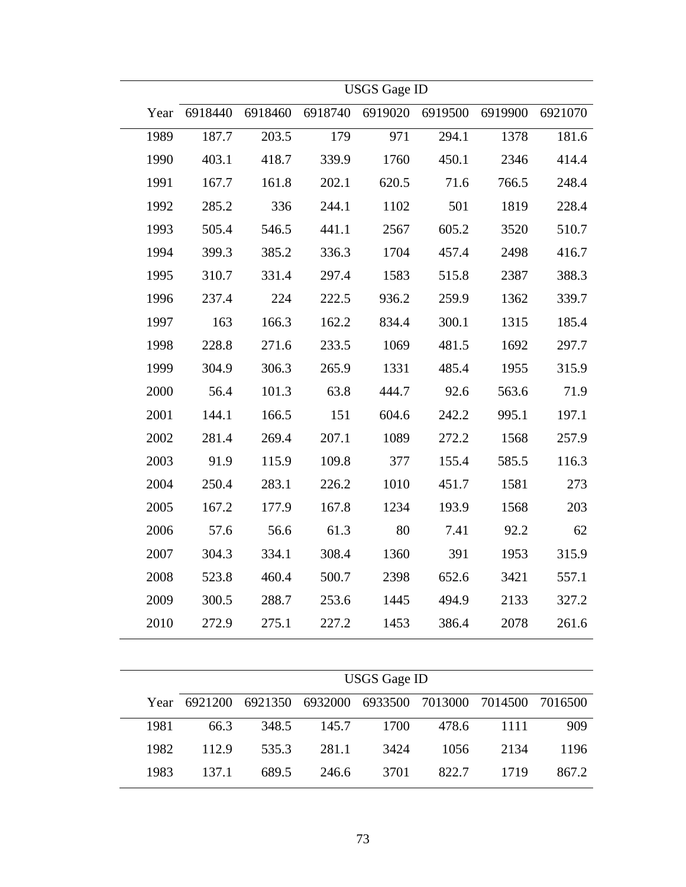| | USGS Gage ID | | | | | | |
|---|---|---|---|---|---|---|---|
| Year | 6918440 | 6918460 | 6918740 | 6919020 | 6919500 | 6919900 | 6921070 |
| 1989 | 187.7 | 203.5 | 179 | 971 | 294.1 | 1378 | 181.6 |
| 1990 | 403.1 | 418.7 | 339.9 | 1760 | 450.1 | 2346 | 414.4 |
| 1991 | 167.7 | 161.8 | 202.1 | 620.5 | 71.6 | 766.5 | 248.4 |
| 1992 | 285.2 | 336 | 244.1 | 1102 | 501 | 1819 | 228.4 |
| 1993 | 505.4 | 546.5 | 441.1 | 2567 | 605.2 | 3520 | 510.7 |
| 1994 | 399.3 | 385.2 | 336.3 | 1704 | 457.4 | 2498 | 416.7 |
| 1995 | 310.7 | 331.4 | 297.4 | 1583 | 515.8 | 2387 | 388.3 |
| 1996 | 237.4 | 224 | 222.5 | 936.2 | 259.9 | 1362 | 339.7 |
| 1997 | 163 | 166.3 | 162.2 | 834.4 | 300.1 | 1315 | 185.4 |
| 1998 | 228.8 | 271.6 | 233.5 | 1069 | 481.5 | 1692 | 297.7 |
| 1999 | 304.9 | 306.3 | 265.9 | 1331 | 485.4 | 1955 | 315.9 |
| 2000 | 56.4 | 101.3 | 63.8 | 444.7 | 92.6 | 563.6 | 71.9 |
| 2001 | 144.1 | 166.5 | 151 | 604.6 | 242.2 | 995.1 | 197.1 |
| 2002 | 281.4 | 269.4 | 207.1 | 1089 | 272.2 | 1568 | 257.9 |
| 2003 | 91.9 | 115.9 | 109.8 | 377 | 155.4 | 585.5 | 116.3 |
| 2004 | 250.4 | 283.1 | 226.2 | 1010 | 451.7 | 1581 | 273 |
| 2005 | 167.2 | 177.9 | 167.8 | 1234 | 193.9 | 1568 | 203 |
| 2006 | 57.6 | 56.6 | 61.3 | 80 | 7.41 | 92.2 | 62 |
| 2007 | 304.3 | 334.1 | 308.4 | 1360 | 391 | 1953 | 315.9 |
| 2008 | 523.8 | 460.4 | 500.7 | 2398 | 652.6 | 3421 | 557.1 |
| 2009 | 300.5 | 288.7 | 253.6 | 1445 | 494.9 | 2133 | 327.2 |
| 2010 | 272.9 | 275.1 | 227.2 | 1453 | 386.4 | 2078 | 261.6 |

| | USGS Gage ID | | | | | | |
|---|---|---|---|---|---|---|---|
| Year | 6921200 | 6921350 | 6932000 | 6933500 | 7013000 | 7014500 | 7016500 |
| 1981 | 66.3 | 348.5 | 145.7 | 1700 | 478.6 | 1111 | 909 |
| 1982 | 112.9 | 535.3 | 281.1 | 3424 | 1056 | 2134 | 1196 |
| 1983 | 137.1 | 689.5 | 246.6 | 3701 | 822.7 | 1719 | 867.2 |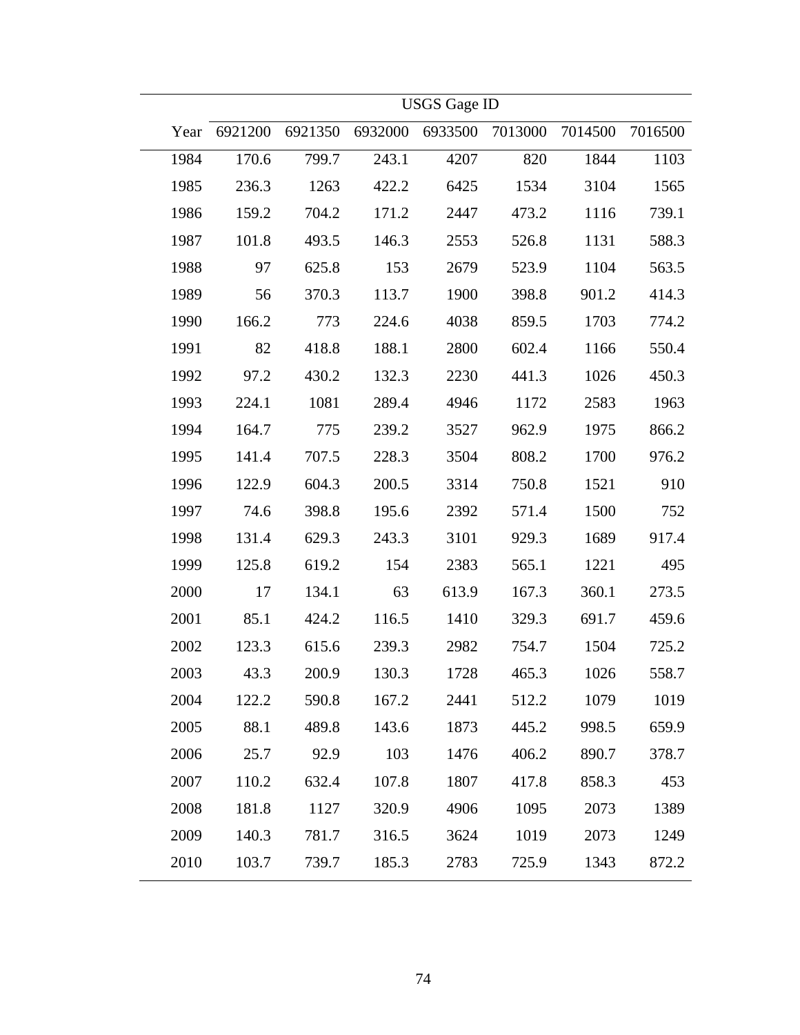| Year | USGS Gage ID | | | | | | |
|---|---|---|---|---|---|---|---|
| | 6921200 | 6921350 | 6932000 | 6933500 | 7013000 | 7014500 | 7016500 |
| 1984 | 170.6 | 799.7 | 243.1 | 4207 | 820 | 1844 | 1103 |
| 1985 | 236.3 | 1263 | 422.2 | 6425 | 1534 | 3104 | 1565 |
| 1986 | 159.2 | 704.2 | 171.2 | 2447 | 473.2 | 1116 | 739.1 |
| 1987 | 101.8 | 493.5 | 146.3 | 2553 | 526.8 | 1131 | 588.3 |
| 1988 | 97 | 625.8 | 153 | 2679 | 523.9 | 1104 | 563.5 |
| 1989 | 56 | 370.3 | 113.7 | 1900 | 398.8 | 901.2 | 414.3 |
| 1990 | 166.2 | 773 | 224.6 | 4038 | 859.5 | 1703 | 774.2 |
| 1991 | 82 | 418.8 | 188.1 | 2800 | 602.4 | 1166 | 550.4 |
| 1992 | 97.2 | 430.2 | 132.3 | 2230 | 441.3 | 1026 | 450.3 |
| 1993 | 224.1 | 1081 | 289.4 | 4946 | 1172 | 2583 | 1963 |
| 1994 | 164.7 | 775 | 239.2 | 3527 | 962.9 | 1975 | 866.2 |
| 1995 | 141.4 | 707.5 | 228.3 | 3504 | 808.2 | 1700 | 976.2 |
| 1996 | 122.9 | 604.3 | 200.5 | 3314 | 750.8 | 1521 | 910 |
| 1997 | 74.6 | 398.8 | 195.6 | 2392 | 571.4 | 1500 | 752 |
| 1998 | 131.4 | 629.3 | 243.3 | 3101 | 929.3 | 1689 | 917.4 |
| 1999 | 125.8 | 619.2 | 154 | 2383 | 565.1 | 1221 | 495 |
| 2000 | 17 | 134.1 | 63 | 613.9 | 167.3 | 360.1 | 273.5 |
| 2001 | 85.1 | 424.2 | 116.5 | 1410 | 329.3 | 691.7 | 459.6 |
| 2002 | 123.3 | 615.6 | 239.3 | 2982 | 754.7 | 1504 | 725.2 |
| 2003 | 43.3 | 200.9 | 130.3 | 1728 | 465.3 | 1026 | 558.7 |
| 2004 | 122.2 | 590.8 | 167.2 | 2441 | 512.2 | 1079 | 1019 |
| 2005 | 88.1 | 489.8 | 143.6 | 1873 | 445.2 | 998.5 | 659.9 |
| 2006 | 25.7 | 92.9 | 103 | 1476 | 406.2 | 890.7 | 378.7 |
| 2007 | 110.2 | 632.4 | 107.8 | 1807 | 417.8 | 858.3 | 453 |
| 2008 | 181.8 | 1127 | 320.9 | 4906 | 1095 | 2073 | 1389 |
| 2009 | 140.3 | 781.7 | 316.5 | 3624 | 1019 | 2073 | 1249 |
| 2010 | 103.7 | 739.7 | 185.3 | 2783 | 725.9 | 1343 | 872.2 |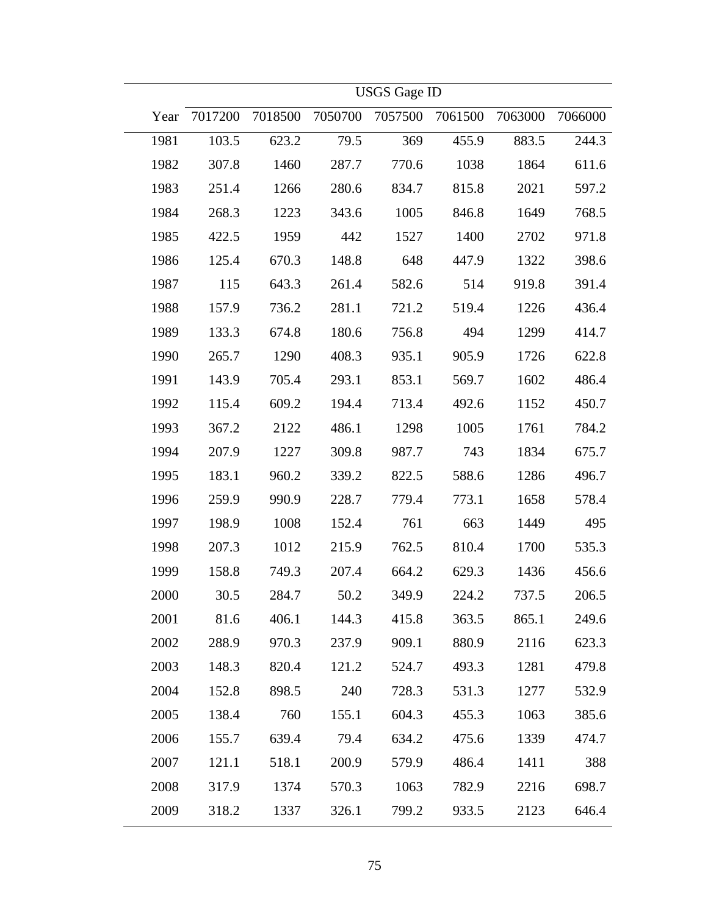| | USGS Gage ID | | | | | | |
|---|---|---|---|---|---|---|---|
| Year | 7017200 | 7018500 | 7050700 | 7057500 | 7061500 | 7063000 | 7066000 |
| 1981 | 103.5 | 623.2 | 79.5 | 369 | 455.9 | 883.5 | 244.3 |
| 1982 | 307.8 | 1460 | 287.7 | 770.6 | 1038 | 1864 | 611.6 |
| 1983 | 251.4 | 1266 | 280.6 | 834.7 | 815.8 | 2021 | 597.2 |
| 1984 | 268.3 | 1223 | 343.6 | 1005 | 846.8 | 1649 | 768.5 |
| 1985 | 422.5 | 1959 | 442 | 1527 | 1400 | 2702 | 971.8 |
| 1986 | 125.4 | 670.3 | 148.8 | 648 | 447.9 | 1322 | 398.6 |
| 1987 | 115 | 643.3 | 261.4 | 582.6 | 514 | 919.8 | 391.4 |
| 1988 | 157.9 | 736.2 | 281.1 | 721.2 | 519.4 | 1226 | 436.4 |
| 1989 | 133.3 | 674.8 | 180.6 | 756.8 | 494 | 1299 | 414.7 |
| 1990 | 265.7 | 1290 | 408.3 | 935.1 | 905.9 | 1726 | 622.8 |
| 1991 | 143.9 | 705.4 | 293.1 | 853.1 | 569.7 | 1602 | 486.4 |
| 1992 | 115.4 | 609.2 | 194.4 | 713.4 | 492.6 | 1152 | 450.7 |
| 1993 | 367.2 | 2122 | 486.1 | 1298 | 1005 | 1761 | 784.2 |
| 1994 | 207.9 | 1227 | 309.8 | 987.7 | 743 | 1834 | 675.7 |
| 1995 | 183.1 | 960.2 | 339.2 | 822.5 | 588.6 | 1286 | 496.7 |
| 1996 | 259.9 | 990.9 | 228.7 | 779.4 | 773.1 | 1658 | 578.4 |
| 1997 | 198.9 | 1008 | 152.4 | 761 | 663 | 1449 | 495 |
| 1998 | 207.3 | 1012 | 215.9 | 762.5 | 810.4 | 1700 | 535.3 |
| 1999 | 158.8 | 749.3 | 207.4 | 664.2 | 629.3 | 1436 | 456.6 |
| 2000 | 30.5 | 284.7 | 50.2 | 349.9 | 224.2 | 737.5 | 206.5 |
| 2001 | 81.6 | 406.1 | 144.3 | 415.8 | 363.5 | 865.1 | 249.6 |
| 2002 | 288.9 | 970.3 | 237.9 | 909.1 | 880.9 | 2116 | 623.3 |
| 2003 | 148.3 | 820.4 | 121.2 | 524.7 | 493.3 | 1281 | 479.8 |
| 2004 | 152.8 | 898.5 | 240 | 728.3 | 531.3 | 1277 | 532.9 |
| 2005 | 138.4 | 760 | 155.1 | 604.3 | 455.3 | 1063 | 385.6 |
| 2006 | 155.7 | 639.4 | 79.4 | 634.2 | 475.6 | 1339 | 474.7 |
| 2007 | 121.1 | 518.1 | 200.9 | 579.9 | 486.4 | 1411 | 388 |
| 2008 | 317.9 | 1374 | 570.3 | 1063 | 782.9 | 2216 | 698.7 |
| 2009 | 318.2 | 1337 | 326.1 | 799.2 | 933.5 | 2123 | 646.4 |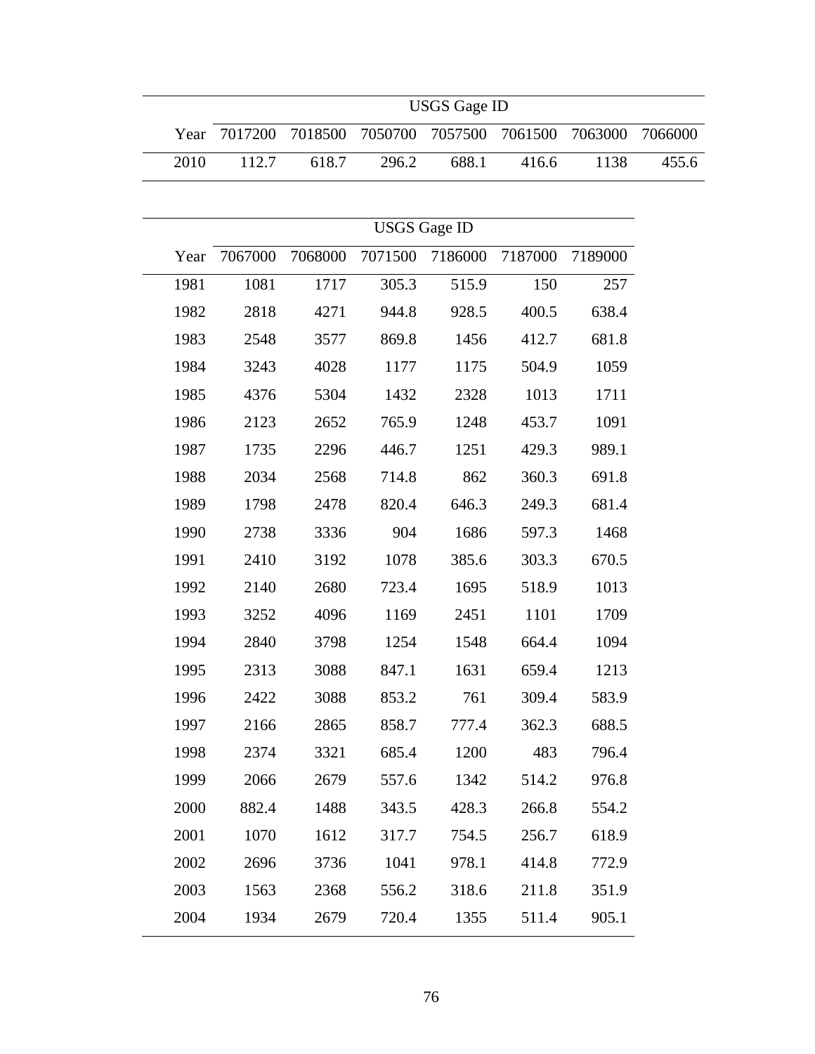| | USGS Gage ID | | | | | | |
|---|---|---|---|---|---|---|---|
| Year | 7017200 | 7018500 | 7050700 | 7057500 | 7061500 | 7063000 | 7066000 |
| 2010 | 112.7 | 618.7 | 296.2 | 688.1 | 416.6 | 1138 | 455.6 |

| | USGS Gage ID | | | | | |
|---|---|---|---|---|---|---|
| Year | 7067000 | 7068000 | 7071500 | 7186000 | 7187000 | 7189000 |
| 1981 | 1081 | 1717 | 305.3 | 515.9 | 150 | 257 |
| 1982 | 2818 | 4271 | 944.8 | 928.5 | 400.5 | 638.4 |
| 1983 | 2548 | 3577 | 869.8 | 1456 | 412.7 | 681.8 |
| 1984 | 3243 | 4028 | 1177 | 1175 | 504.9 | 1059 |
| 1985 | 4376 | 5304 | 1432 | 2328 | 1013 | 1711 |
| 1986 | 2123 | 2652 | 765.9 | 1248 | 453.7 | 1091 |
| 1987 | 1735 | 2296 | 446.7 | 1251 | 429.3 | 989.1 |
| 1988 | 2034 | 2568 | 714.8 | 862 | 360.3 | 691.8 |
| 1989 | 1798 | 2478 | 820.4 | 646.3 | 249.3 | 681.4 |
| 1990 | 2738 | 3336 | 904 | 1686 | 597.3 | 1468 |
| 1991 | 2410 | 3192 | 1078 | 385.6 | 303.3 | 670.5 |
| 1992 | 2140 | 2680 | 723.4 | 1695 | 518.9 | 1013 |
| 1993 | 3252 | 4096 | 1169 | 2451 | 1101 | 1709 |
| 1994 | 2840 | 3798 | 1254 | 1548 | 664.4 | 1094 |
| 1995 | 2313 | 3088 | 847.1 | 1631 | 659.4 | 1213 |
| 1996 | 2422 | 3088 | 853.2 | 761 | 309.4 | 583.9 |
| 1997 | 2166 | 2865 | 858.7 | 777.4 | 362.3 | 688.5 |
| 1998 | 2374 | 3321 | 685.4 | 1200 | 483 | 796.4 |
| 1999 | 2066 | 2679 | 557.6 | 1342 | 514.2 | 976.8 |
| 2000 | 882.4 | 1488 | 343.5 | 428.3 | 266.8 | 554.2 |
| 2001 | 1070 | 1612 | 317.7 | 754.5 | 256.7 | 618.9 |
| 2002 | 2696 | 3736 | 1041 | 978.1 | 414.8 | 772.9 |
| 2003 | 1563 | 2368 | 556.2 | 318.6 | 211.8 | 351.9 |
| 2004 | 1934 | 2679 | 720.4 | 1355 | 511.4 | 905.1 |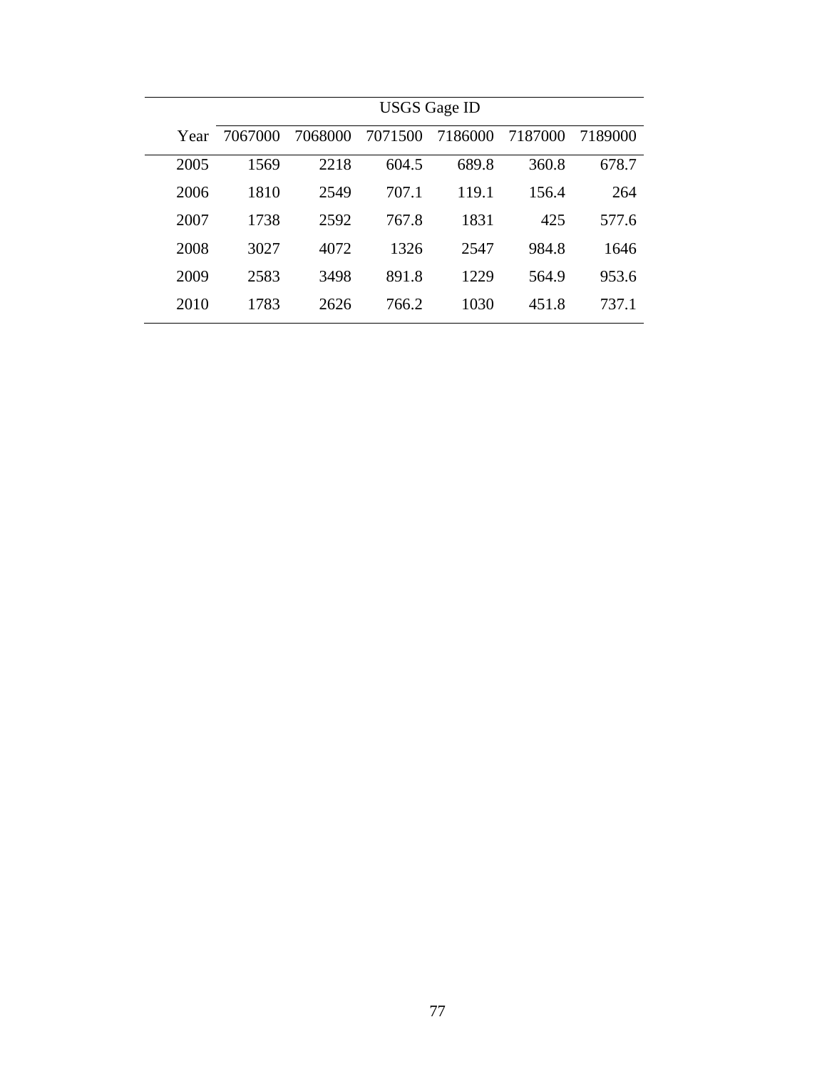| | USGS Gage ID | | | | | |
|---|---|---|---|---|---|---|
| Year | 7067000 | 7068000 | 7071500 | 7186000 | 7187000 | 7189000 |
| 2005 | 1569 | 2218 | 604.5 | 689.8 | 360.8 | 678.7 |
| 2006 | 1810 | 2549 | 707.1 | 119.1 | 156.4 | 264 |
| 2007 | 1738 | 2592 | 767.8 | 1831 | 425 | 577.6 |
| 2008 | 3027 | 4072 | 1326 | 2547 | 984.8 | 1646 |
| 2009 | 2583 | 3498 | 891.8 | 1229 | 564.9 | 953.6 |
| 2010 | 1783 | 2626 | 766.2 | 1030 | 451.8 | 737.1 |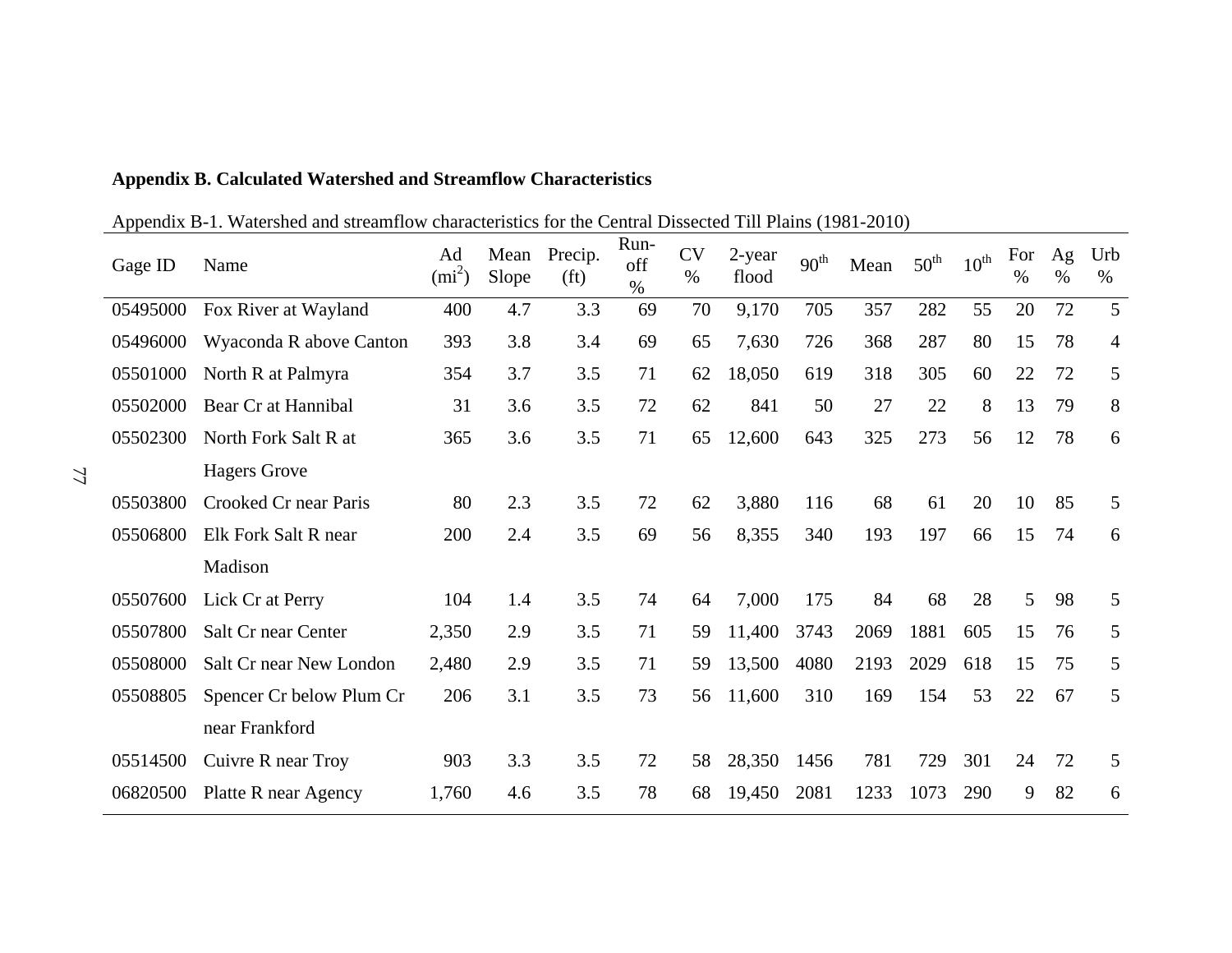**Appendix B. Calculated Watershed and Streamflow Characteristics**

Appendix B-1. Watershed and streamflow characteristics for the Central Dissected Till Plains (1981-2010)

| Gage ID | Name | Ad ($mi^2$) | Mean Slope | Precip. (ft) | Run-off % | CV % | 2-year flood | $90^{th}$ | Mean | $50^{th}$ | $10^{th}$ | For % | Ag % | Urb % |
|---|---|---|---|---|---|---|---|---|---|---|---|---|---|---|
| 05495000 | Fox River at Wayland | 400 | 4.7 | 3.3 | 69 | 70 | 9,170 | 705 | 357 | 282 | 55 | 20 | 72 | 5 |
| 05496000 | Wyaconda R above Canton | 393 | 3.8 | 3.4 | 69 | 65 | 7,630 | 726 | 368 | 287 | 80 | 15 | 78 | 4 |
| 05501000 | North R at Palmyra | 354 | 3.7 | 3.5 | 71 | 62 | 18,050 | 619 | 318 | 305 | 60 | 22 | 72 | 5 |
| 05502000 | Bear Cr at Hannibal | 31 | 3.6 | 3.5 | 72 | 62 | 841 | 50 | 27 | 22 | 8 | 13 | 79 | 8 |
| 05502300 | North Fork Salt R at Hagers Grove | 365 | 3.6 | 3.5 | 71 | 65 | 12,600 | 643 | 325 | 273 | 56 | 12 | 78 | 6 |
| 05503800 | Crooked Cr near Paris | 80 | 2.3 | 3.5 | 72 | 62 | 3,880 | 116 | 68 | 61 | 20 | 10 | 85 | 5 |
| 05506800 | Elk Fork Salt R near Madison | 200 | 2.4 | 3.5 | 69 | 56 | 8,355 | 340 | 193 | 197 | 66 | 15 | 74 | 6 |
| 05507600 | Lick Cr at Perry | 104 | 1.4 | 3.5 | 74 | 64 | 7,000 | 175 | 84 | 68 | 28 | 5 | 98 | 5 |
| 05507800 | Salt Cr near Center | 2,350 | 2.9 | 3.5 | 71 | 59 | 11,400 | 3743 | 2069 | 1881 | 605 | 15 | 76 | 5 |
| 05508000 | Salt Cr near New London | 2,480 | 2.9 | 3.5 | 71 | 59 | 13,500 | 4080 | 2193 | 2029 | 618 | 15 | 75 | 5 |
| 05508805 | Spencer Cr below Plum Cr near Frankford | 206 | 3.1 | 3.5 | 73 | 56 | 11,600 | 310 | 169 | 154 | 53 | 22 | 67 | 5 |
| 05514500 | Cuivre R near Troy | 903 | 3.3 | 3.5 | 72 | 58 | 28,350 | 1456 | 781 | 729 | 301 | 24 | 72 | 5 |
| 06820500 | Platte R near Agency | 1,760 | 4.6 | 3.5 | 78 | 68 | 19,450 | 2081 | 1233 | 1073 | 290 | 9 | 82 | 6 |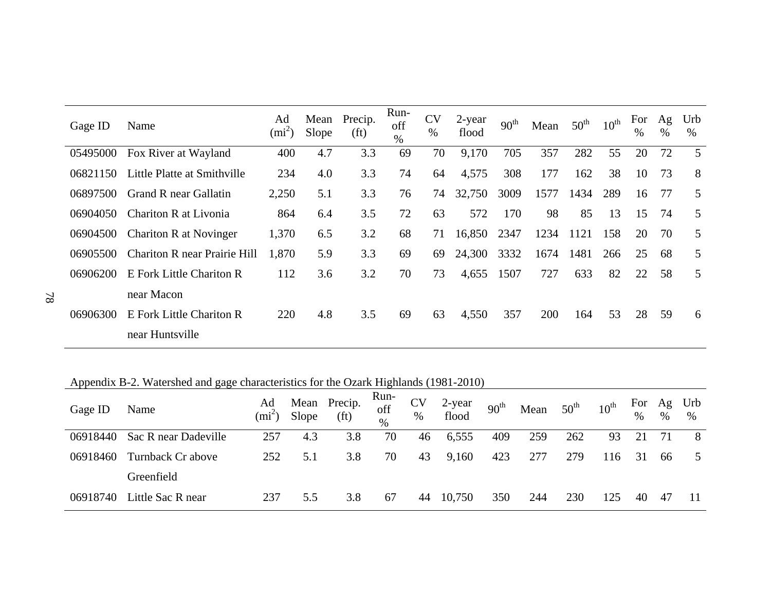| Gage ID | Name | Ad (mi$^2$) | Mean Slope | Precip. (ft) | Run-off % | CV % | 2-year flood | 90th | Mean | 50th | 10th | For % | Ag % | Urb % |
|---|---|---|---|---|---|---|---|---|---|---|---|---|---|---|
| 05495000 | Fox River at Wayland | 400 | 4.7 | 3.3 | 69 | 70 | 9,170 | 705 | 357 | 282 | 55 | 20 | 72 | 5 |
| 06821150 | Little Platte at Smithville | 234 | 4.0 | 3.3 | 74 | 64 | 4,575 | 308 | 177 | 162 | 38 | 10 | 73 | 8 |
| 06897500 | Grand R near Gallatin | 2,250 | 5.1 | 3.3 | 76 | 74 | 32,750 | 3009 | 1577 | 1434 | 289 | 16 | 77 | 5 |
| 06904050 | Chariton R at Livonia | 864 | 6.4 | 3.5 | 72 | 63 | 572 | 170 | 98 | 85 | 13 | 15 | 74 | 5 |
| 06904500 | Chariton R at Novinger | 1,370 | 6.5 | 3.2 | 68 | 71 | 16,850 | 2347 | 1234 | 1121 | 158 | 20 | 70 | 5 |
| 06905500 | Chariton R near Prairie Hill | 1,870 | 5.9 | 3.3 | 69 | 69 | 24,300 | 3332 | 1674 | 1481 | 266 | 25 | 68 | 5 |
| 06906200 | E Fork Little Chariton R near Macon | 112 | 3.6 | 3.2 | 70 | 73 | 4,655 | 1507 | 727 | 633 | 82 | 22 | 58 | 5 |
| 06906300 | E Fork Little Chariton R near Huntsville | 220 | 4.8 | 3.5 | 69 | 63 | 4,550 | 357 | 200 | 164 | 53 | 28 | 59 | 6 |

Appendix B-2. Watershed and gage characteristics for the Ozark Highlands (1981-2010)

| Gage ID | Name | Ad (mi$^2$) | Mean Slope | Precip. (ft) | Run-off % | CV % | 2-year flood | 90th | Mean | 50th | 10th | For % | Ag % | Urb % |
|---|---|---|---|---|---|---|---|---|---|---|---|---|---|---|
| 06918440 | Sac R near Dadeville | 257 | 4.3 | 3.8 | 70 | 46 | 6,555 | 409 | 259 | 262 | 93 | 21 | 71 | 8 |
| 06918460 | Turnback Cr above Greenfield | 252 | 5.1 | 3.8 | 70 | 43 | 9,160 | 423 | 277 | 279 | 116 | 31 | 66 | 5 |
| 06918740 | Little Sac R near | 237 | 5.5 | 3.8 | 67 | 44 | 10,750 | 350 | 244 | 230 | 125 | 40 | 47 | 11 |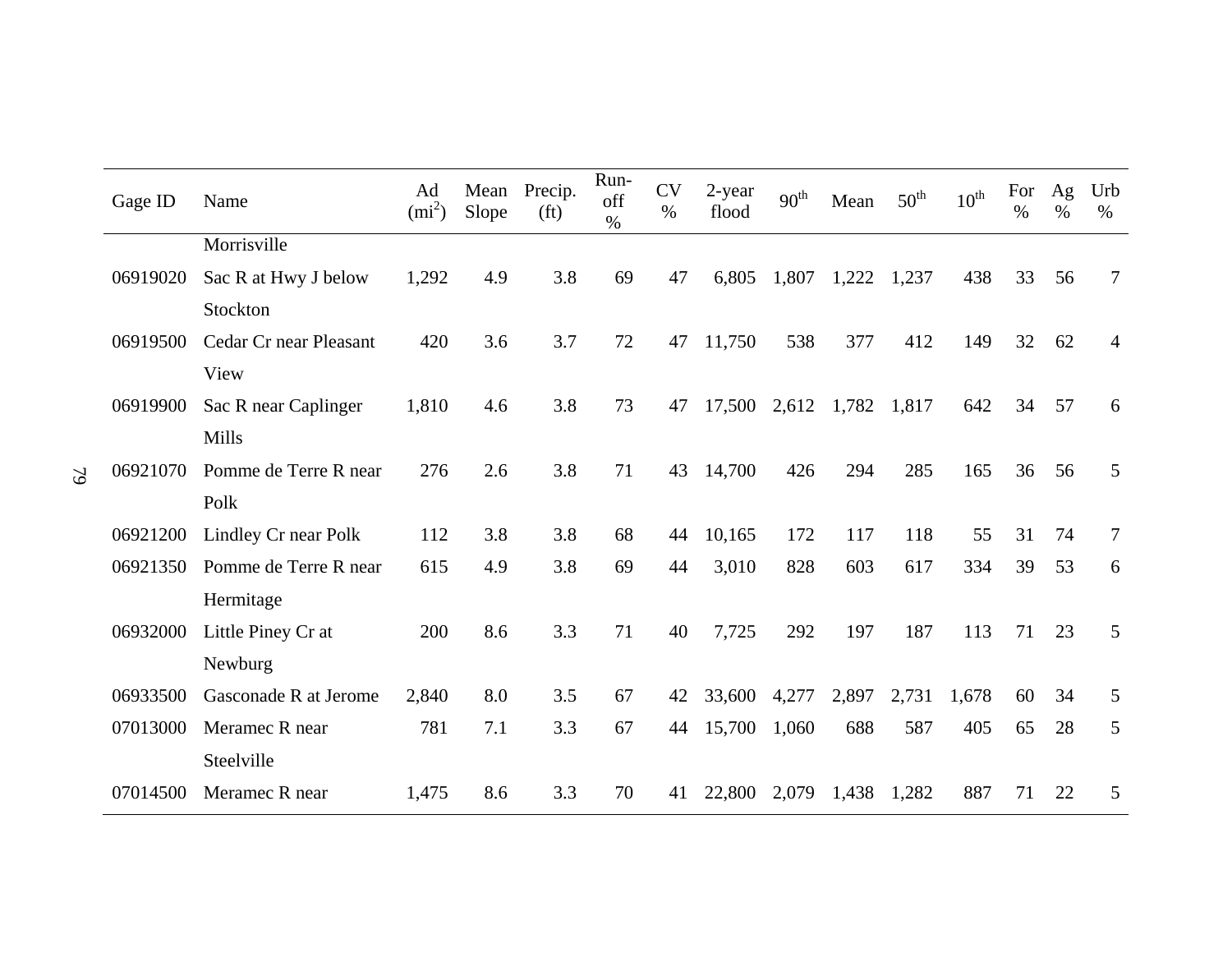| Gage ID | Name | Ad (mi$^2$) | Mean Slope | Precip. (ft) | Run-off % | CV % | 2-year flood | 90$^{th}$ | Mean | 50$^{th}$ | 10$^{th}$ | For % | Ag % | Urb % |
|---|---|---|---|---|---|---|---|---|---|---|---|---|---|---|
| | Morrisville | | | | | | | | | | | | | |
| 06919020 | Sac R at Hwy J below Stockton | 1,292 | 4.9 | 3.8 | 69 | 47 | 6,805 | 1,807 | 1,222 | 1,237 | 438 | 33 | 56 | 7 |
| 06919500 | Cedar Cr near Pleasant View | 420 | 3.6 | 3.7 | 72 | 47 | 11,750 | 538 | 377 | 412 | 149 | 32 | 62 | 4 |
| 06919900 | Sac R near Caplinger Mills | 1,810 | 4.6 | 3.8 | 73 | 47 | 17,500 | 2,612 | 1,782 | 1,817 | 642 | 34 | 57 | 6 |
| 06921070 | Pomme de Terre R near Polk | 276 | 2.6 | 3.8 | 71 | 43 | 14,700 | 426 | 294 | 285 | 165 | 36 | 56 | 5 |
| 06921200 | Lindley Cr near Polk | 112 | 3.8 | 3.8 | 68 | 44 | 10,165 | 172 | 117 | 118 | 55 | 31 | 74 | 7 |
| 06921350 | Pomme de Terre R near Hermitage | 615 | 4.9 | 3.8 | 69 | 44 | 3,010 | 828 | 603 | 617 | 334 | 39 | 53 | 6 |
| 06932000 | Little Piney Cr at Newburg | 200 | 8.6 | 3.3 | 71 | 40 | 7,725 | 292 | 197 | 187 | 113 | 71 | 23 | 5 |
| 06933500 | Gasconade R at Jerome | 2,840 | 8.0 | 3.5 | 67 | 42 | 33,600 | 4,277 | 2,897 | 2,731 | 1,678 | 60 | 34 | 5 |
| 07013000 | Meramec R near Steelville | 781 | 7.1 | 3.3 | 67 | 44 | 15,700 | 1,060 | 688 | 587 | 405 | 65 | 28 | 5 |
| 07014500 | Meramec R near | 1,475 | 8.6 | 3.3 | 70 | 41 | 22,800 | 2,079 | 1,438 | 1,282 | 887 | 71 | 22 | 5 |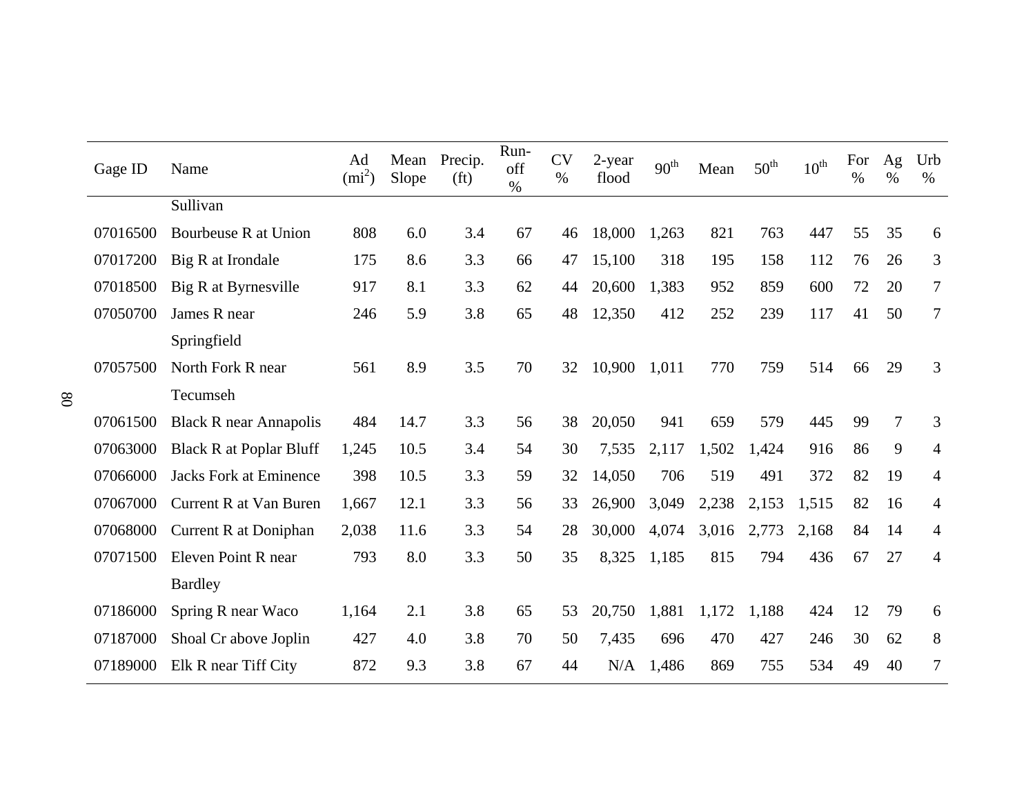| Gage ID | Name | Ad ($mi^2$) | Mean Slope | Precip. (ft) | Run-off % | CV % | 2-year flood | 90th | Mean | 50th | 10th | For % | Ag % | Urb % |
|---|---|---|---|---|---|---|---|---|---|---|---|---|---|---|
| | Sullivan | | | | | | | | | | | | | |
| 07016500 | Bourbeuse R at Union | 808 | 6.0 | 3.4 | 67 | 46 | 18,000 | 1,263 | 821 | 763 | 447 | 55 | 35 | 6 |
| 07017200 | Big R at Irondale | 175 | 8.6 | 3.3 | 66 | 47 | 15,100 | 318 | 195 | 158 | 112 | 76 | 26 | 3 |
| 07018500 | Big R at Byrnesville | 917 | 8.1 | 3.3 | 62 | 44 | 20,600 | 1,383 | 952 | 859 | 600 | 72 | 20 | 7 |
| 07050700 | James R near Springfield | 246 | 5.9 | 3.8 | 65 | 48 | 12,350 | 412 | 252 | 239 | 117 | 41 | 50 | 7 |
| 07057500 | North Fork R near Tecumseh | 561 | 8.9 | 3.5 | 70 | 32 | 10,900 | 1,011 | 770 | 759 | 514 | 66 | 29 | 3 |
| 07061500 | Black R near Annapolis | 484 | 14.7 | 3.3 | 56 | 38 | 20,050 | 941 | 659 | 579 | 445 | 99 | 7 | 3 |
| 07063000 | Black R at Poplar Bluff | 1,245 | 10.5 | 3.4 | 54 | 30 | 7,535 | 2,117 | 1,502 | 1,424 | 916 | 86 | 9 | 4 |
| 07066000 | Jacks Fork at Eminence | 398 | 10.5 | 3.3 | 59 | 32 | 14,050 | 706 | 519 | 491 | 372 | 82 | 19 | 4 |
| 07067000 | Current R at Van Buren | 1,667 | 12.1 | 3.3 | 56 | 33 | 26,900 | 3,049 | 2,238 | 2,153 | 1,515 | 82 | 16 | 4 |
| 07068000 | Current R at Doniphan | 2,038 | 11.6 | 3.3 | 54 | 28 | 30,000 | 4,074 | 3,016 | 2,773 | 2,168 | 84 | 14 | 4 |
| 07071500 | Eleven Point R near Bardley | 793 | 8.0 | 3.3 | 50 | 35 | 8,325 | 1,185 | 815 | 794 | 436 | 67 | 27 | 4 |
| 07186000 | Spring R near Waco | 1,164 | 2.1 | 3.8 | 65 | 53 | 20,750 | 1,881 | 1,172 | 1,188 | 424 | 12 | 79 | 6 |
| 07187000 | Shoal Cr above Joplin | 427 | 4.0 | 3.8 | 70 | 50 | 7,435 | 696 | 470 | 427 | 246 | 30 | 62 | 8 |
| 07189000 | Elk R near Tiff City | 872 | 9.3 | 3.8 | 67 | 44 | N/A | 1,486 | 869 | 755 | 534 | 49 | 40 | 7 |